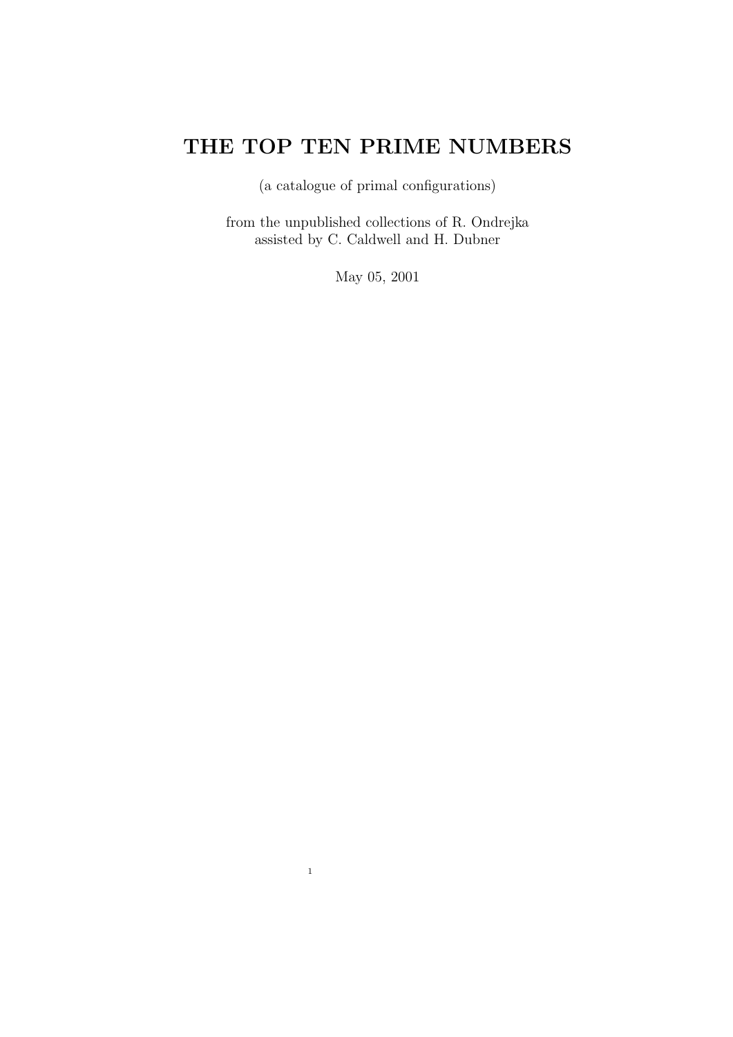# THE TOP TEN PRIME NUMBERS

(a catalogue of primal configurations)

from the unpublished collections of R. Ondrejka
assisted by C. Caldwell and H. Dubner

May 05, 2001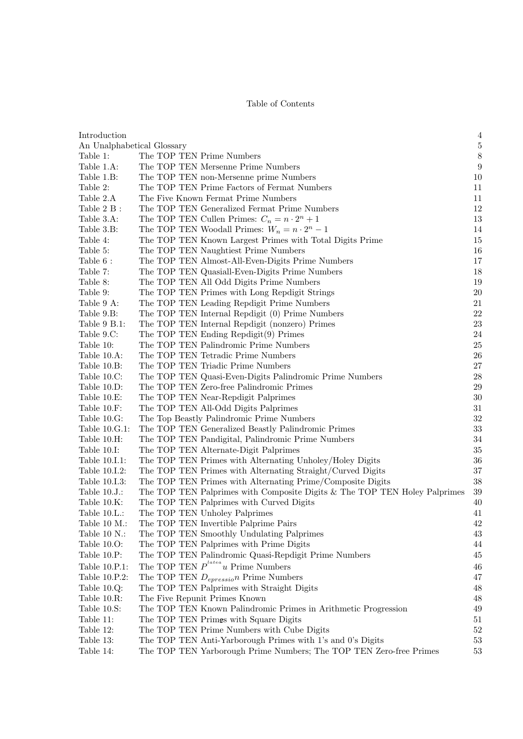# Table of Contents

| | | |
|---|---|---|
| Introduction | | 4 |
| An Unalphabetical Glossary | | 5 |
| Table 1: | The TOP TEN Prime Numbers | 8 |
| Table 1.A: | The TOP TEN Mersenne Prime Numbers | 9 |
| Table 1.B: | The TOP TEN non-Mersenne prime Numbers | 10 |
| Table 2: | The TOP TEN Prime Factors of Fermat Numbers | 11 |
| Table 2.A | The Five Known Fermat Prime Numbers | 11 |
| Table 2 B : | The TOP TEN Generalized Fermat Prime Numbers | 12 |
| Table 3.A: | The TOP TEN Cullen Primes: $C_n = n \cdot 2^n + 1$ | 13 |
| Table 3.B: | The TOP TEN Woodall Primes: $W_n = n \cdot 2^n - 1$ | 14 |
| Table 4: | The TOP TEN Known Largest Primes with Total Digits Prime | 15 |
| Table 5: | The TOP TEN Naughtiest Prime Numbers | 16 |
| Table 6 : | The TOP TEN Almost-All-Even-Digits Prime Numbers | 17 |
| Table 7: | The TOP TEN Quasiall-Even-Digits Prime Numbers | 18 |
| Table 8: | The TOP TEN All Odd Digits Prime Numbers | 19 |
| Table 9: | The TOP TEN Primes with Long Repdigit Strings | 20 |
| Table 9 A: | The TOP TEN Leading Repdigit Prime Numbers | 21 |
| Table 9.B: | The TOP TEN Internal Repdigit (0) Prime Numbers | 22 |
| Table 9 B.1: | The TOP TEN Internal Repdigit (nonzero) Primes | 23 |
| Table 9.C: | The TOP TEN Ending Repdigit(9) Primes | 24 |
| Table 10: | The TOP TEN Palindromic Prime Numbers | 25 |
| Table 10.A: | The TOP TEN Tetradic Prime Numbers | 26 |
| Table 10.B: | The TOP TEN Triadic Prime Numbers | 27 |
| Table 10.C: | The TOP TEN Quasi-Even-Digits Palindromic Prime Numbers | 28 |
| Table 10.D: | The TOP TEN Zero-free Palindromic Primes | 29 |
| Table 10.E: | The TOP TEN Near-Repdigit Palprimes | 30 |
| Table 10.F: | The TOP TEN All-Odd Digits Palprimes | 31 |
| Table 10.G: | The Top Beastly Palindromic Prime Numbers | 32 |
| Table 10.G.1: | The TOP TEN Generalized Beastly Palindromic Primes | 33 |
| Table 10.H: | The TOP TEN Pandigital, Palindromic Prime Numbers | 34 |
| Table 10.I: | The TOP TEN Alternate-Digit Palprimes | 35 |
| Table 10.I.1: | The TOP TEN Primes with Alternating Unholey/Holey Digits | 36 |
| Table 10.I.2: | The TOP TEN Primes with Alternating Straight/Curved Digits | 37 |
| Table 10.I.3: | The TOP TEN Primes with Alternating Prime/Composite Digits | 38 |
| Table 10.J.: | The TOP TEN Palprimes with Composite Digits & The TOP TEN Holey Palprimes | 39 |
| Table 10.K: | The TOP TEN Palprimes with Curved Digits | 40 |
| Table 10.L.: | The TOP TEN Unholey Palprimes | 41 |
| Table 10 M.: | The TOP TEN Invertible Palprime Pairs | 42 |
| Table 10 N.: | The TOP TEN Smoothly Undulating Palprimes | 43 |
| Table 10.O: | The TOP TEN Palprimes with Prime Digits | 44 |
| Table 10.P: | The TOP TEN Palindromic Quasi-Repdigit Prime Numbers | 45 |
| Table 10.P.1: | The TOP TEN $P^{latea}u$ Prime Numbers | 46 |
| Table 10.P.2: | The TOP TEN $D_{epressio}n$ Prime Numbers | 47 |
| Table 10.Q: | The TOP TEN Palprimes with Straight Digits | 48 |
| Table 10.R: | The Five Repunit Primes Known | 48 |
| Table 10.S: | The TOP TEN Known Palindromic Primes in Arithmetic Progression | 49 |
| Table 11: | The TOP TEN Primes with Square Digits | 51 |
| Table 12: | The TOP TEN Prime Numbers with Cube Digits | 52 |
| Table 13: | The TOP TEN Anti-Yarborough Primes with 1's and 0's Digits | 53 |
| Table 14: | The TOP TEN Yarborough Prime Numbers; The TOP TEN Zero-free Primes | 53 |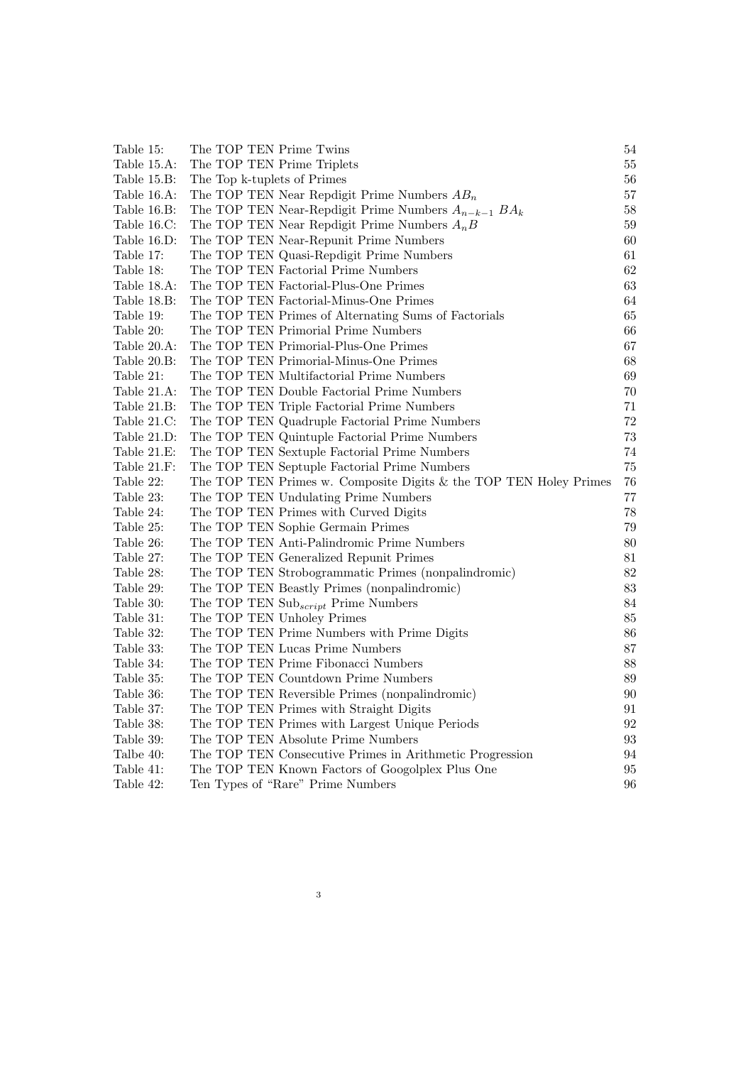| | | |
|---|---|---|
| Table 15: | The TOP TEN Prime Twins | 54 |
| Table 15.A: | The TOP TEN Prime Triplets | 55 |
| Table 15.B: | The Top k-tuplets of Primes | 56 |
| Table 16.A: | The TOP TEN Near Repdigit Prime Numbers $AB_n$ | 57 |
| Table 16.B: | The TOP TEN Near-Repdigit Prime Numbers $A_{n-k-1}\ BA_k$ | 58 |
| Table 16.C: | The TOP TEN Near Repdigit Prime Numbers $A_nB$ | 59 |
| Table 16.D: | The TOP TEN Near-Repunit Prime Numbers | 60 |
| Table 17: | The TOP TEN Quasi-Repdigit Prime Numbers | 61 |
| Table 18: | The TOP TEN Factorial Prime Numbers | 62 |
| Table 18.A: | The TOP TEN Factorial-Plus-One Primes | 63 |
| Table 18.B: | The TOP TEN Factorial-Minus-One Primes | 64 |
| Table 19: | The TOP TEN Primes of Alternating Sums of Factorials | 65 |
| Table 20: | The TOP TEN Primorial Prime Numbers | 66 |
| Table 20.A: | The TOP TEN Primorial-Plus-One Primes | 67 |
| Table 20.B: | The TOP TEN Primorial-Minus-One Primes | 68 |
| Table 21: | The TOP TEN Multifactorial Prime Numbers | 69 |
| Table 21.A: | The TOP TEN Double Factorial Prime Numbers | 70 |
| Table 21.B: | The TOP TEN Triple Factorial Prime Numbers | 71 |
| Table 21.C: | The TOP TEN Quadruple Factorial Prime Numbers | 72 |
| Table 21.D: | The TOP TEN Quintuple Factorial Prime Numbers | 73 |
| Table 21.E: | The TOP TEN Sextuple Factorial Prime Numbers | 74 |
| Table 21.F: | The TOP TEN Septuple Factorial Prime Numbers | 75 |
| Table 22: | The TOP TEN Primes w. Composite Digits & the TOP TEN Holey Primes | 76 |
| Table 23: | The TOP TEN Undulating Prime Numbers | 77 |
| Table 24: | The TOP TEN Primes with Curved Digits | 78 |
| Table 25: | The TOP TEN Sophie Germain Primes | 79 |
| Table 26: | The TOP TEN Anti-Palindromic Prime Numbers | 80 |
| Table 27: | The TOP TEN Generalized Repunit Primes | 81 |
| Table 28: | The TOP TEN Strobogrammatic Primes (nonpalindromic) | 82 |
| Table 29: | The TOP TEN Beastly Primes (nonpalindromic) | 83 |
| Table 30: | The TOP TEN $\text{Sub}_{script}$ Prime Numbers | 84 |
| Table 31: | The TOP TEN Unholey Primes | 85 |
| Table 32: | The TOP TEN Prime Numbers with Prime Digits | 86 |
| Table 33: | The TOP TEN Lucas Prime Numbers | 87 |
| Table 34: | The TOP TEN Prime Fibonacci Numbers | 88 |
| Table 35: | The TOP TEN Countdown Prime Numbers | 89 |
| Table 36: | The TOP TEN Reversible Primes (nonpalindromic) | 90 |
| Table 37: | The TOP TEN Primes with Straight Digits | 91 |
| Table 38: | The TOP TEN Primes with Largest Unique Periods | 92 |
| Table 39: | The TOP TEN Absolute Prime Numbers | 93 |
| Talbe 40: | The TOP TEN Consecutive Primes in Arithmetic Progression | 94 |
| Table 41: | The TOP TEN Known Factors of Googolplex Plus One | 95 |
| Table 42: | Ten Types of "Rare" Prime Numbers | 96 |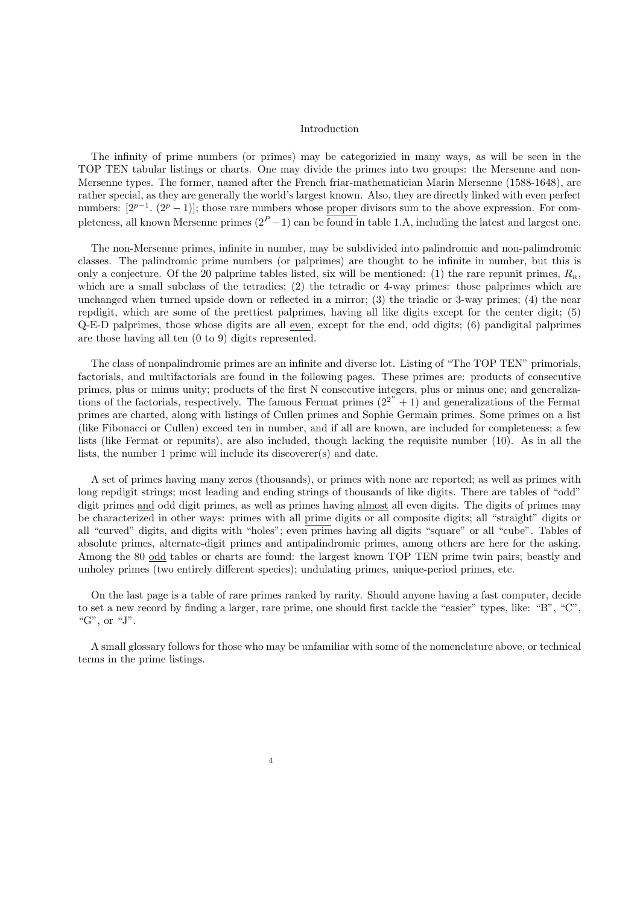# Introduction

The infinity of prime numbers (or primes) may be categorizied in many ways, as will be seen in the TOP TEN tabular listings or charts. One may divide the primes into two groups: the Mersenne and non-Mersenne types. The former, named after the French friar-mathematician Marin Mersenne (1588-1648), are rather special, as they are generally the world's largest known. Also, they are directly linked with even perfect numbers: $[2^{p-1}. (2^p - 1)]$; those rare numbers whose <u>proper</u> divisors sum to the above expression. For completeness, all known Mersenne primes $(2^P - 1)$ can be found in table 1.A, including the latest and largest one.

The non-Mersenne primes, infinite in number, may be subdivided into palindromic and non-palimdromic classes. The palindromic prime numbers (or palprimes) are thought to be infinite in number, but this is only a conjecture. Of the 20 palprime tables listed, six will be mentioned: (1) the rare repunit primes, $R_n$, which are a small subclass of the tetradics; (2) the tetradic or 4-way primes: those palprimes which are unchanged when turned upside down or reflected in a mirror; (3) the triadic or 3-way primes; (4) the near repdigit, which are some of the prettiest palprimes, having all like digits except for the center digit; (5) Q-E-D palprimes, those whose digits are all <u>even</u>, except for the end, odd digits; (6) pandigital palprimes are those having all ten (0 to 9) digits represented.

The class of nonpalindromic primes are an infinite and diverse lot. Listing of "The TOP TEN" primorials, factorials, and multifactorials are found in the following pages. These primes are: products of consecutive primes, plus or minus unity; products of the first N consecutive integers, plus or minus one; and generalizations of the factorials, respectively. The famous Fermat primes $(2^{2^n} + 1)$ and generalizations of the Fermat primes are charted, along with listings of Cullen primes and Sophie Germain primes. Some primes on a list (like Fibonacci or Cullen) exceed ten in number, and if all are known, are included for completeness; a few lists (like Fermat or repunits), are also included, though lacking the requisite number (10). As in all the lists, the number 1 prime will include its discoverer(s) and date.

A set of primes having many zeros (thousands), or primes with none are reported; as well as primes with long repdigit strings; most leading and ending strings of thousands of like digits. There are tables of "odd" digit primes <u>and</u> odd digit primes, as well as primes having <u>almost</u> all even digits. The digits of primes may be characterized in other ways: primes with all <u>prime</u> digits or all composite digits; all "straight" digits or all "curved" digits, and digits with "holes"; even primes having all digits "square" or all "cube". Tables of absolute primes, alternate-digit primes and antipalindromic primes, among others are here for the asking. Among the 80 <u>odd</u> tables or charts are found: the largest known TOP TEN prime twin pairs; beastly and unholey primes (two entirely different species); undulating primes, unique-period primes, etc.

On the last page is a table of rare primes ranked by rarity. Should anyone having a fast computer, decide to set a new record by finding a larger, rare prime, one should first tackle the "easier" types, like: "B", "C", "G", or "J".

A small glossary follows for those who may be unfamiliar with some of the nomenclature above, or technical terms in the prime listings.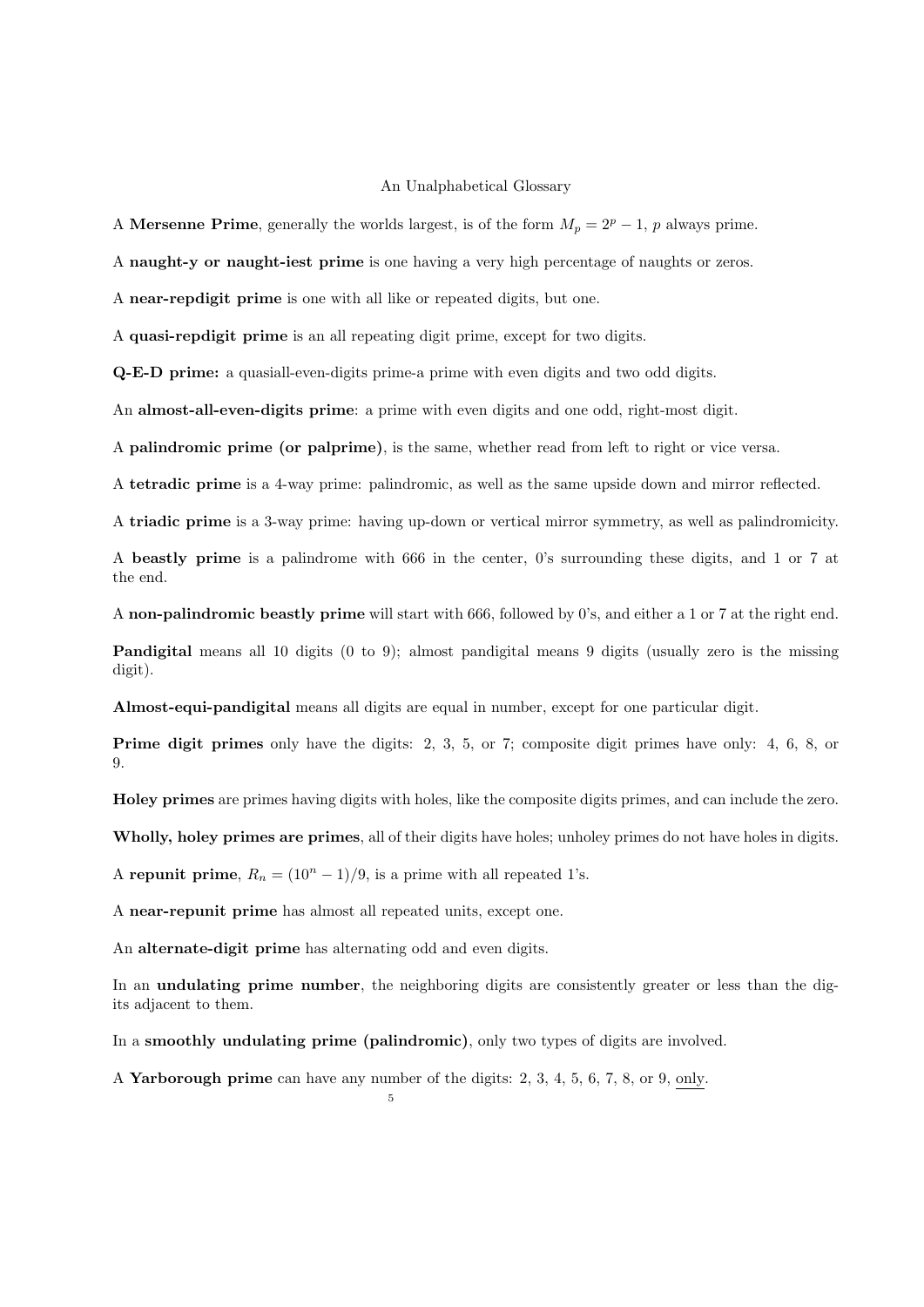An Unalphabetical Glossary

A **Mersenne Prime**, generally the worlds largest, is of the form $M_p = 2^p - 1$, $p$ always prime.

A **naught-y or naught-iest prime** is one having a very high percentage of naughts or zeros.

A **near-repdigit prime** is one with all like or repeated digits, but one.

A **quasi-repdigit prime** is an all repeating digit prime, except for two digits.

**Q-E-D prime:** a quasiall-even-digits prime-a prime with even digits and two odd digits.

An **almost-all-even-digits prime**: a prime with even digits and one odd, right-most digit.

A **palindromic prime (or palprime)**, is the same, whether read from left to right or vice versa.

A **tetradic prime** is a 4-way prime: palindromic, as well as the same upside down and mirror reflected.

A **triadic prime** is a 3-way prime: having up-down or vertical mirror symmetry, as well as palindromicity.

A **beastly prime** is a palindrome with 666 in the center, 0's surrounding these digits, and 1 or 7 at the end.

A **non-palindromic beastly prime** will start with 666, followed by 0's, and either a 1 or 7 at the right end.

**Pandigital** means all 10 digits (0 to 9); almost pandigital means 9 digits (usually zero is the missing digit).

**Almost-equi-pandigital** means all digits are equal in number, except for one particular digit.

**Prime digit primes** only have the digits: 2, 3, 5, or 7; composite digit primes have only: 4, 6, 8, or 9.

**Holey primes** are primes having digits with holes, like the composite digits primes, and can include the zero.

**Wholly, holey primes are primes**, all of their digits have holes; unholey primes do not have holes in digits.

A **repunit prime**, $R_n = (10^n - 1)/9$, is a prime with all repeated 1's.

A **near-repunit prime** has almost all repeated units, except one.

An **alternate-digit prime** has alternating odd and even digits.

In an **undulating prime number**, the neighboring digits are consistently greater or less than the digits adjacent to them.

In a **smoothly undulating prime (palindromic)**, only two types of digits are involved.

A **Yarborough prime** can have any number of the digits: 2, 3, 4, 5, 6, 7, 8, or 9, only.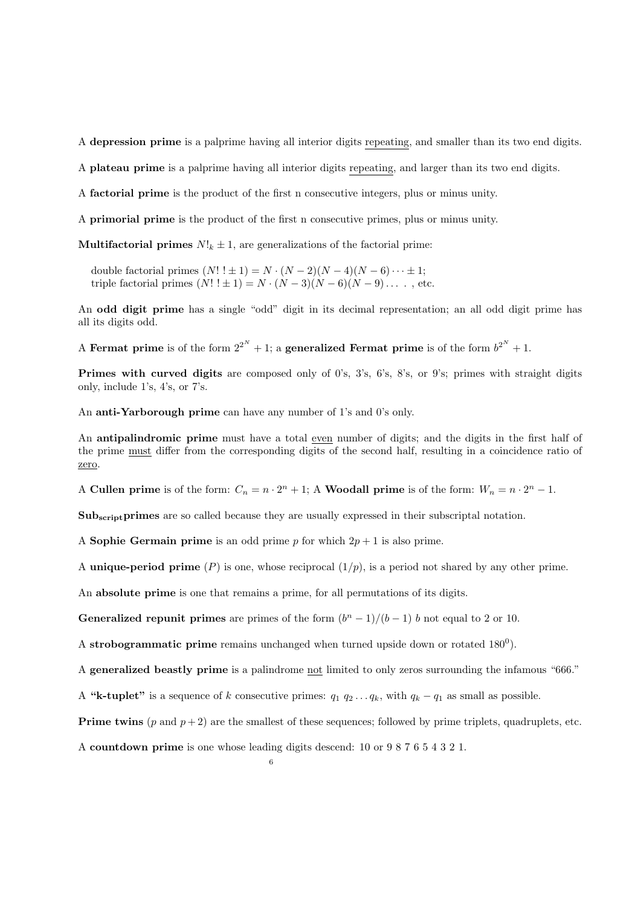A **depression prime** is a palprime having all interior digits <u>repeating</u>, and smaller than its two end digits.

A **plateau prime** is a palprime having all interior digits <u>repeating</u>, and larger than its two end digits.

A **factorial prime** is the product of the first n consecutive integers, plus or minus unity.

A **primorial prime** is the product of the first n consecutive primes, plus or minus unity.

**Multifactorial primes** $N!_k \pm 1$, are generalizations of the factorial prime:

double factorial primes $(N!\,! \pm 1) = N \cdot (N-2)(N-4)(N-6) \cdots \pm 1$;
triple factorial primes $(N!\,! \pm 1) = N \cdot (N-3)(N-6)(N-9) \ldots$ , etc.

An **odd digit prime** has a single "odd" digit in its decimal representation; an all odd digit prime has all its digits odd.

A **Fermat prime** is of the form $2^{2^N} + 1$; a **generalized Fermat prime** is of the form $b^{2^N} + 1$.

**Primes with curved digits** are composed only of 0's, 3's, 6's, 8's, or 9's; primes with straight digits only, include 1's, 4's, or 7's.

An **anti-Yarborough prime** can have any number of 1's and 0's only.

An **antipalindromic prime** must have a total <u>even</u> number of digits; and the digits in the first half of the prime <u>must</u> differ from the corresponding digits of the second half, resulting in a coincidence ratio of <u>zero</u>.

A **Cullen prime** is of the form: $C_n = n \cdot 2^n + 1$; A **Woodall prime** is of the form: $W_n = n \cdot 2^n - 1$.

**Sub<sub>script</sub>primes** are so called because they are usually expressed in their subscriptal notation.

A **Sophie Germain prime** is an odd prime $p$ for which $2p + 1$ is also prime.

A **unique-period prime** $(P)$ is one, whose reciprocal $(1/p)$, is a period not shared by any other prime.

An **absolute prime** is one that remains a prime, for all permutations of its digits.

**Generalized repunit primes** are primes of the form $(b^n - 1)/(b - 1)$ $b$ not equal to 2 or 10.

A **strobogrammatic prime** remains unchanged when turned upside down or rotated $180^0$).

A **generalized beastly prime** is a palindrome <u>not</u> limited to only zeros surrounding the infamous "666."

A **"k-tuplet"** is a sequence of $k$ consecutive primes: $q_1\ q_2 \ldots q_k$, with $q_k - q_1$ as small as possible.

**Prime twins** ($p$ and $p+2$) are the smallest of these sequences; followed by prime triplets, quadruplets, etc.

A **countdown prime** is one whose leading digits descend: 10 or 9 8 7 6 5 4 3 2 1.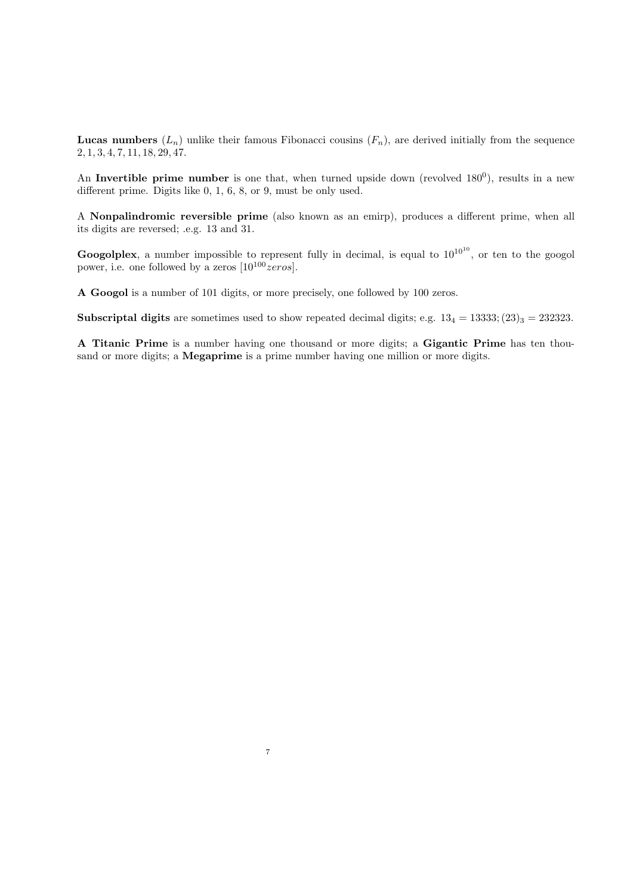**Lucas numbers** ($L_n$) unlike their famous Fibonacci cousins ($F_n$), are derived initially from the sequence $2, 1, 3, 4, 7, 11, 18, 29, 47$.

An **Invertible prime number** is one that, when turned upside down (revolved $180^0$), results in a new different prime. Digits like 0, 1, 6, 8, or 9, must be only used.

A **Nonpalindromic reversible prime** (also known as an emirp), produces a different prime, when all its digits are reversed; .e.g. 13 and 31.

**Googolplex**, a number impossible to represent fully in decimal, is equal to $10^{10^{10}}$, or ten to the googol power, i.e. one followed by a zeros [$10^{100} zeros$].

**A Googol** is a number of 101 digits, or more precisely, one followed by 100 zeros.

**Subscriptal digits** are sometimes used to show repeated decimal digits; e.g. $13_4 = 13333; (23)_3 = 232323$.

**A Titanic Prime** is a number having one thousand or more digits; a **Gigantic Prime** has ten thousand or more digits; a **Megaprime** is a prime number having one million or more digits.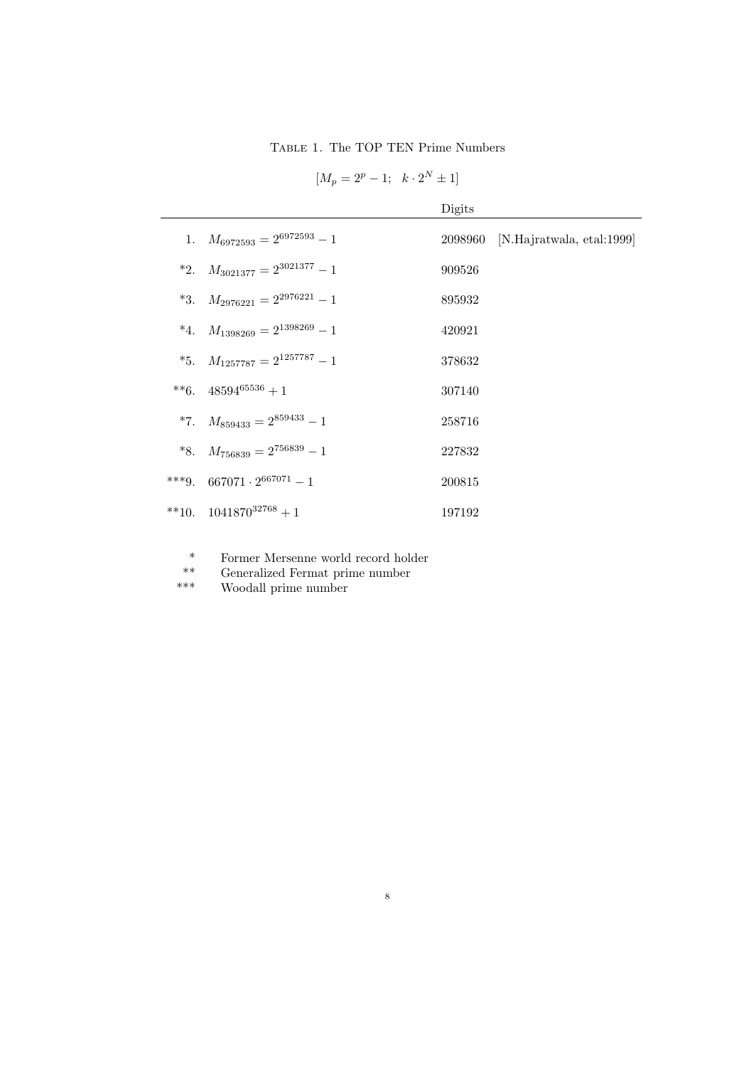TABLE 1. The TOP TEN Prime Numbers

$$[M_p = 2^p - 1; \quad k \cdot 2^N \pm 1]$$

| | | Digits | |
|---|---|---|---|
| 1. | $M_{6972593} = 2^{6972593} - 1$ | 2098960 | [N.Hajratwala, etal:1999] |
| *2. | $M_{3021377} = 2^{3021377} - 1$ | 909526 | |
| *3. | $M_{2976221} = 2^{2976221} - 1$ | 895932 | |
| *4. | $M_{1398269} = 2^{1398269} - 1$ | 420921 | |
| *5. | $M_{1257787} = 2^{1257787} - 1$ | 378632 | |
| **6. | $48594^{65536} + 1$ | 307140 | |
| *7. | $M_{859433} = 2^{859433} - 1$ | 258716 | |
| *8. | $M_{756839} = 2^{756839} - 1$ | 227832 | |
| ***9. | $667071 \cdot 2^{667071} - 1$ | 200815 | |
| **10. | $1041870^{32768} + 1$ | 197192 | |

| | |
|---|---|
| * | Former Mersenne world record holder |
| ** | Generalized Fermat prime number |
| *** | Woodall prime number |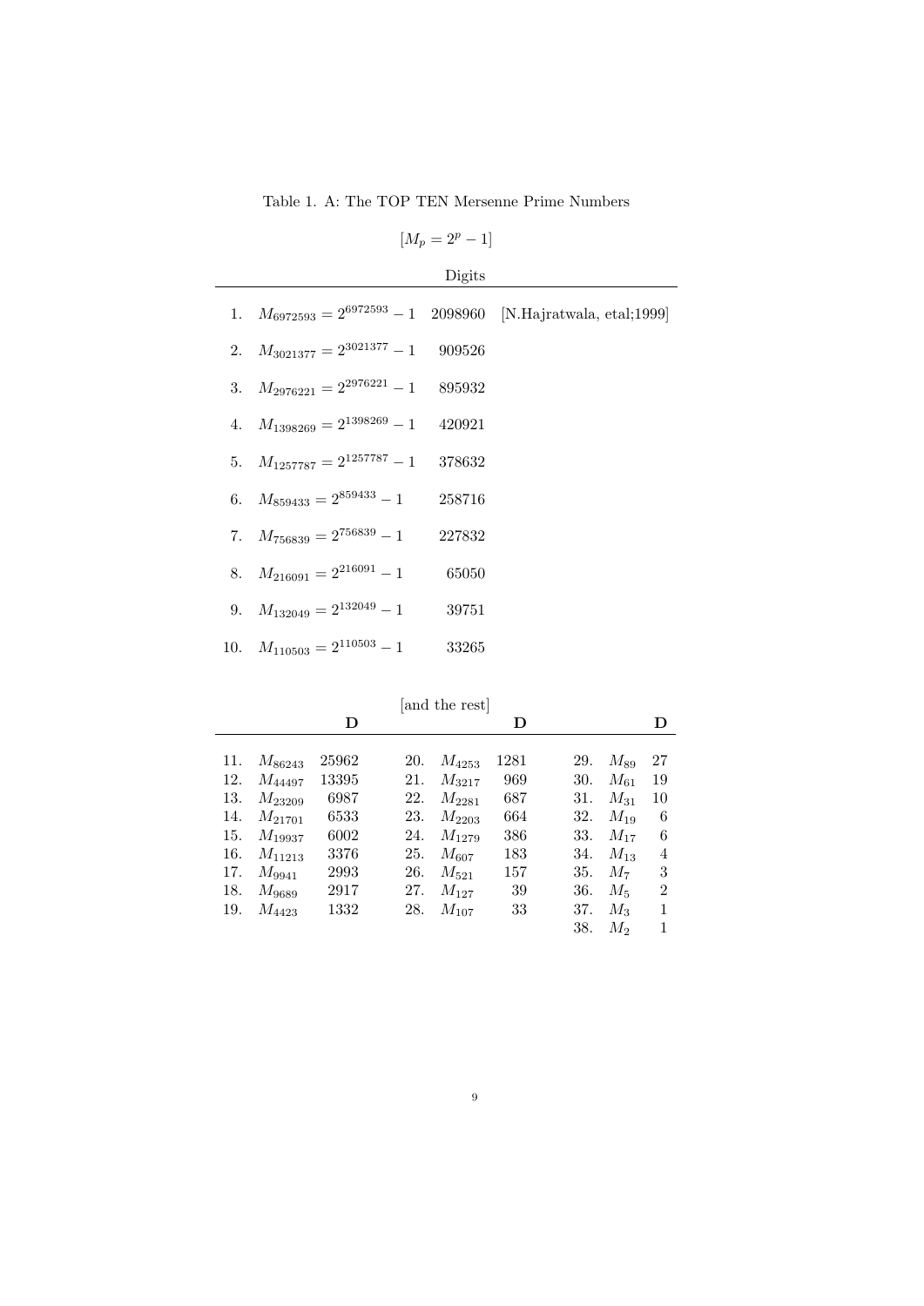Table 1. A: The TOP TEN Mersenne Prime Numbers

$$[M_p = 2^p - 1]$$

| | | Digits | |
|---|---|---|---|
| 1. | $M_{6972593} = 2^{6972593} - 1$ | 2098960 | [N.Hajratwala, etal;1999] |
| 2. | $M_{3021377} = 2^{3021377} - 1$ | 909526 | |
| 3. | $M_{2976221} = 2^{2976221} - 1$ | 895932 | |
| 4. | $M_{1398269} = 2^{1398269} - 1$ | 420921 | |
| 5. | $M_{1257787} = 2^{1257787} - 1$ | 378632 | |
| 6. | $M_{859433} = 2^{859433} - 1$ | 258716 | |
| 7. | $M_{756839} = 2^{756839} - 1$ | 227832 | |
| 8. | $M_{216091} = 2^{216091} - 1$ | 65050 | |
| 9. | $M_{132049} = 2^{132049} - 1$ | 39751 | |
| 10. | $M_{110503} = 2^{110503} - 1$ | 33265 | |

[and the rest]

| | | **D** | | | **D** | | | **D** |
|---|---|---|---|---|---|---|---|---|
| 11. | $M_{86243}$ | 25962 | 20. | $M_{4253}$ | 1281 | 29. | $M_{89}$ | 27 |
| 12. | $M_{44497}$ | 13395 | 21. | $M_{3217}$ | 969 | 30. | $M_{61}$ | 19 |
| 13. | $M_{23209}$ | 6987 | 22. | $M_{2281}$ | 687 | 31. | $M_{31}$ | 10 |
| 14. | $M_{21701}$ | 6533 | 23. | $M_{2203}$ | 664 | 32. | $M_{19}$ | 6 |
| 15. | $M_{19937}$ | 6002 | 24. | $M_{1279}$ | 386 | 33. | $M_{17}$ | 6 |
| 16. | $M_{11213}$ | 3376 | 25. | $M_{607}$ | 183 | 34. | $M_{13}$ | 4 |
| 17. | $M_{9941}$ | 2993 | 26. | $M_{521}$ | 157 | 35. | $M_{7}$ | 3 |
| 18. | $M_{9689}$ | 2917 | 27. | $M_{127}$ | 39 | 36. | $M_{5}$ | 2 |
| 19. | $M_{4423}$ | 1332 | 28. | $M_{107}$ | 33 | 37. | $M_{3}$ | 1 |
| | | | | | | 38. | $M_{2}$ | 1 |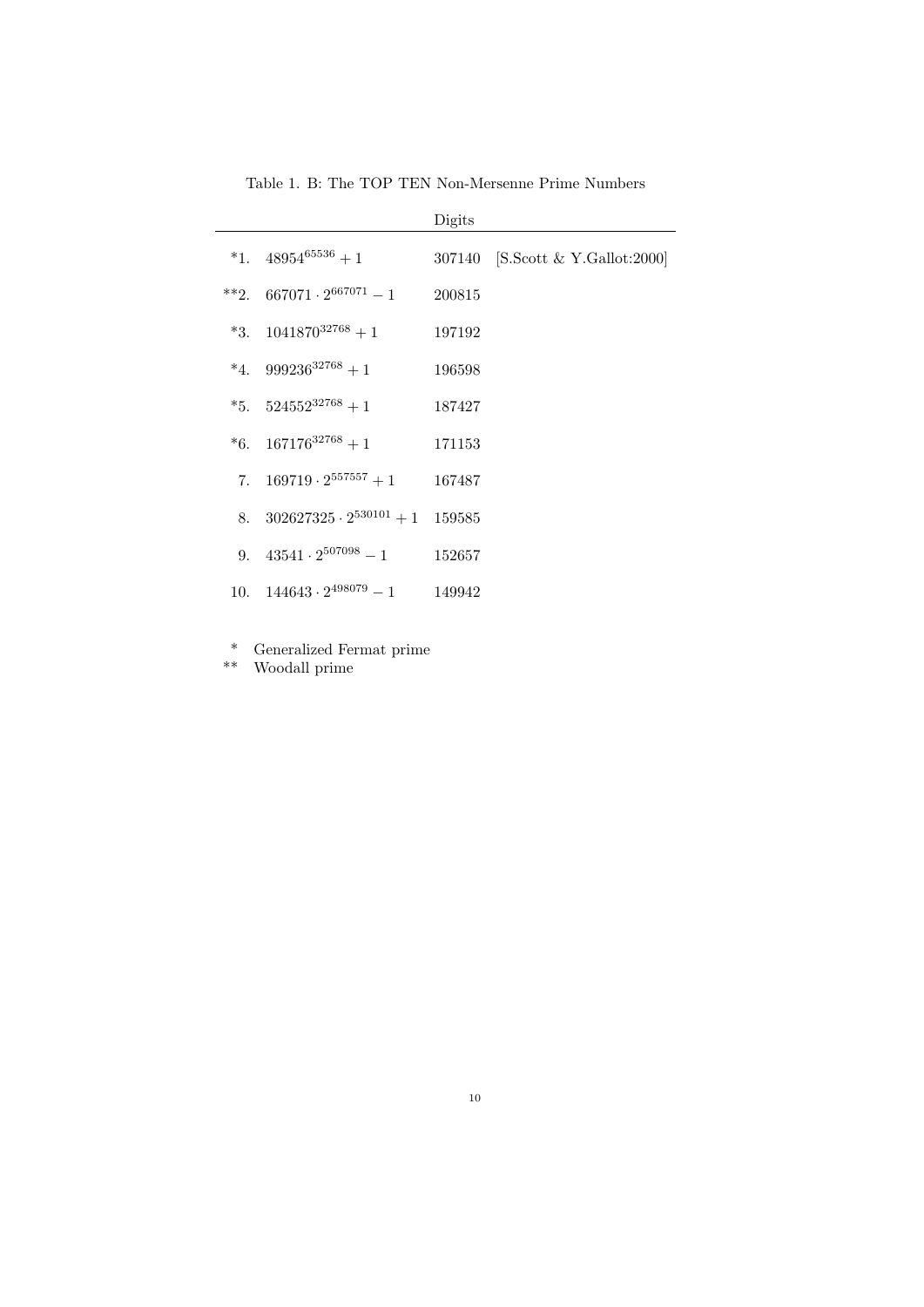Table 1. B: The TOP TEN Non-Mersenne Prime Numbers

| | | Digits | |
|---|---|---|---|
| *1. | $48954^{65536}+1$ | 307140 | [S.Scott & Y.Gallot:2000] |
| **2. | $667071 \cdot 2^{667071}-1$ | 200815 | |
| *3. | $1041870^{32768}+1$ | 197192 | |
| *4. | $999236^{32768}+1$ | 196598 | |
| *5. | $524552^{32768}+1$ | 187427 | |
| *6. | $167176^{32768}+1$ | 171153 | |
| 7. | $169719 \cdot 2^{557557}+1$ | 167487 | |
| 8. | $302627325 \cdot 2^{530101}+1$ | 159585 | |
| 9. | $43541 \cdot 2^{507098}-1$ | 152657 | |
| 10. | $144643 \cdot 2^{498079}-1$ | 149942 | |

\* Generalized Fermat prime
\*\* Woodall prime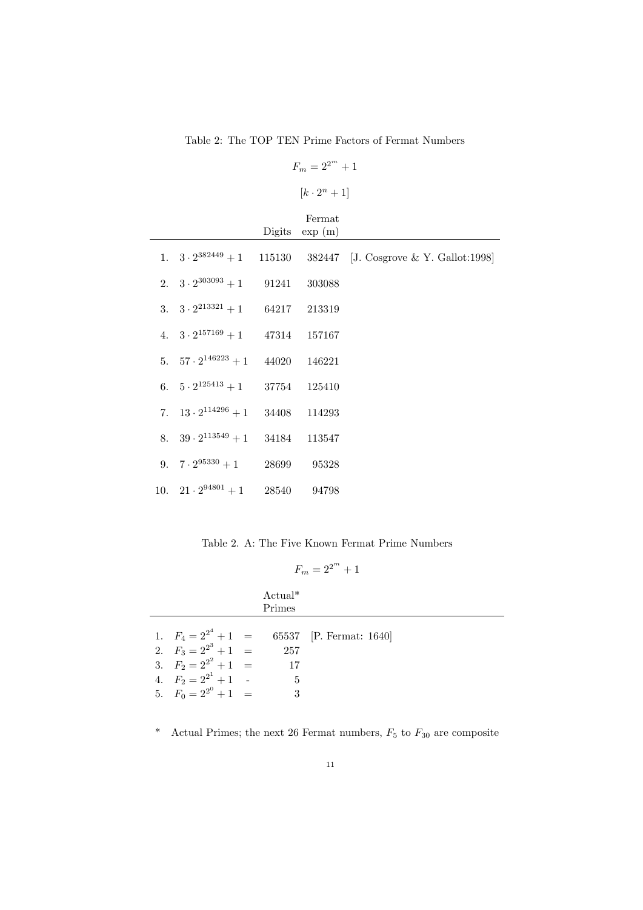Table 2: The TOP TEN Prime Factors of Fermat Numbers

$$F_m = 2^{2^m} + 1$$

$$[k \cdot 2^n + 1]$$

| | | Digits | Fermat exp (m) | |
|---|---|---|---|---|
| 1. | $3 \cdot 2^{382449} + 1$ | 115130 | 382447 | [J. Cosgrove & Y. Gallot:1998] |
| 2. | $3 \cdot 2^{303093} + 1$ | 91241 | 303088 | |
| 3. | $3 \cdot 2^{213321} + 1$ | 64217 | 213319 | |
| 4. | $3 \cdot 2^{157169} + 1$ | 47314 | 157167 | |
| 5. | $57 \cdot 2^{146223} + 1$ | 44020 | 146221 | |
| 6. | $5 \cdot 2^{125413} + 1$ | 37754 | 125410 | |
| 7. | $13 \cdot 2^{114296} + 1$ | 34408 | 114293 | |
| 8. | $39 \cdot 2^{113549} + 1$ | 34184 | 113547 | |
| 9. | $7 \cdot 2^{95330} + 1$ | 28699 | 95328 | |
| 10. | $21 \cdot 2^{94801} + 1$ | 28540 | 94798 | |

Table 2. A: The Five Known Fermat Prime Numbers

$$F_m = 2^{2^m} + 1$$

| | | | Actual* Primes | |
|---|---|---|---|---|
| 1. | $F_4 = 2^{2^4} + 1$ | = | 65537 | [P. Fermat: 1640] |
| 2. | $F_3 = 2^{2^3} + 1$ | = | 257 | |
| 3. | $F_2 = 2^{2^2} + 1$ | = | 17 | |
| 4. | $F_2 = 2^{2^1} + 1$ | - | 5 | |
| 5. | $F_0 = 2^{2^0} + 1$ | = | 3 | |

\* Actual Primes; the next 26 Fermat numbers, $F_5$ to $F_{30}$ are composite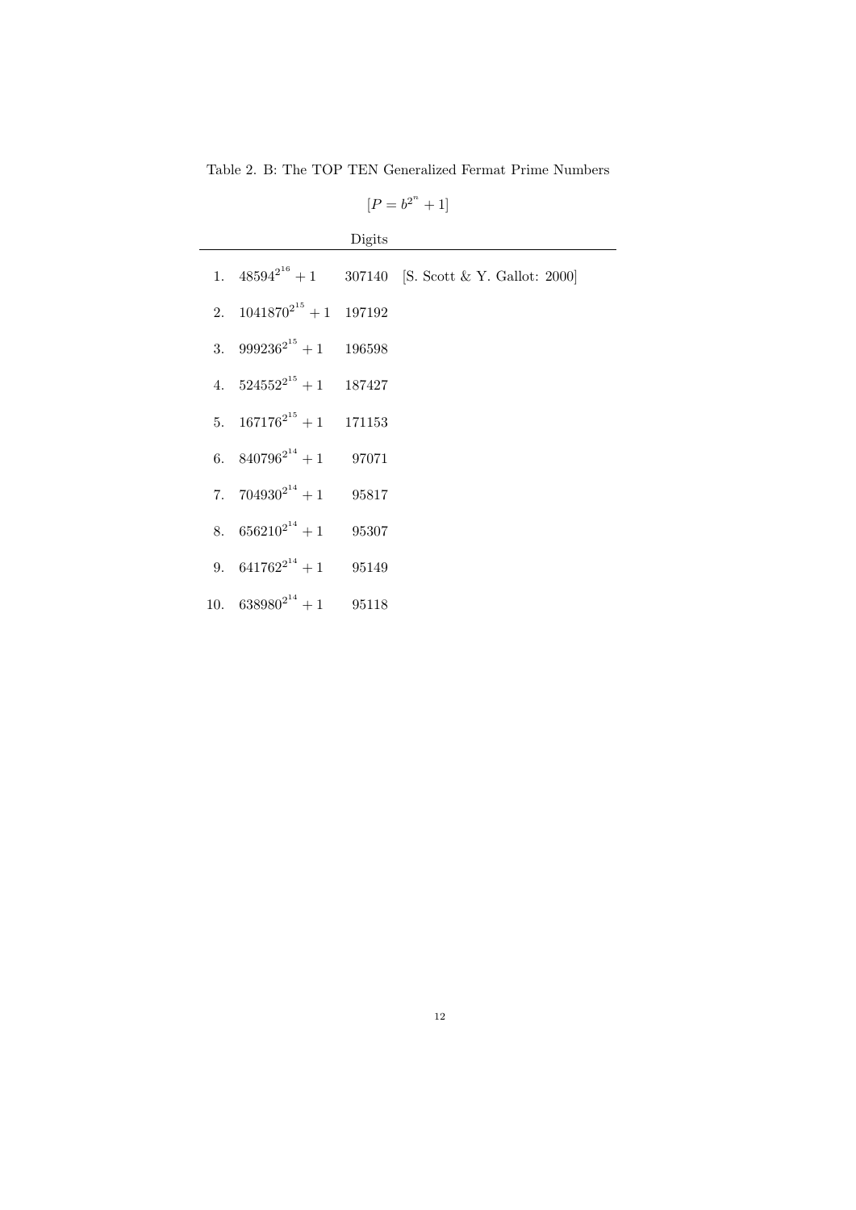Table 2. B: The TOP TEN Generalized Fermat Prime Numbers

$$[P = b^{2^n} + 1]$$

| | | Digits | |
|---|---|---|---|
| 1. | $48594^{2^{16}} + 1$ | 307140 | [S. Scott & Y. Gallot: 2000] |
| 2. | $1041870^{2^{15}} + 1$ | 197192 | |
| 3. | $999236^{2^{15}} + 1$ | 196598 | |
| 4. | $524552^{2^{15}} + 1$ | 187427 | |
| 5. | $167176^{2^{15}} + 1$ | 171153 | |
| 6. | $840796^{2^{14}} + 1$ | 97071 | |
| 7. | $704930^{2^{14}} + 1$ | 95817 | |
| 8. | $656210^{2^{14}} + 1$ | 95307 | |
| 9. | $641762^{2^{14}} + 1$ | 95149 | |
| 10. | $638980^{2^{14}} + 1$ | 95118 | |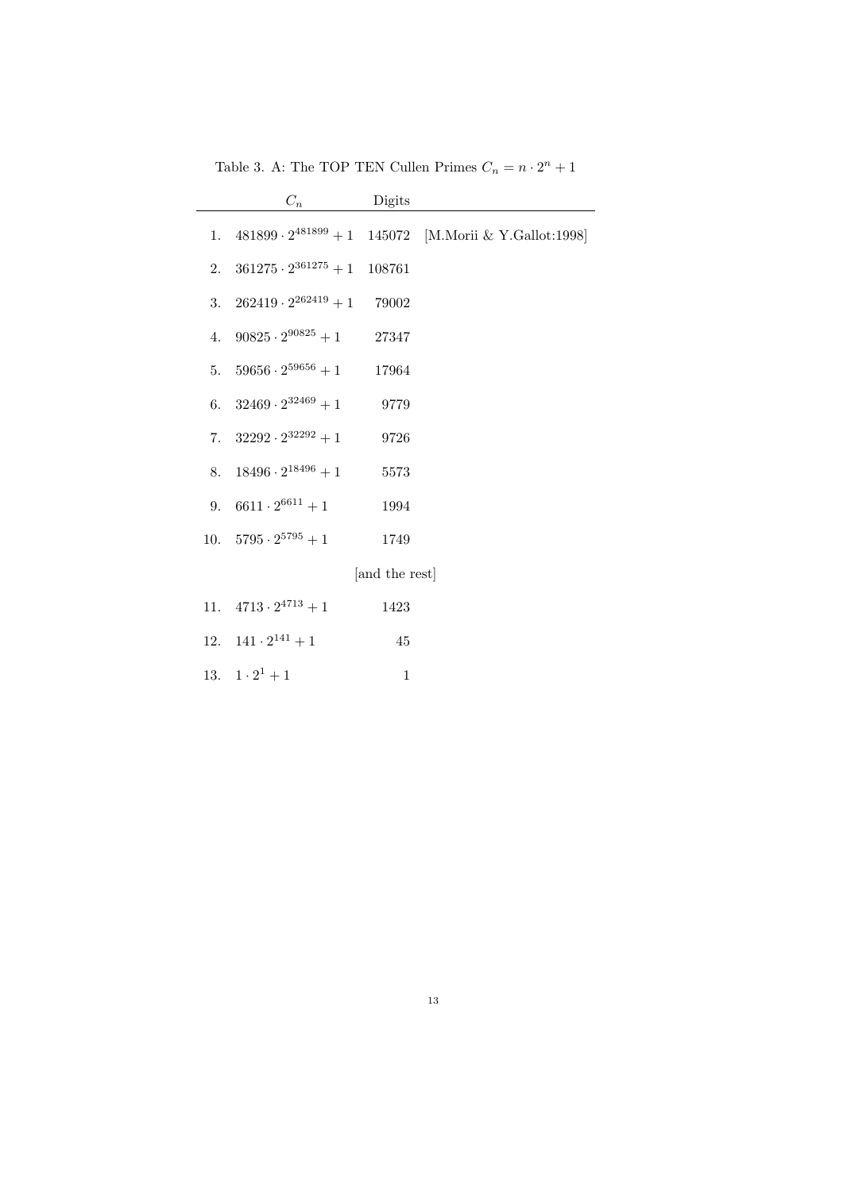Table 3. A: The TOP TEN Cullen Primes $C_n = n \cdot 2^n + 1$

| | $C_n$ | Digits | |
|---|---|---|---|
| 1. | $481899 \cdot 2^{481899} + 1$ | 145072 | [M.Morii & Y.Gallot:1998] |
| 2. | $361275 \cdot 2^{361275} + 1$ | 108761 | |
| 3. | $262419 \cdot 2^{262419} + 1$ | 79002 | |
| 4. | $90825 \cdot 2^{90825} + 1$ | 27347 | |
| 5. | $59656 \cdot 2^{59656} + 1$ | 17964 | |
| 6. | $32469 \cdot 2^{32469} + 1$ | 9779 | |
| 7. | $32292 \cdot 2^{32292} + 1$ | 9726 | |
| 8. | $18496 \cdot 2^{18496} + 1$ | 5573 | |
| 9. | $6611 \cdot 2^{6611} + 1$ | 1994 | |
| 10. | $5795 \cdot 2^{5795} + 1$ | 1749 | |
| | | [and the rest] | |
| 11. | $4713 \cdot 2^{4713} + 1$ | 1423 | |
| 12. | $141 \cdot 2^{141} + 1$ | 45 | |
| 13. | $1 \cdot 2^{1} + 1$ | 1 | |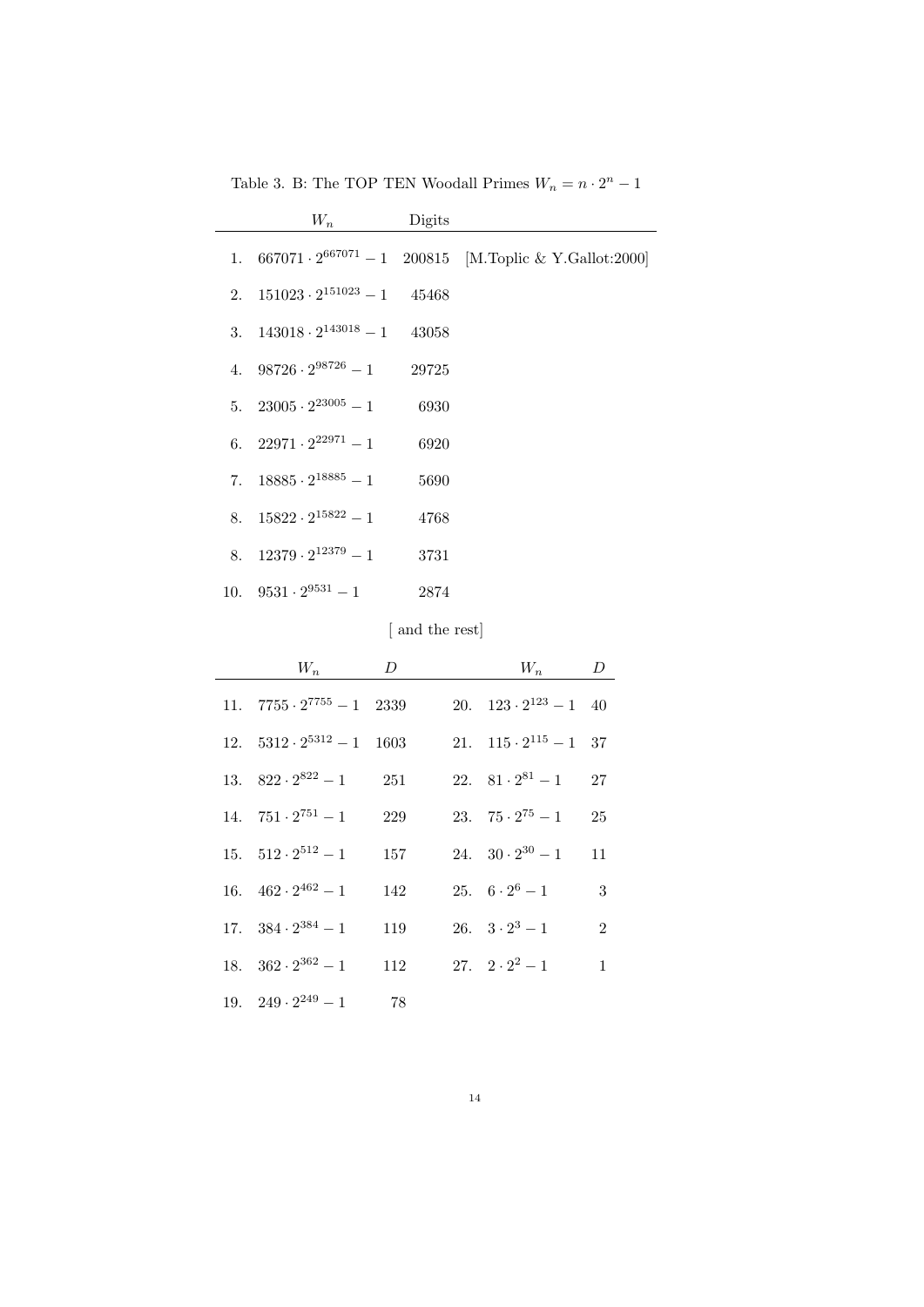Table 3. B: The TOP TEN Woodall Primes $W_n = n \cdot 2^n - 1$

| | $W_n$ | Digits | |
|---|---|---|---|
| 1. | $667071 \cdot 2^{667071} - 1$ | 200815 | [M.Toplic & Y.Gallot:2000] |
| 2. | $151023 \cdot 2^{151023} - 1$ | 45468 | |
| 3. | $143018 \cdot 2^{143018} - 1$ | 43058 | |
| 4. | $98726 \cdot 2^{98726} - 1$ | 29725 | |
| 5. | $23005 \cdot 2^{23005} - 1$ | 6930 | |
| 6. | $22971 \cdot 2^{22971} - 1$ | 6920 | |
| 7. | $18885 \cdot 2^{18885} - 1$ | 5690 | |
| 8. | $15822 \cdot 2^{15822} - 1$ | 4768 | |
| 8. | $12379 \cdot 2^{12379} - 1$ | 3731 | |
| 10. | $9531 \cdot 2^{9531} - 1$ | 2874 | |

[ and the rest]

| | $W_n$ | $D$ | | $W_n$ | $D$ |
|---|---|---|---|---|---|
| 11. | $7755 \cdot 2^{7755} - 1$ | 2339 | 20. | $123 \cdot 2^{123} - 1$ | 40 |
| 12. | $5312 \cdot 2^{5312} - 1$ | 1603 | 21. | $115 \cdot 2^{115} - 1$ | 37 |
| 13. | $822 \cdot 2^{822} - 1$ | 251 | 22. | $81 \cdot 2^{81} - 1$ | 27 |
| 14. | $751 \cdot 2^{751} - 1$ | 229 | 23. | $75 \cdot 2^{75} - 1$ | 25 |
| 15. | $512 \cdot 2^{512} - 1$ | 157 | 24. | $30 \cdot 2^{30} - 1$ | 11 |
| 16. | $462 \cdot 2^{462} - 1$ | 142 | 25. | $6 \cdot 2^{6} - 1$ | 3 |
| 17. | $384 \cdot 2^{384} - 1$ | 119 | 26. | $3 \cdot 2^{3} - 1$ | 2 |
| 18. | $362 \cdot 2^{362} - 1$ | 112 | 27. | $2 \cdot 2^{2} - 1$ | 1 |
| 19. | $249 \cdot 2^{249} - 1$ | 78 | | | |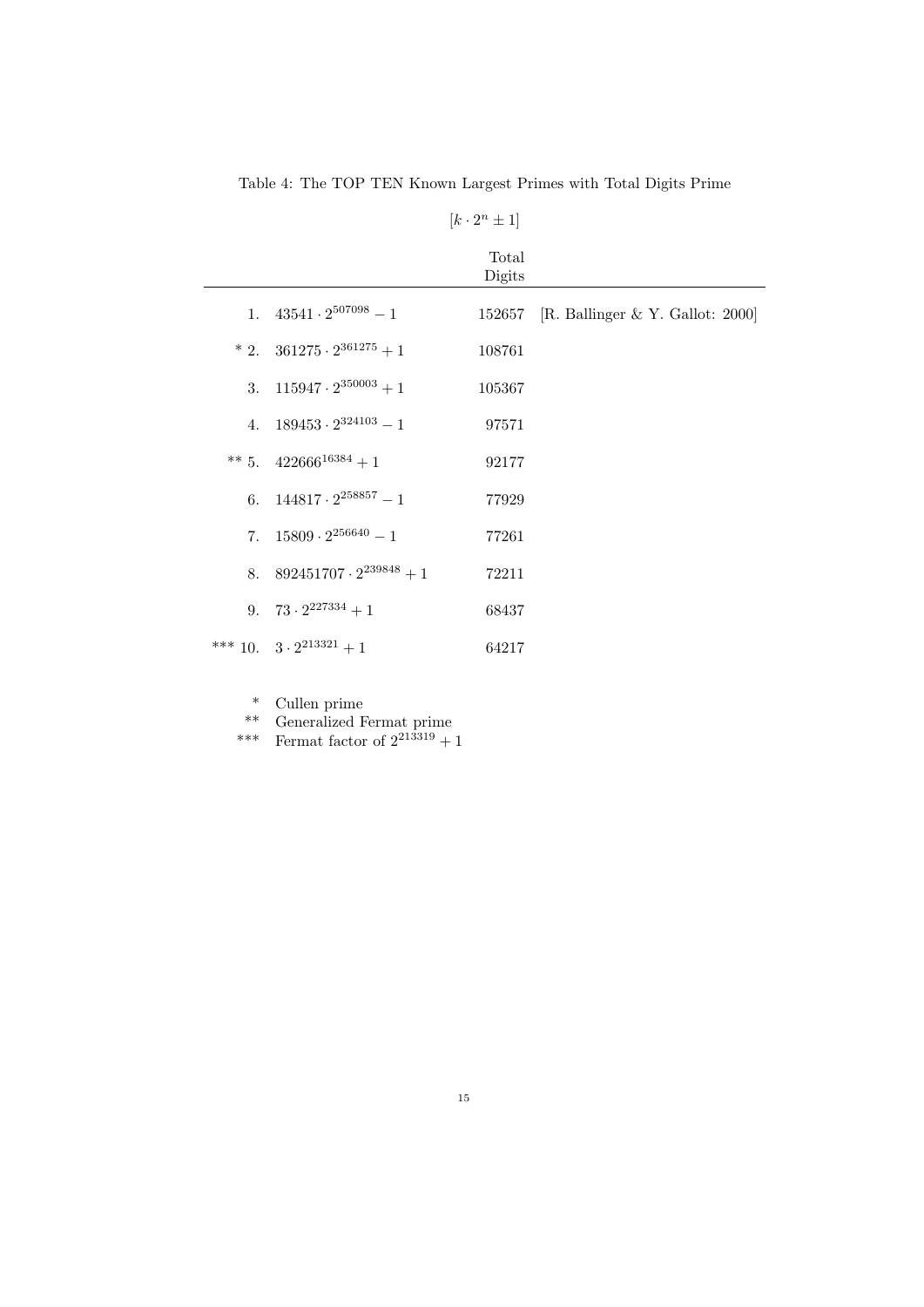Table 4: The TOP TEN Known Largest Primes with Total Digits Prime

$[k \cdot 2^n \pm 1]$

| | | Total Digits | |
|---|---|---|---|
| 1. | $43541 \cdot 2^{507098} - 1$ | 152657 | [R. Ballinger & Y. Gallot: 2000] |
| * 2. | $361275 \cdot 2^{361275} + 1$ | 108761 | |
| 3. | $115947 \cdot 2^{350003} + 1$ | 105367 | |
| 4. | $189453 \cdot 2^{324103} - 1$ | 97571 | |
| ** 5. | $422666^{16384} + 1$ | 92177 | |
| 6. | $144817 \cdot 2^{258857} - 1$ | 77929 | |
| 7. | $15809 \cdot 2^{256640} - 1$ | 77261 | |
| 8. | $892451707 \cdot 2^{239848} + 1$ | 72211 | |
| 9. | $73 \cdot 2^{227334} + 1$ | 68437 | |
| *** 10. | $3 \cdot 2^{213321} + 1$ | 64217 | |

\* Cullen prime
\*\* Generalized Fermat prime
\*\*\* Fermat factor of $2^{213319} + 1$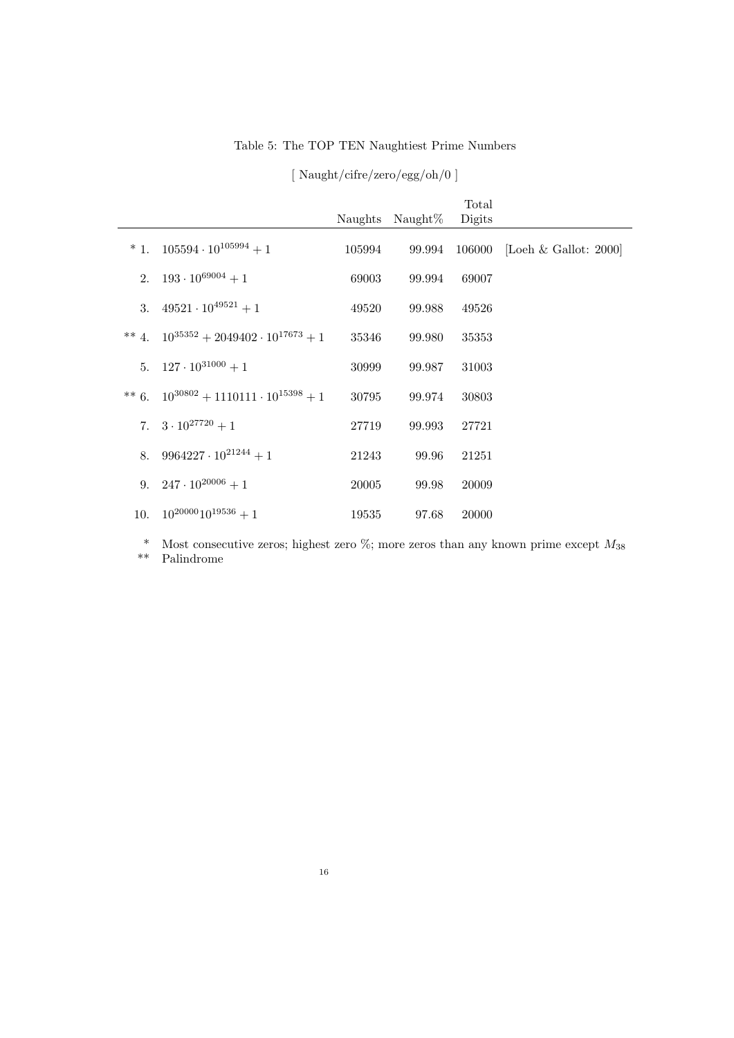Table 5: The TOP TEN Naughtiest Prime Numbers

[ Naught/cifre/zero/egg/oh/0 ]

| | | Naughts | Naught% | Total Digits | |
|---|---|---|---|---|---|
| * 1. | $105594 \cdot 10^{105994} + 1$ | 105994 | 99.994 | 106000 | [Loeh & Gallot: 2000] |
| 2. | $193 \cdot 10^{69004} + 1$ | 69003 | 99.994 | 69007 | |
| 3. | $49521 \cdot 10^{49521} + 1$ | 49520 | 99.988 | 49526 | |
| ** 4. | $10^{35352} + 2049402 \cdot 10^{17673} + 1$ | 35346 | 99.980 | 35353 | |
| 5. | $127 \cdot 10^{31000} + 1$ | 30999 | 99.987 | 31003 | |
| ** 6. | $10^{30802} + 1110111 \cdot 10^{15398} + 1$ | 30795 | 99.974 | 30803 | |
| 7. | $3 \cdot 10^{27720} + 1$ | 27719 | 99.993 | 27721 | |
| 8. | $9964227 \cdot 10^{21244} + 1$ | 21243 | 99.96 | 21251 | |
| 9. | $247 \cdot 10^{20006} + 1$ | 20005 | 99.98 | 20009 | |
| 10. | $10^{20000} 10^{19536} + 1$ | 19535 | 97.68 | 20000 | |

\* Most consecutive zeros; highest zero %; more zeros than any known prime except $M_{38}$
** Palindrome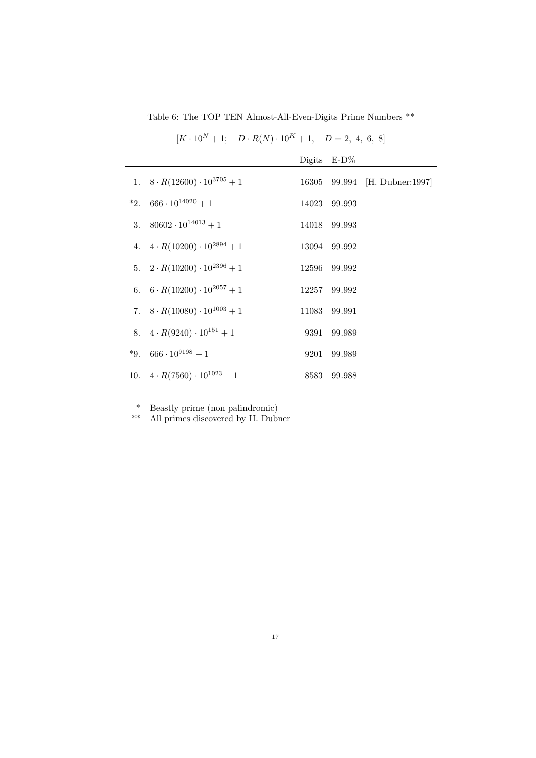Table 6: The TOP TEN Almost-All-Even-Digits Prime Numbers **

$$[K \cdot 10^N + 1; \quad D \cdot R(N) \cdot 10^K + 1, \quad D = 2,\ 4,\ 6,\ 8]$$

| | | Digits | E-D% | |
|---|---|---|---|---|
| 1. | $8 \cdot R(12600) \cdot 10^{3705} + 1$ | 16305 | 99.994 | [H. Dubner:1997] |
| *2. | $666 \cdot 10^{14020} + 1$ | 14023 | 99.993 | |
| 3. | $80602 \cdot 10^{14013} + 1$ | 14018 | 99.993 | |
| 4. | $4 \cdot R(10200) \cdot 10^{2894} + 1$ | 13094 | 99.992 | |
| 5. | $2 \cdot R(10200) \cdot 10^{2396} + 1$ | 12596 | 99.992 | |
| 6. | $6 \cdot R(10200) \cdot 10^{2057} + 1$ | 12257 | 99.992 | |
| 7. | $8 \cdot R(10080) \cdot 10^{1003} + 1$ | 11083 | 99.991 | |
| 8. | $4 \cdot R(9240) \cdot 10^{151} + 1$ | 9391 | 99.989 | |
| *9. | $666 \cdot 10^{9198} + 1$ | 9201 | 99.989 | |
| 10. | $4 \cdot R(7560) \cdot 10^{1023} + 1$ | 8583 | 99.988 | |

\* Beastly prime (non palindromic)
** All primes discovered by H. Dubner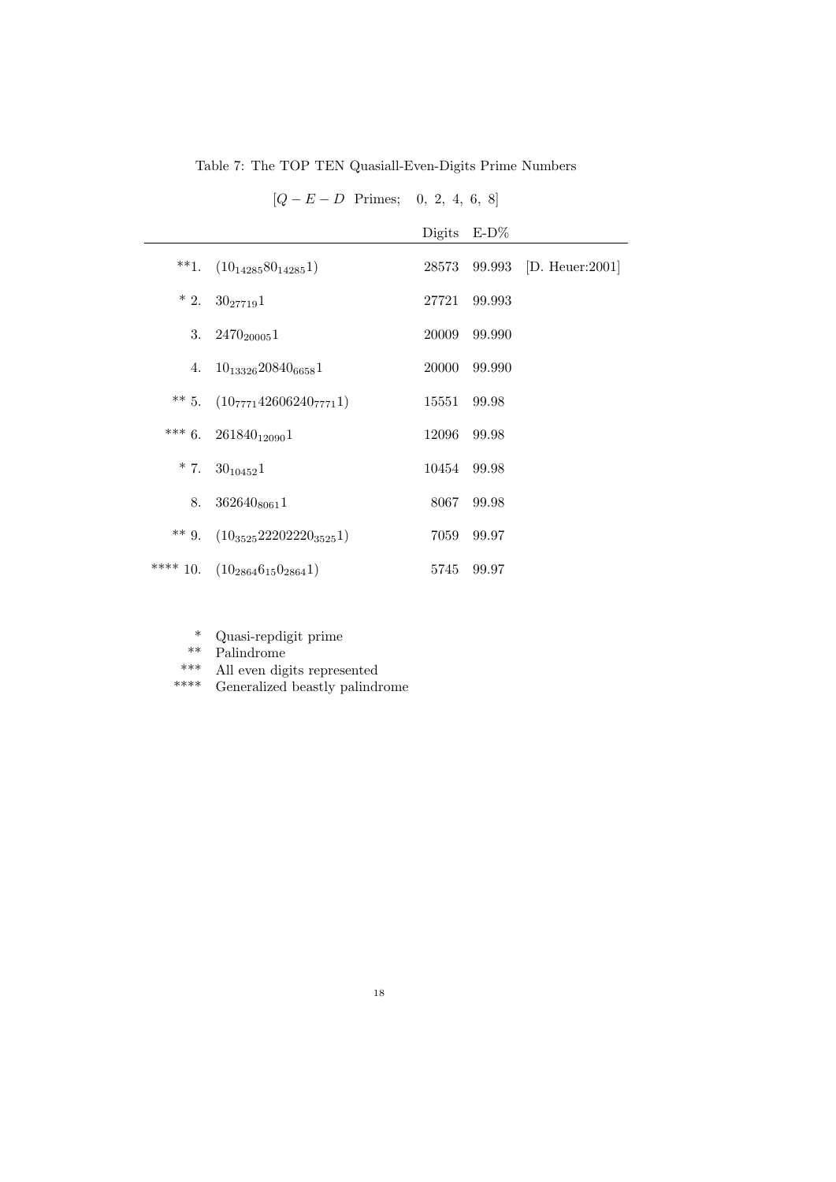Table 7: The TOP TEN Quasiall-Even-Digits Prime Numbers

$[Q-E-D$ Primes; $0,\ 2,\ 4,\ 6,\ 8]$

| | | Digits | E-D% | |
|---|---|---|---|---|
| **1. | $(10_{14285}80_{14285}1)$ | 28573 | 99.993 | [D. Heuer:2001] |
| * 2. | $30_{27719}1$ | 27721 | 99.993 | |
| 3. | $2470_{20005}1$ | 20009 | 99.990 | |
| 4. | $10_{13326}20840_{6658}1$ | 20000 | 99.990 | |
| ** 5. | $(10_{7771}42606240_{7771}1)$ | 15551 | 99.98 | |
| *** 6. | $261840_{12090}1$ | 12096 | 99.98 | |
| * 7. | $30_{10452}1$ | 10454 | 99.98 | |
| 8. | $362640_{8061}1$ | 8067 | 99.98 | |
| ** 9. | $(10_{3525}22202220_{3525}1)$ | 7059 | 99.97 | |
| **** 10. | $(10_{2864}6_{15}0_{2864}1)$ | 5745 | 99.97 | |

\* Quasi-repdigit prime
\** Palindrome
\*** All even digits represented
\**** Generalized beastly palindrome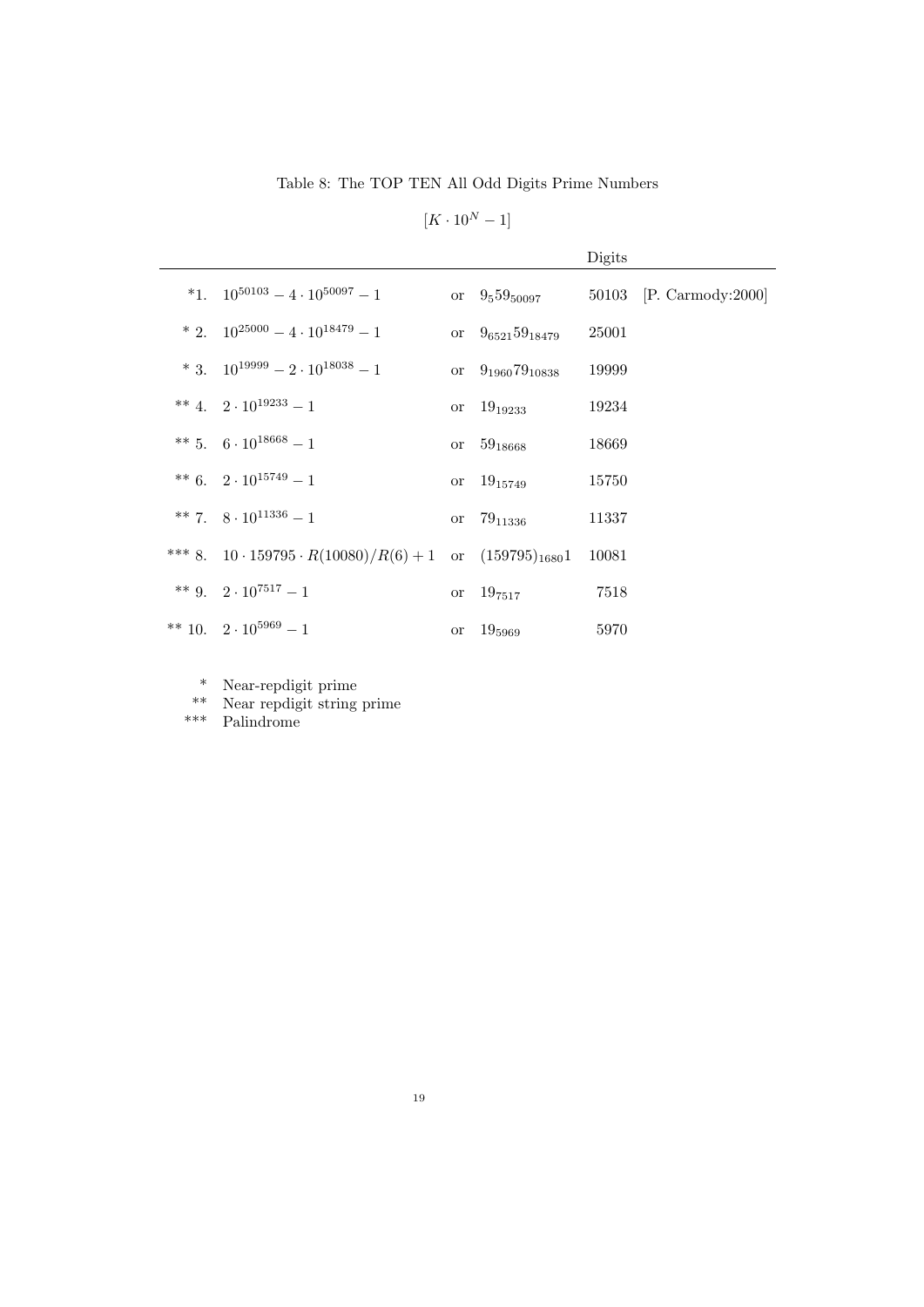Table 8: The TOP TEN All Odd Digits Prime Numbers

$[K \cdot 10^N - 1]$

| | | | | Digits | |
|---|---|---|---|---|---|
| *1. | $10^{50103} - 4 \cdot 10^{50097} - 1$ | or | $9_5 5 9_{50097}$ | 50103 | [P. Carmody:2000] |
| * 2. | $10^{25000} - 4 \cdot 10^{18479} - 1$ | or | $9_{6521} 5 9_{18479}$ | 25001 | |
| * 3. | $10^{19999} - 2 \cdot 10^{18038} - 1$ | or | $9_{1960} 7 9_{10838}$ | 19999 | |
| ** 4. | $2 \cdot 10^{19233} - 1$ | or | $1 9_{19233}$ | 19234 | |
| ** 5. | $6 \cdot 10^{18668} - 1$ | or | $5 9_{18668}$ | 18669 | |
| ** 6. | $2 \cdot 10^{15749} - 1$ | or | $1 9_{15749}$ | 15750 | |
| ** 7. | $8 \cdot 10^{11336} - 1$ | or | $7 9_{11336}$ | 11337 | |
| *** 8. | $10 \cdot 159795 \cdot R(10080)/R(6) + 1$ | or | $(159795)_{1680} 1$ | 10081 | |
| ** 9. | $2 \cdot 10^{7517} - 1$ | or | $1 9_{7517}$ | 7518 | |
| ** 10. | $2 \cdot 10^{5969} - 1$ | or | $1 9_{5969}$ | 5970 | |

\* Near-repdigit prime
\*\* Near repdigit string prime
\*\*\* Palindrome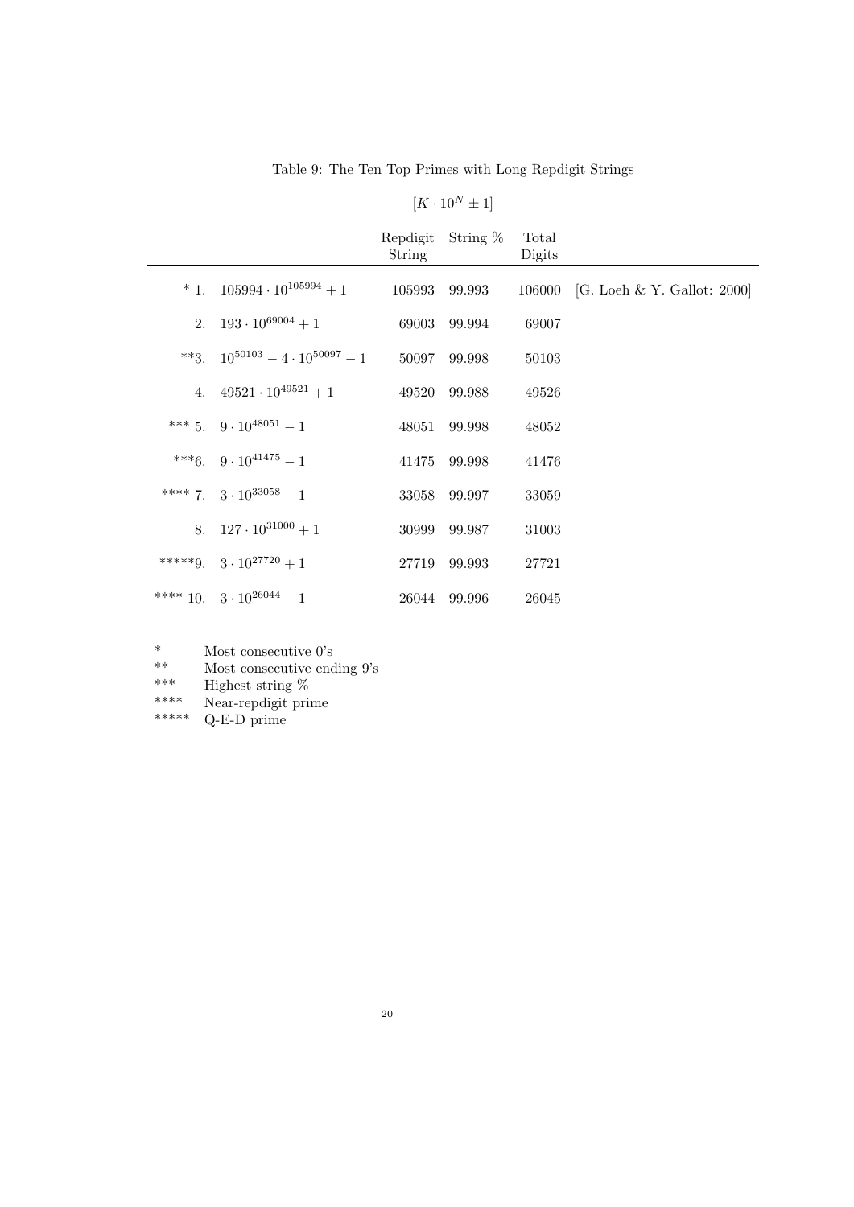Table 9: The Ten Top Primes with Long Repdigit Strings

$[K \cdot 10^N \pm 1]$

| | | Repdigit String | String % | Total Digits | |
|---|---|---|---|---|---|
| * 1. | $105994 \cdot 10^{105994} + 1$ | 105993 | 99.993 | 106000 | [G. Loeh & Y. Gallot: 2000] |
| 2. | $193 \cdot 10^{69004} + 1$ | 69003 | 99.994 | 69007 | |
| **3. | $10^{50103} - 4 \cdot 10^{50097} - 1$ | 50097 | 99.998 | 50103 | |
| 4. | $49521 \cdot 10^{49521} + 1$ | 49520 | 99.988 | 49526 | |
| *** 5. | $9 \cdot 10^{48051} - 1$ | 48051 | 99.998 | 48052 | |
| ***6. | $9 \cdot 10^{41475} - 1$ | 41475 | 99.998 | 41476 | |
| **** 7. | $3 \cdot 10^{33058} - 1$ | 33058 | 99.997 | 33059 | |
| 8. | $127 \cdot 10^{31000} + 1$ | 30999 | 99.987 | 31003 | |
| *****9. | $3 \cdot 10^{27720} + 1$ | 27719 | 99.993 | 27721 | |
| **** 10. | $3 \cdot 10^{26044} - 1$ | 26044 | 99.996 | 26045 | |

| | |
|---|---|
| * | Most consecutive 0's |
| ** | Most consecutive ending 9's |
| *** | Highest string % |
| **** | Near-repdigit prime |
| ***** | Q-E-D prime |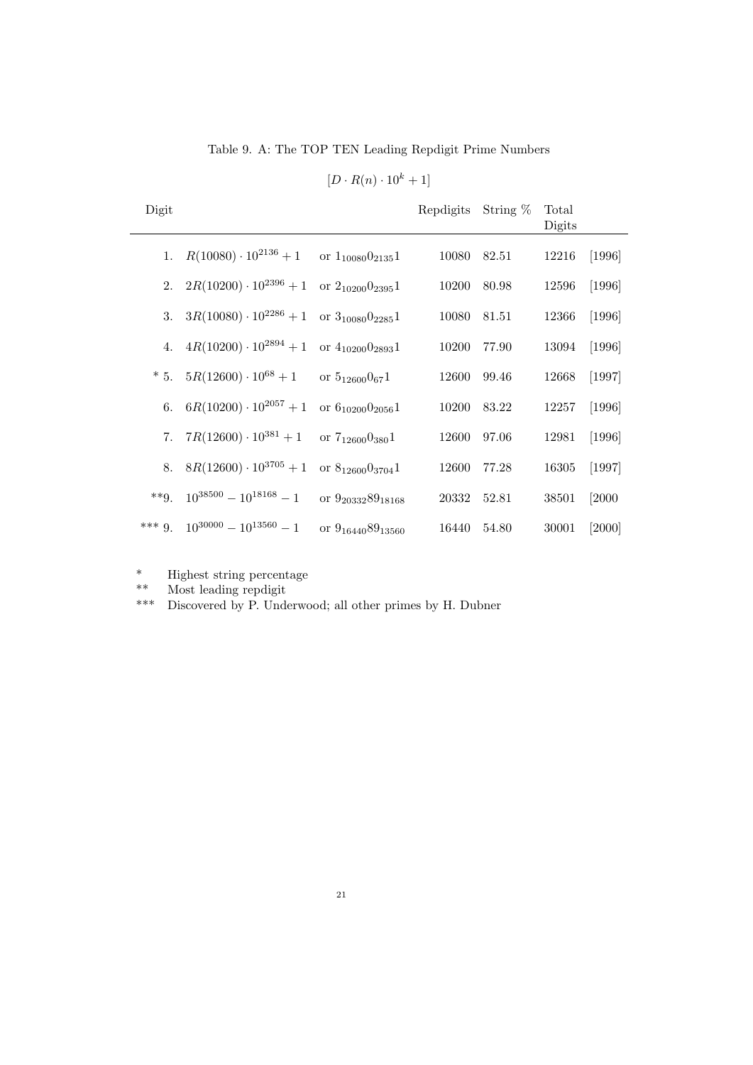Table 9. A: The TOP TEN Leading Repdigit Prime Numbers

$$[D \cdot R(n) \cdot 10^k + 1]$$

| Digit | | | Repdigits | String % | Total Digits | |
|---|---|---|---|---|---|---|
| 1. | $R(10080) \cdot 10^{2136} + 1$ | or $1_{10080}0_{2135}1$ | 10080 | 82.51 | 12216 | [1996] |
| 2. | $2R(10200) \cdot 10^{2396} + 1$ | or $2_{10200}0_{2395}1$ | 10200 | 80.98 | 12596 | [1996] |
| 3. | $3R(10080) \cdot 10^{2286} + 1$ | or $3_{10080}0_{2285}1$ | 10080 | 81.51 | 12366 | [1996] |
| 4. | $4R(10200) \cdot 10^{2894} + 1$ | or $4_{10200}0_{2893}1$ | 10200 | 77.90 | 13094 | [1996] |
| * 5. | $5R(12600) \cdot 10^{68} + 1$ | or $5_{12600}0_{67}1$ | 12600 | 99.46 | 12668 | [1997] |
| 6. | $6R(10200) \cdot 10^{2057} + 1$ | or $6_{10200}0_{2056}1$ | 10200 | 83.22 | 12257 | [1996] |
| 7. | $7R(12600) \cdot 10^{381} + 1$ | or $7_{12600}0_{380}1$ | 12600 | 97.06 | 12981 | [1996] |
| 8. | $8R(12600) \cdot 10^{3705} + 1$ | or $8_{12600}0_{3704}1$ | 12600 | 77.28 | 16305 | [1997] |
| **9. | $10^{38500} - 10^{18168} - 1$ | or $9_{20332}89_{18168}$ | 20332 | 52.81 | 38501 | [2000 |
| *** 9. | $10^{30000} - 10^{13560} - 1$ | or $9_{16440}89_{13560}$ | 16440 | 54.80 | 30001 | [2000] |

\* Highest string percentage

\** Most leading repdigit

\*** Discovered by P. Underwood; all other primes by H. Dubner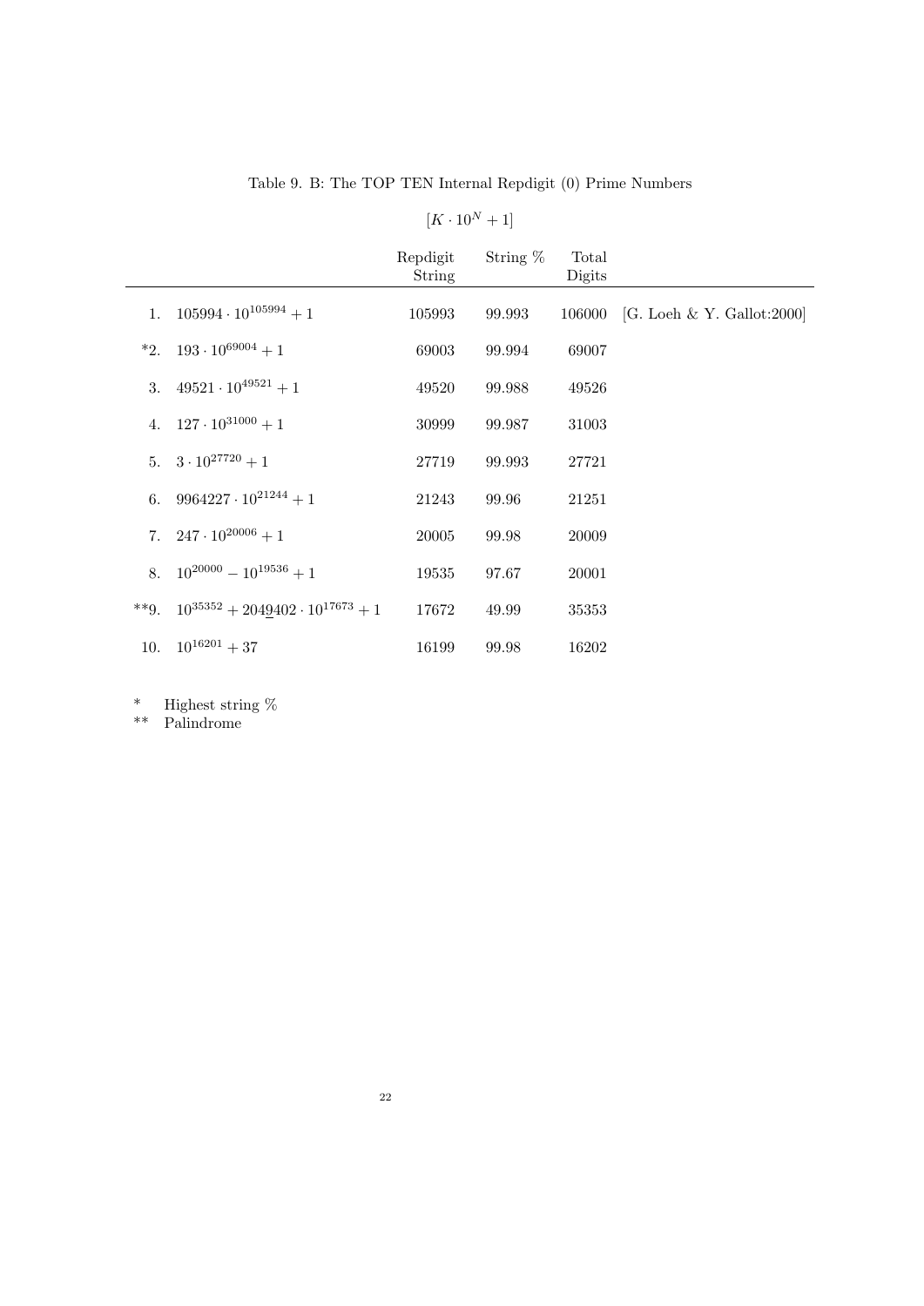Table 9. B: The TOP TEN Internal Repdigit (0) Prime Numbers

$[K \cdot 10^N + 1]$

| | | Repdigit String | String % | Total Digits | |
|---|---|---|---|---|---|
| 1. | $105994 \cdot 10^{105994} + 1$ | 105993 | 99.993 | 106000 | [G. Loeh & Y. Gallot:2000] |
| *2. | $193 \cdot 10^{69004} + 1$ | 69003 | 99.994 | 69007 | |
| 3. | $49521 \cdot 10^{49521} + 1$ | 49520 | 99.988 | 49526 | |
| 4. | $127 \cdot 10^{31000} + 1$ | 30999 | 99.987 | 31003 | |
| 5. | $3 \cdot 10^{27720} + 1$ | 27719 | 99.993 | 27721 | |
| 6. | $9964227 \cdot 10^{21244} + 1$ | 21243 | 99.96 | 21251 | |
| 7. | $247 \cdot 10^{20006} + 1$ | 20005 | 99.98 | 20009 | |
| 8. | $10^{20000} - 10^{19536} + 1$ | 19535 | 97.67 | 20001 | |
| **9. | $10^{35352} + 204\underline{9}402 \cdot 10^{17673} + 1$ | 17672 | 49.99 | 35353 | |
| 10. | $10^{16201} + 37$ | 16199 | 99.98 | 16202 | |

\* Highest string %

\*\* Palindrome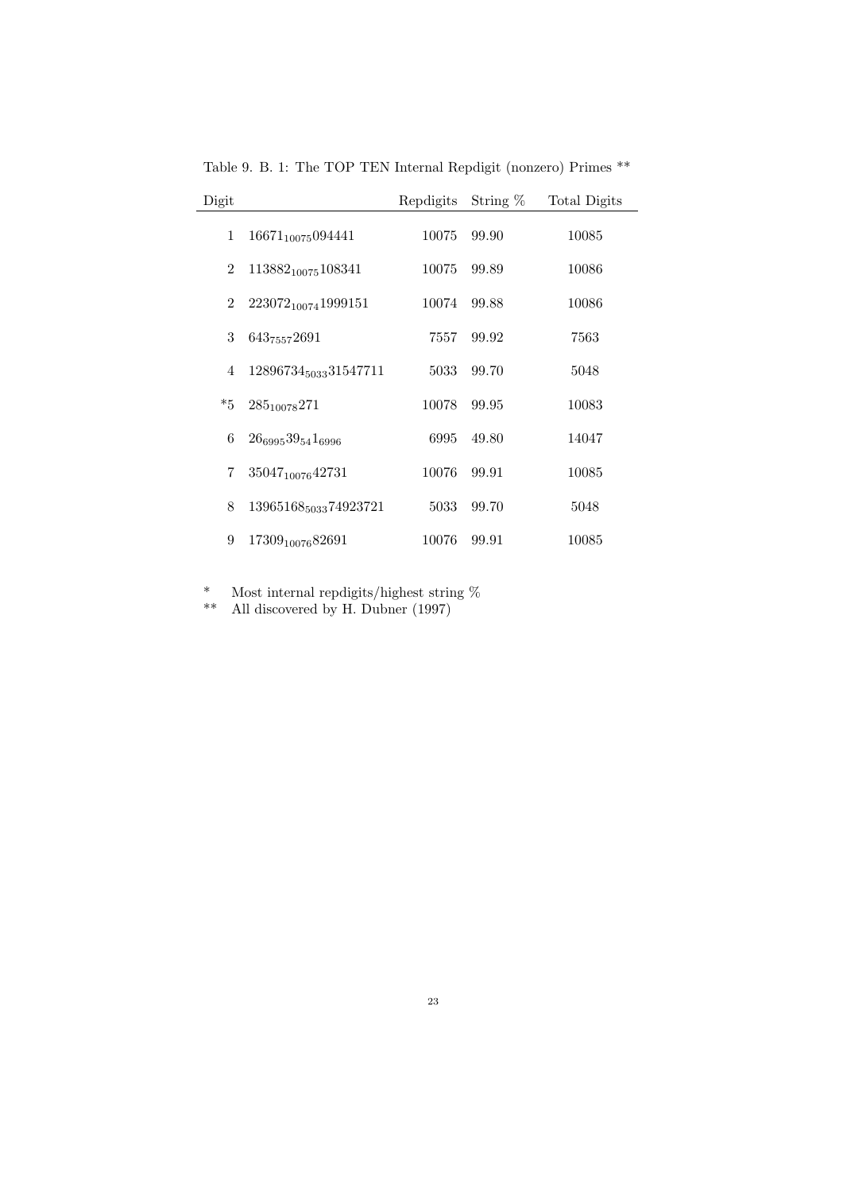Table 9. B. 1: The TOP TEN Internal Repdigit (nonzero) Primes **

| Digit | | Repdigits | String % | Total Digits |
|---|---|---|---|---|
| 1 | $16671_{10075}094441$ | 10075 | 99.90 | 10085 |
| 2 | $113882_{10075}108341$ | 10075 | 99.89 | 10086 |
| 2 | $223072_{10074}1999151$ | 10074 | 99.88 | 10086 |
| 3 | $643_{7557}2691$ | 7557 | 99.92 | 7563 |
| 4 | $12896734_{5033}31547711$ | 5033 | 99.70 | 5048 |
| *5 | $285_{10078}271$ | 10078 | 99.95 | 10083 |
| 6 | $26_{6995}39_{54}1_{6996}$ | 6995 | 49.80 | 14047 |
| 7 | $35047_{10076}42731$ | 10076 | 99.91 | 10085 |
| 8 | $13965168_{5033}74923721$ | 5033 | 99.70 | 5048 |
| 9 | $17309_{10076}82691$ | 10076 | 99.91 | 10085 |

\* Most internal repdigits/highest string %

** All discovered by H. Dubner (1997)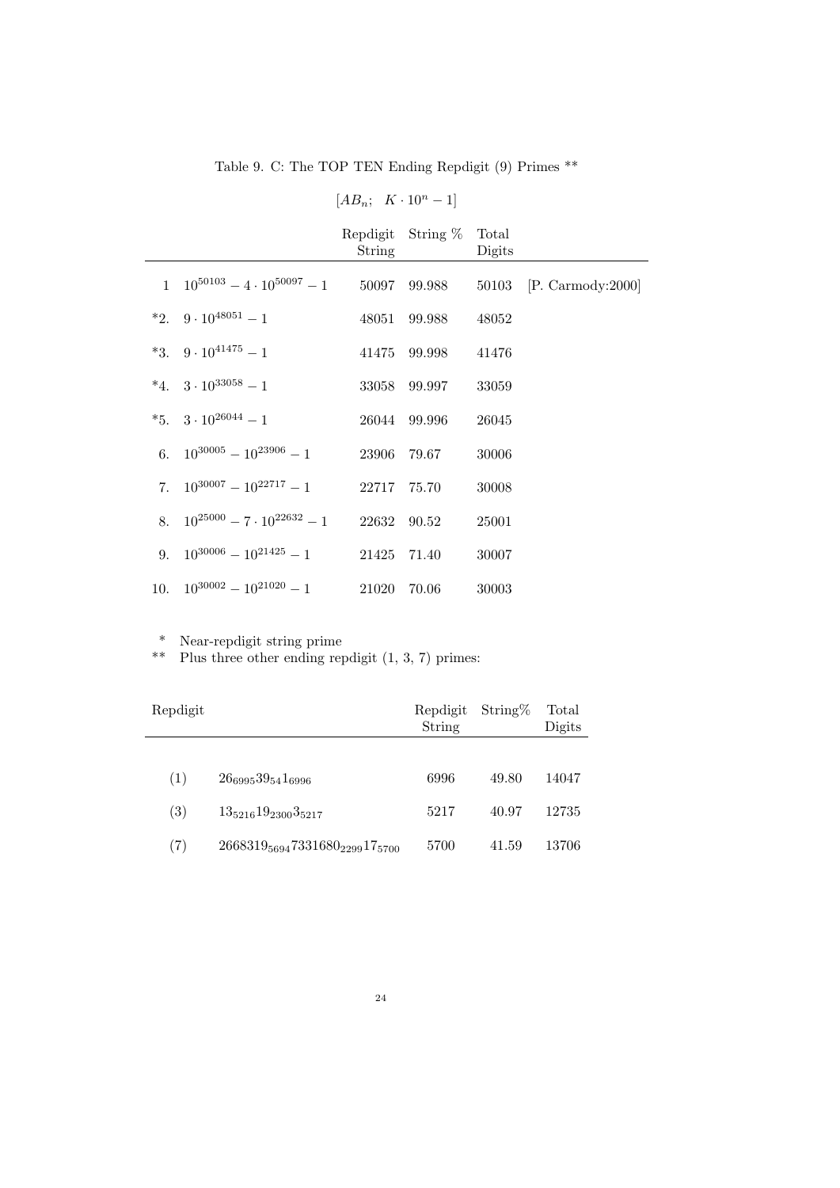Table 9. C: The TOP TEN Ending Repdigit (9) Primes **

$[AB_n; \quad K \cdot 10^n - 1]$

| | | Repdigit String | String % | Total Digits | |
|---|---|---|---|---|---|
| 1 | $10^{50103} - 4 \cdot 10^{50097} - 1$ | 50097 | 99.988 | 50103 | [P. Carmody:2000] |
| *2. | $9 \cdot 10^{48051} - 1$ | 48051 | 99.988 | 48052 | |
| *3. | $9 \cdot 10^{41475} - 1$ | 41475 | 99.998 | 41476 | |
| *4. | $3 \cdot 10^{33058} - 1$ | 33058 | 99.997 | 33059 | |
| *5. | $3 \cdot 10^{26044} - 1$ | 26044 | 99.996 | 26045 | |
| 6. | $10^{30005} - 10^{23906} - 1$ | 23906 | 79.67 | 30006 | |
| 7. | $10^{30007} - 10^{22717} - 1$ | 22717 | 75.70 | 30008 | |
| 8. | $10^{25000} - 7 \cdot 10^{22632} - 1$ | 22632 | 90.52 | 25001 | |
| 9. | $10^{30006} - 10^{21425} - 1$ | 21425 | 71.40 | 30007 | |
| 10. | $10^{30002} - 10^{21020} - 1$ | 21020 | 70.06 | 30003 | |

\* Near-repdigit string prime
\** Plus three other ending repdigit (1, 3, 7) primes:

| Repdigit | | Repdigit String | String% | Total Digits |
|---|---|---|---|---|
| (1) | $26_{6995}39_{54}1_{6996}$ | 6996 | 49.80 | 14047 |
| (3) | $13_{5216}19_{2300}3_{5217}$ | 5217 | 40.97 | 12735 |
| (7) | $2668319_{5694}7331680_{2299}17_{5700}$ | 5700 | 41.59 | 13706 |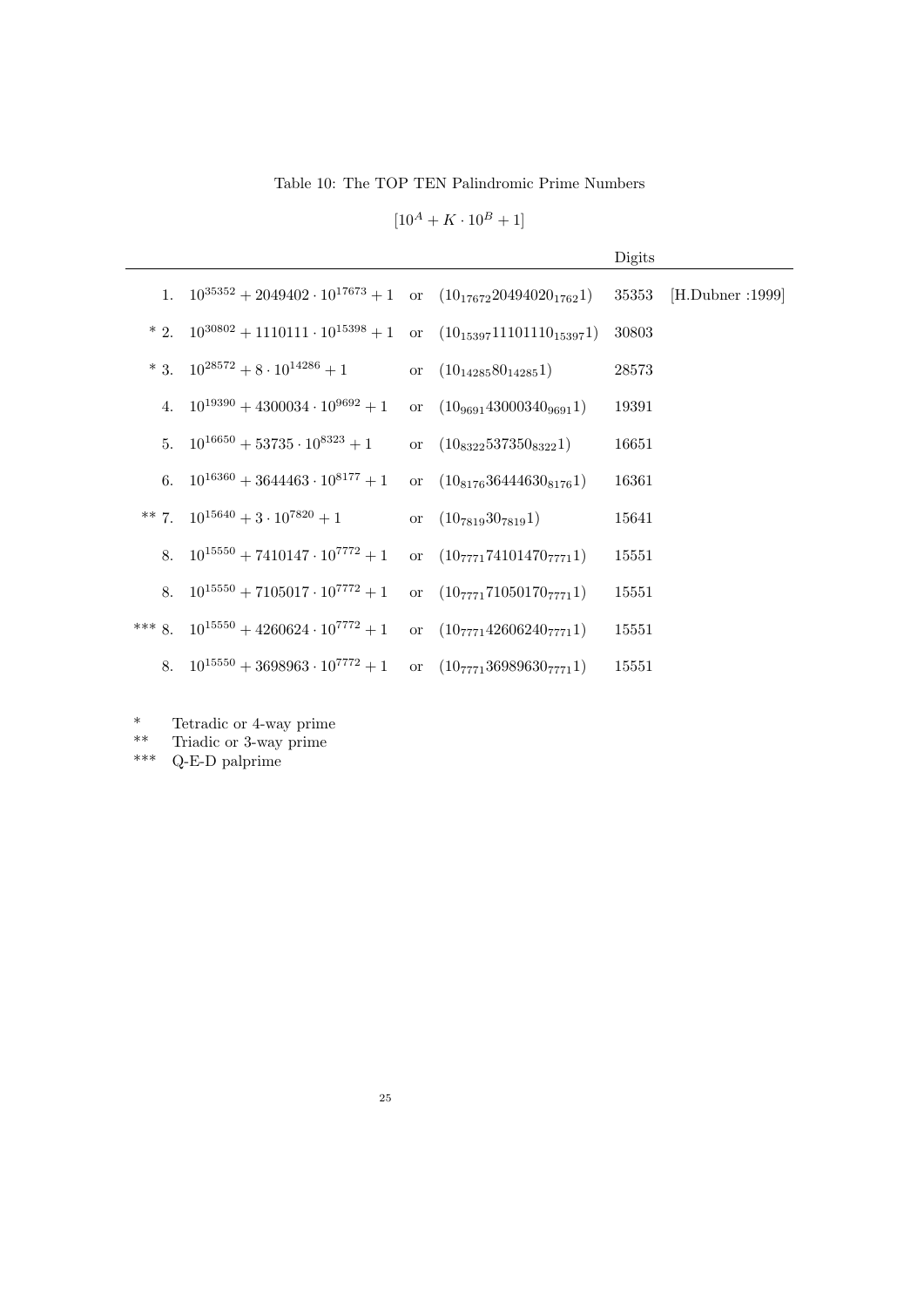Table 10: The TOP TEN Palindromic Prime Numbers

$$[10^A + K \cdot 10^B + 1]$$

| | | | | Digits | |
|---|---|---|---|---|---|
| 1. | $10^{35352} + 2049402 \cdot 10^{17673} + 1$ | or | $(10_{17672}20494020_{1762}1)$ | 35353 | [H.Dubner :1999] |
| * 2. | $10^{30802} + 1110111 \cdot 10^{15398} + 1$ | or | $(10_{15397}11101110_{15397}1)$ | 30803 | |
| * 3. | $10^{28572} + 8 \cdot 10^{14286} + 1$ | or | $(10_{14285}80_{14285}1)$ | 28573 | |
| 4. | $10^{19390} + 4300034 \cdot 10^{9692} + 1$ | or | $(10_{9691}43000340_{9691}1)$ | 19391 | |
| 5. | $10^{16650} + 53735 \cdot 10^{8323} + 1$ | or | $(10_{8322}537350_{8322}1)$ | 16651 | |
| 6. | $10^{16360} + 3644463 \cdot 10^{8177} + 1$ | or | $(10_{8176}36444630_{8176}1)$ | 16361 | |
| ** 7. | $10^{15640} + 3 \cdot 10^{7820} + 1$ | or | $(10_{7819}30_{7819}1)$ | 15641 | |
| 8. | $10^{15550} + 7410147 \cdot 10^{7772} + 1$ | or | $(10_{7771}74101470_{7771}1)$ | 15551 | |
| 8. | $10^{15550} + 7105017 \cdot 10^{7772} + 1$ | or | $(10_{7771}71050170_{7771}1)$ | 15551 | |
| *** 8. | $10^{15550} + 4260624 \cdot 10^{7772} + 1$ | or | $(10_{7771}42606240_{7771}1)$ | 15551 | |
| 8. | $10^{15550} + 3698963 \cdot 10^{7772} + 1$ | or | $(10_{7771}36989630_{7771}1)$ | 15551 | |

\* Tetradic or 4-way prime
** Triadic or 3-way prime
*** Q-E-D palprime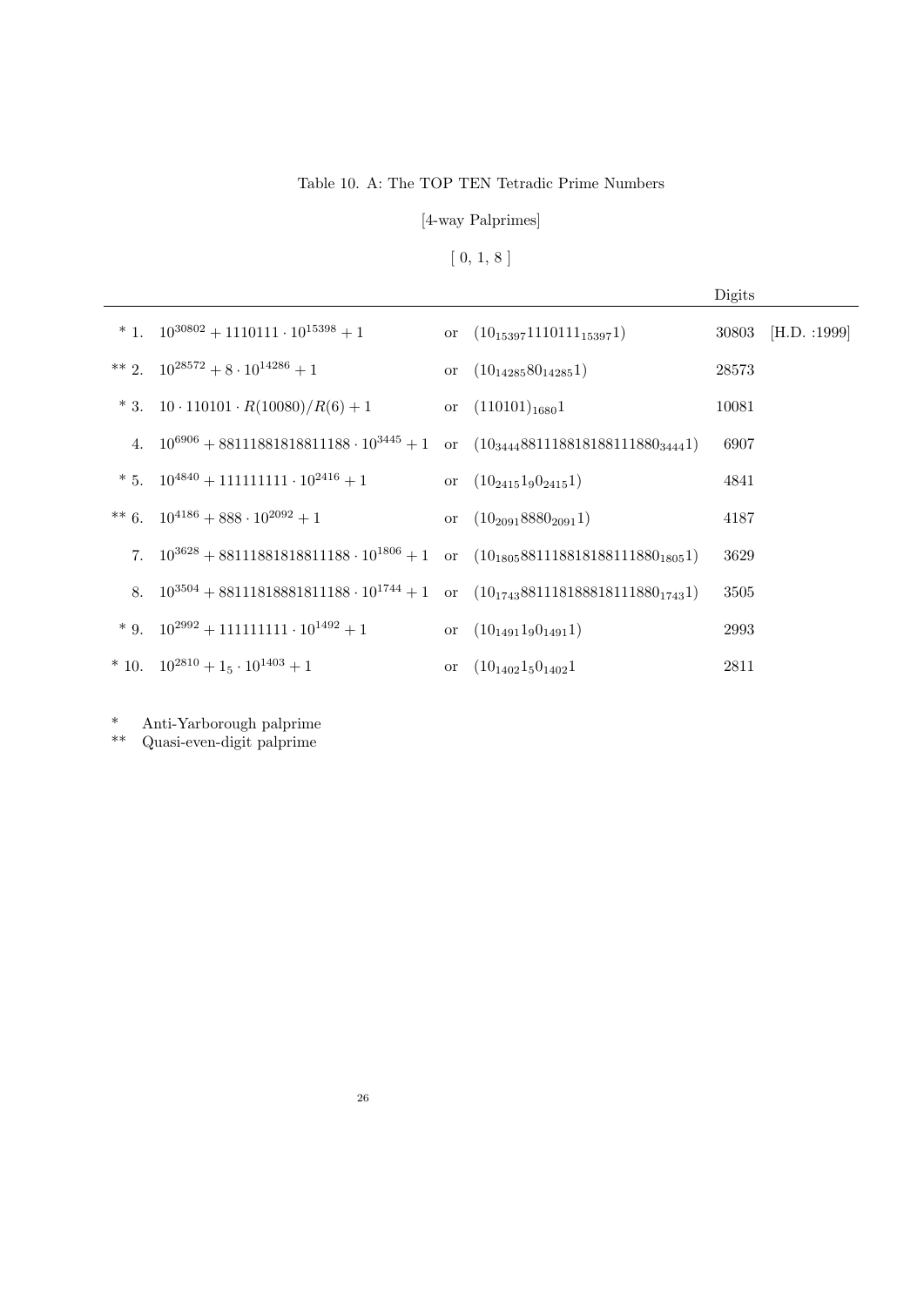Table 10. A: The TOP TEN Tetradic Prime Numbers

[4-way Palprimes]

[ 0, 1, 8 ]

| | | | | Digits | |
|---|---|---|---|---|---|
| * 1. | $10^{30802} + 1110111 \cdot 10^{15398} + 1$ | or | $(10_{15397}1110111_{15397}1)$ | 30803 | [H.D. :1999] |
| ** 2. | $10^{28572} + 8 \cdot 10^{14286} + 1$ | or | $(10_{14285}80_{14285}1)$ | 28573 | |
| * 3. | $10 \cdot 110101 \cdot R(10080)/R(6) + 1$ | or | $(110101)_{1680}1$ | 10081 | |
| 4. | $10^{6906} + 88111881818811188 \cdot 10^{3445} + 1$ | or | $(10_{3444}881118818188111880_{3444}1)$ | 6907 | |
| * 5. | $10^{4840} + 111111111 \cdot 10^{2416} + 1$ | or | $(10_{2415}1_{9}0_{2415}1)$ | 4841 | |
| ** 6. | $10^{4186} + 888 \cdot 10^{2092} + 1$ | or | $(10_{2091}8880_{2091}1)$ | 4187 | |
| 7. | $10^{3628} + 88111881818811188 \cdot 10^{1806} + 1$ | or | $(10_{1805}881118818188111880_{1805}1)$ | 3629 | |
| 8. | $10^{3504} + 88111818881811188 \cdot 10^{1744} + 1$ | or | $(10_{1743}881118188818111880_{1743}1)$ | 3505 | |
| * 9. | $10^{2992} + 111111111 \cdot 10^{1492} + 1$ | or | $(10_{1491}1_{9}0_{1491}1)$ | 2993 | |
| * 10. | $10^{2810} + 1_{5} \cdot 10^{1403} + 1$ | or | $(10_{1402}1_{5}0_{1402}1$ | 2811 | |

* Anti-Yarborough palprime
** Quasi-even-digit palprime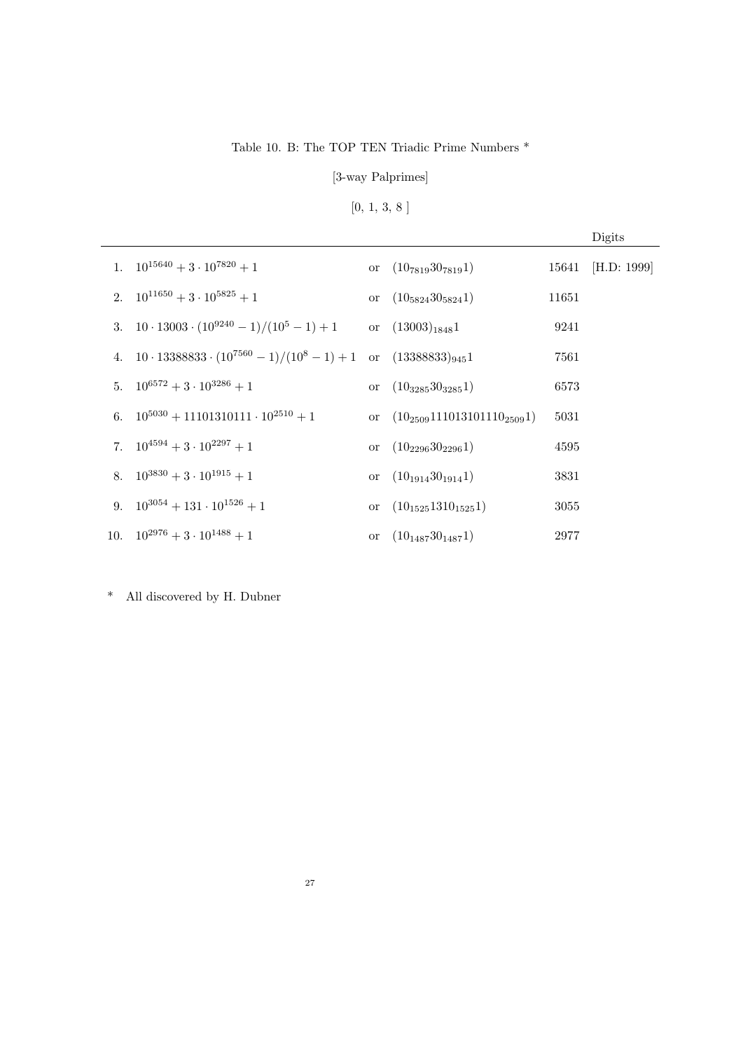Table 10. B: The TOP TEN Triadic Prime Numbers *

[3-way Palprimes]

[0, 1, 3, 8 ]

| | | | | Digits | |
|---|---|---|---|---|---|
| 1. | $10^{15640} + 3 \cdot 10^{7820} + 1$ | or | $(10_{7819}30_{7819}1)$ | 15641 | [H.D: 1999] |
| 2. | $10^{11650} + 3 \cdot 10^{5825} + 1$ | or | $(10_{5824}30_{5824}1)$ | 11651 | |
| 3. | $10 \cdot 13003 \cdot (10^{9240} - 1)/(10^5 - 1) + 1$ | or | $(13003)_{1848}1$ | 9241 | |
| 4. | $10 \cdot 13388833 \cdot (10^{7560} - 1)/(10^8 - 1) + 1$ | or | $(13388833)_{945}1$ | 7561 | |
| 5. | $10^{6572} + 3 \cdot 10^{3286} + 1$ | or | $(10_{3285}30_{3285}1)$ | 6573 | |
| 6. | $10^{5030} + 11101310111 \cdot 10^{2510} + 1$ | or | $(10_{2509}111013101110_{2509}1)$ | 5031 | |
| 7. | $10^{4594} + 3 \cdot 10^{2297} + 1$ | or | $(10_{2296}30_{2296}1)$ | 4595 | |
| 8. | $10^{3830} + 3 \cdot 10^{1915} + 1$ | or | $(10_{1914}30_{1914}1)$ | 3831 | |
| 9. | $10^{3054} + 131 \cdot 10^{1526} + 1$ | or | $(10_{1525}1310_{1525}1)$ | 3055 | |
| 10. | $10^{2976} + 3 \cdot 10^{1488} + 1$ | or | $(10_{1487}30_{1487}1)$ | 2977 | |

\* All discovered by H. Dubner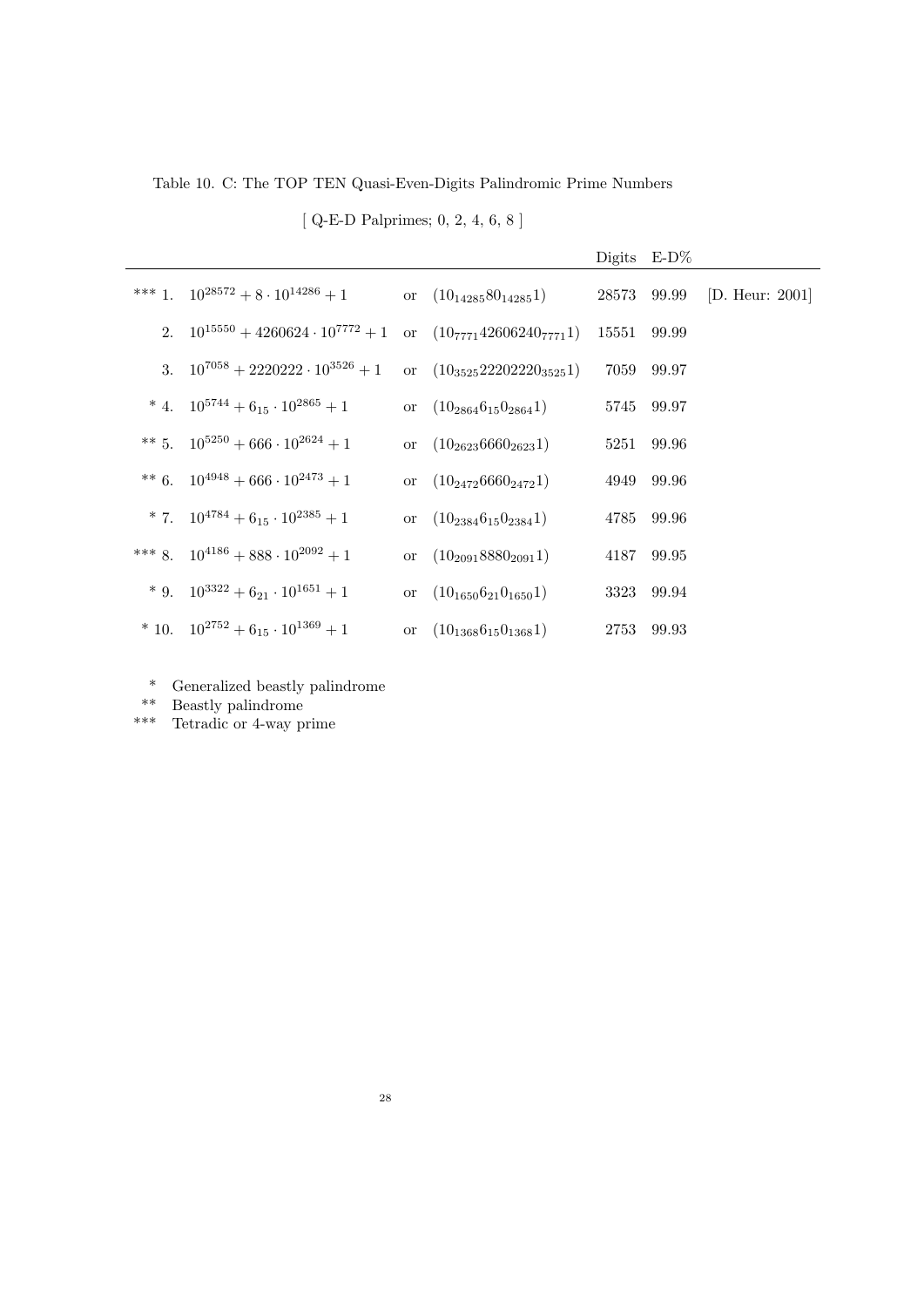Table 10. C: The TOP TEN Quasi-Even-Digits Palindromic Prime Numbers

[ Q-E-D Palprimes; 0, 2, 4, 6, 8 ]

| | | | | Digits | E-D% | |
|---|---|---|---|---|---|---|
| *** 1. | $10^{28572} + 8 \cdot 10^{14286} + 1$ | or | $(1 0_{14285} 8 0_{14285} 1)$ | 28573 | 99.99 | [D. Heur: 2001] |
| 2. | $10^{15550} + 4260624 \cdot 10^{7772} + 1$ | or | $(1 0_{7771} 4260624 0_{7771} 1)$ | 15551 | 99.99 | |
| 3. | $10^{7058} + 2220222 \cdot 10^{3526} + 1$ | or | $(1 0_{3525} 2220222 0_{3525} 1)$ | 7059 | 99.97 | |
| * 4. | $10^{5744} + 6_{15} \cdot 10^{2865} + 1$ | or | $(1 0_{2864} 6_{15} 0_{2864} 1)$ | 5745 | 99.97 | |
| ** 5. | $10^{5250} + 666 \cdot 10^{2624} + 1$ | or | $(1 0_{2623} 666 0_{2623} 1)$ | 5251 | 99.96 | |
| ** 6. | $10^{4948} + 666 \cdot 10^{2473} + 1$ | or | $(1 0_{2472} 666 0_{2472} 1)$ | 4949 | 99.96 | |
| * 7. | $10^{4784} + 6_{15} \cdot 10^{2385} + 1$ | or | $(1 0_{2384} 6_{15} 0_{2384} 1)$ | 4785 | 99.96 | |
| *** 8. | $10^{4186} + 888 \cdot 10^{2092} + 1$ | or | $(1 0_{2091} 888 0_{2091} 1)$ | 4187 | 99.95 | |
| * 9. | $10^{3322} + 6_{21} \cdot 10^{1651} + 1$ | or | $(1 0_{1650} 6_{21} 0_{1650} 1)$ | 3323 | 99.94 | |
| * 10. | $10^{2752} + 6_{15} \cdot 10^{1369} + 1$ | or | $(1 0_{1368} 6_{15} 0_{1368} 1)$ | 2753 | 99.93 | |

\* Generalized beastly palindrome
** Beastly palindrome
*** Tetradic or 4-way prime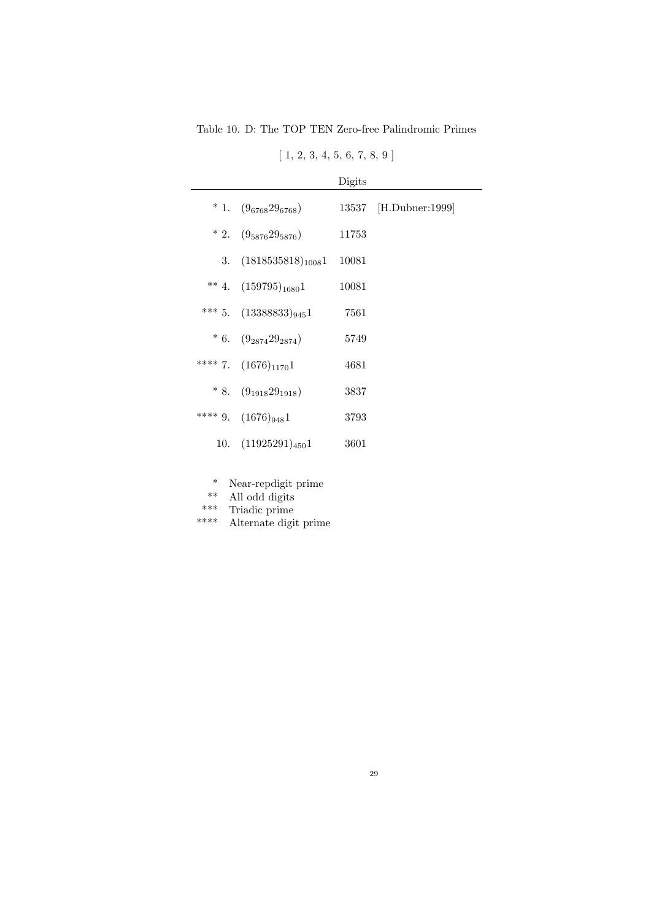Table 10. D: The TOP TEN Zero-free Palindromic Primes

[ 1, 2, 3, 4, 5, 6, 7, 8, 9 ]

| | | Digits | |
|---|---|---|---|
| * 1. | $(9_{6768}29_{6768})$ | 13537 | [H.Dubner:1999] |
| * 2. | $(9_{5876}29_{5876})$ | 11753 | |
| 3. | $(1818535818)_{1008}1$ | 10081 | |
| ** 4. | $(159795)_{1680}1$ | 10081 | |
| *** 5. | $(13388833)_{945}1$ | 7561 | |
| * 6. | $(9_{2874}29_{2874})$ | 5749 | |
| **** 7. | $(1676)_{1170}1$ | 4681 | |
| * 8. | $(9_{1918}29_{1918})$ | 3837 | |
| **** 9. | $(1676)_{948}1$ | 3793 | |
| 10. | $(11925291)_{450}1$ | 3601 | |

| | |
|---|---|
| * | Near-repdigit prime |
| ** | All odd digits |
| *** | Triadic prime |
| **** | Alternate digit prime |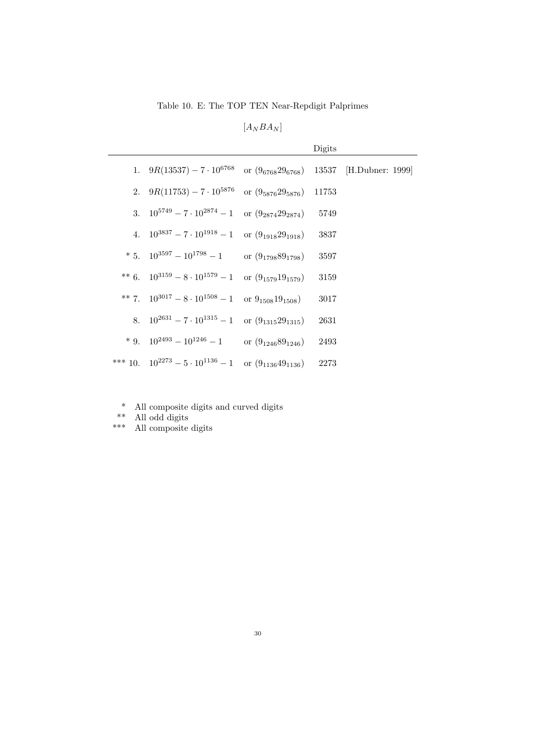Table 10. E: The TOP TEN Near-Repdigit Palprimes

$[A_N B A_N]$

| | | | Digits | |
|---|---|---|---|---|
| 1. | $9R(13537) - 7 \cdot 10^{6768}$ | or $(9_{6768}29_{6768})$ | 13537 | [H.Dubner: 1999] |
| 2. | $9R(11753) - 7 \cdot 10^{5876}$ | or $(9_{5876}29_{5876})$ | 11753 | |
| 3. | $10^{5749} - 7 \cdot 10^{2874} - 1$ | or $(9_{2874}29_{2874})$ | 5749 | |
| 4. | $10^{3837} - 7 \cdot 10^{1918} - 1$ | or $(9_{1918}29_{1918})$ | 3837 | |
| * 5. | $10^{3597} - 10^{1798} - 1$ | or $(9_{1798}89_{1798})$ | 3597 | |
| ** 6. | $10^{3159} - 8 \cdot 10^{1579} - 1$ | or $(9_{1579}19_{1579})$ | 3159 | |
| ** 7. | $10^{3017} - 8 \cdot 10^{1508} - 1$ | or $9_{1508}19_{1508})$ | 3017 | |
| 8. | $10^{2631} - 7 \cdot 10^{1315} - 1$ | or $(9_{1315}29_{1315})$ | 2631 | |
| * 9. | $10^{2493} - 10^{1246} - 1$ | or $(9_{1246}89_{1246})$ | 2493 | |
| *** 10. | $10^{2273} - 5 \cdot 10^{1136} - 1$ | or $(9_{1136}49_{1136})$ | 2273 | |

\* All composite digits and curved digits
\*\* All odd digits
\*\*\* All composite digits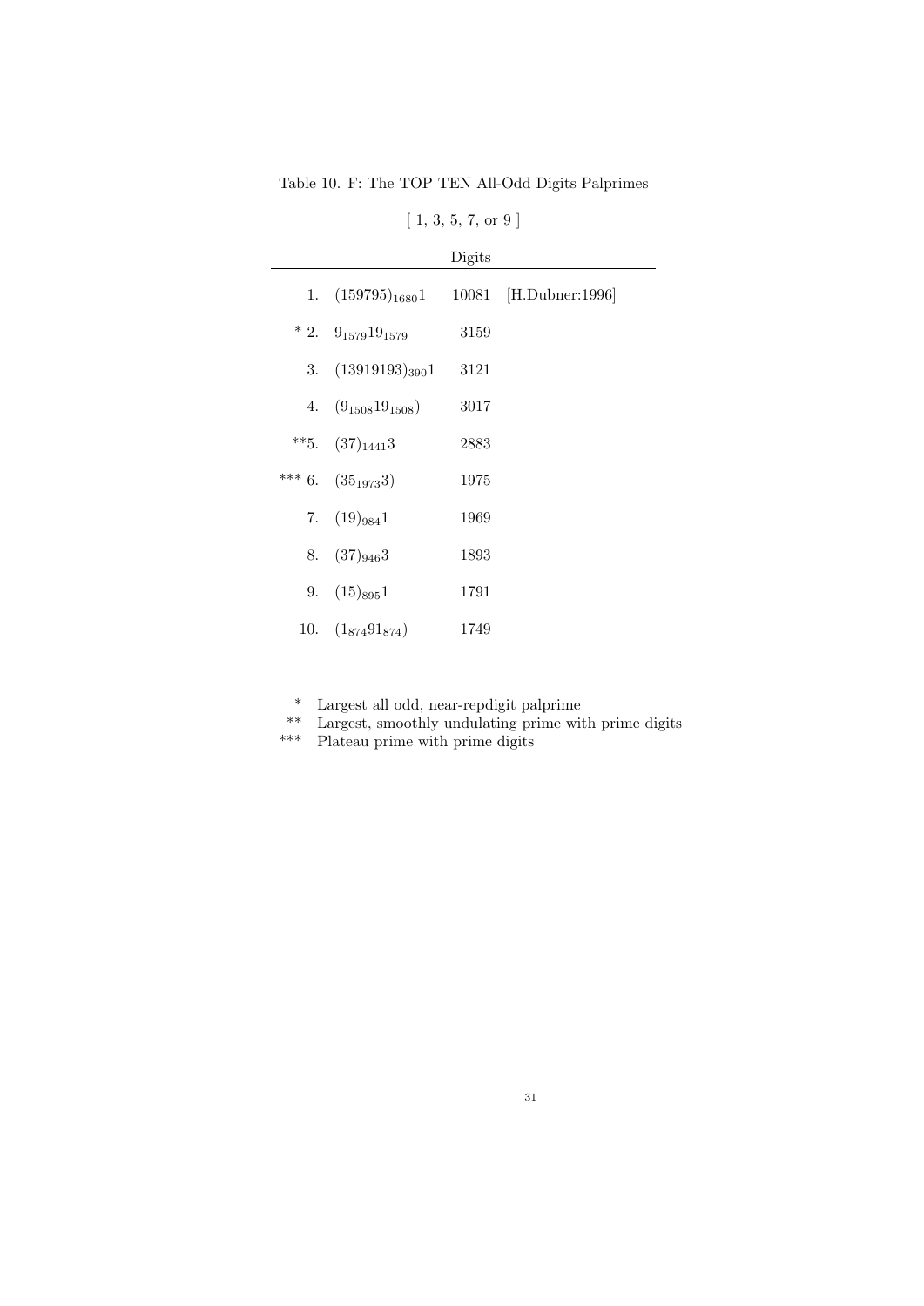Table 10. F: The TOP TEN All-Odd Digits Palprimes

[ 1, 3, 5, 7, or 9 ]

| | | Digits | |
|---|---|---|---|
| 1. | $(159795)_{1680}1$ | 10081 | [H.Dubner:1996] |
| * 2. | $9_{1579}19_{1579}$ | 3159 | |
| 3. | $(13919193)_{390}1$ | 3121 | |
| 4. | $(9_{1508}19_{1508})$ | 3017 | |
| **5. | $(37)_{1441}3$ | 2883 | |
| *** 6. | $(35_{1973}3)$ | 1975 | |
| 7. | $(19)_{984}1$ | 1969 | |
| 8. | $(37)_{946}3$ | 1893 | |
| 9. | $(15)_{895}1$ | 1791 | |
| 10. | $(1_{874}91_{874})$ | 1749 | |

\* Largest all odd, near-repdigit palprime

\** Largest, smoothly undulating prime with prime digits

\*** Plateau prime with prime digits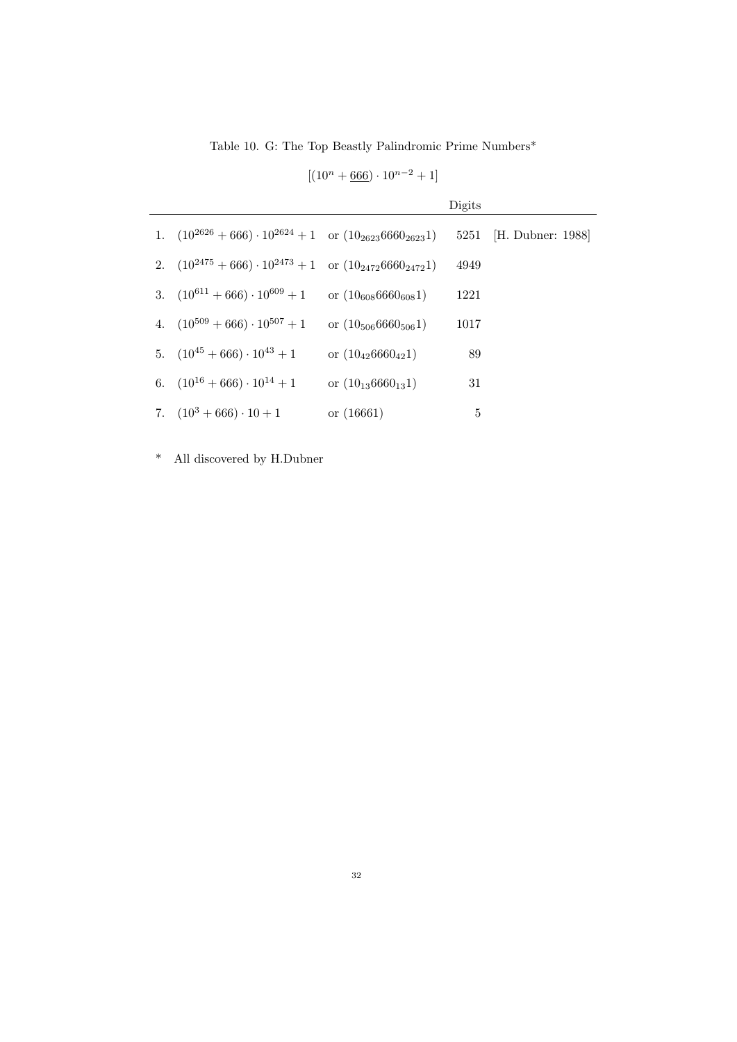Table 10. G: The Top Beastly Palindromic Prime Numbers*

$$[(10^n + \underline{666}) \cdot 10^{n-2} + 1]$$

| | | | Digits | |
|---|---|---|---|---|
| 1. | $(10^{2626} + 666) \cdot 10^{2624} + 1$ | or $(10_{2623}6660_{2623}1)$ | 5251 | [H. Dubner: 1988] |
| 2. | $(10^{2475} + 666) \cdot 10^{2473} + 1$ | or $(10_{2472}6660_{2472}1)$ | 4949 | |
| 3. | $(10^{611} + 666) \cdot 10^{609} + 1$ | or $(10_{608}6660_{608}1)$ | 1221 | |
| 4. | $(10^{509} + 666) \cdot 10^{507} + 1$ | or $(10_{506}6660_{506}1)$ | 1017 | |
| 5. | $(10^{45} + 666) \cdot 10^{43} + 1$ | or $(10_{42}6660_{42}1)$ | 89 | |
| 6. | $(10^{16} + 666) \cdot 10^{14} + 1$ | or $(10_{13}6660_{13}1)$ | 31 | |
| 7. | $(10^{3} + 666) \cdot 10 + 1$ | or $(16661)$ | 5 | |

* All discovered by H.Dubner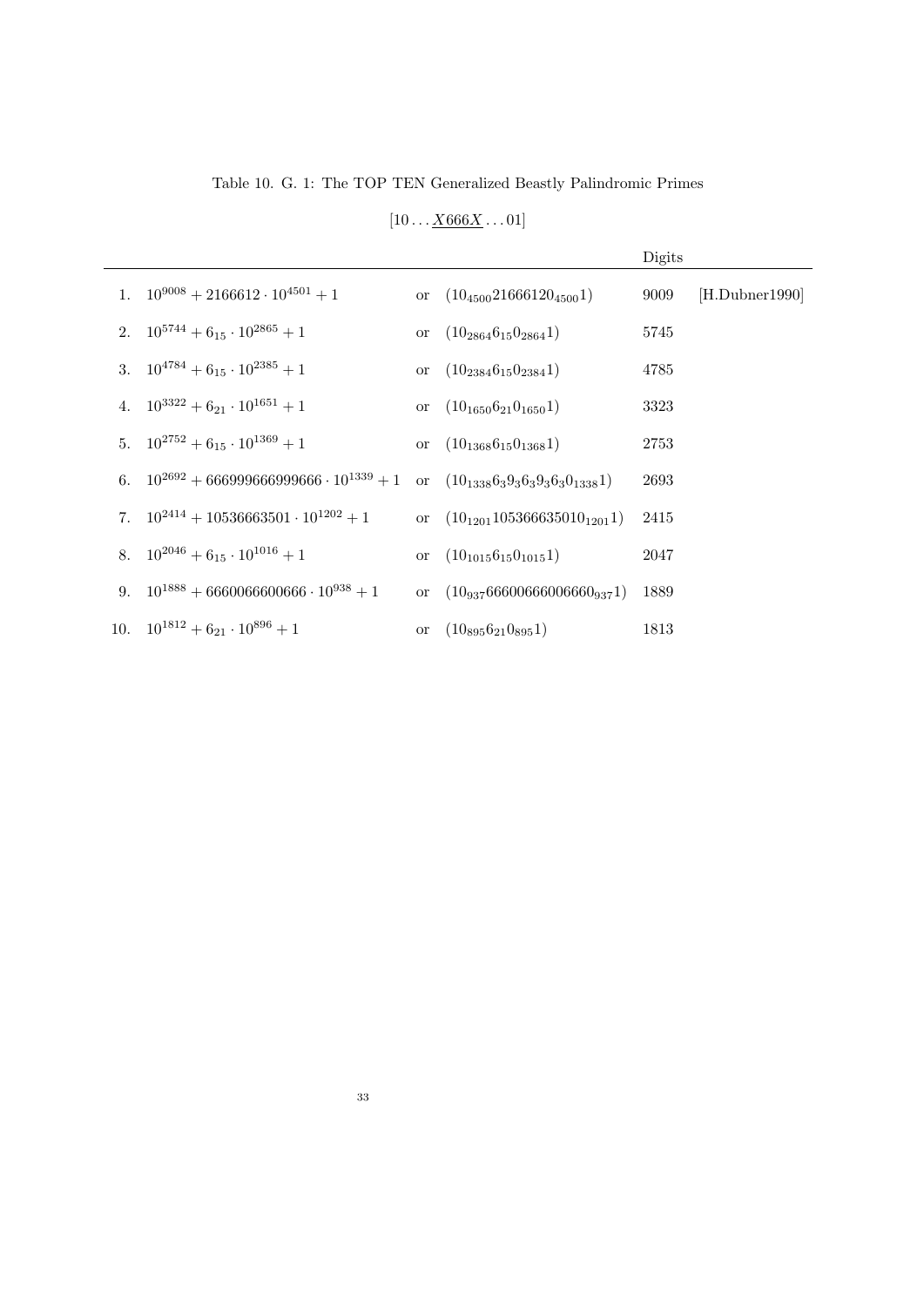Table 10. G. 1: The TOP TEN Generalized Beastly Palindromic Primes

$[10\ldots\underline{X666X}\ldots01]$

| | | | | Digits | |
|---|---|---|---|---|---|
| 1. | $10^{9008} + 2166612 \cdot 10^{4501} + 1$ | or | $(10_{4500}21666120_{4500}1)$ | 9009 | [H.Dubner1990] |
| 2. | $10^{5744} + 6_{15} \cdot 10^{2865} + 1$ | or | $(10_{2864}6_{15}0_{2864}1)$ | 5745 | |
| 3. | $10^{4784} + 6_{15} \cdot 10^{2385} + 1$ | or | $(10_{2384}6_{15}0_{2384}1)$ | 4785 | |
| 4. | $10^{3322} + 6_{21} \cdot 10^{1651} + 1$ | or | $(10_{1650}6_{21}0_{1650}1)$ | 3323 | |
| 5. | $10^{2752} + 6_{15} \cdot 10^{1369} + 1$ | or | $(10_{1368}6_{15}0_{1368}1)$ | 2753 | |
| 6. | $10^{2692} + 666999666999666 \cdot 10^{1339} + 1$ | or | $(10_{1338}6_{3}9_{3}6_{3}9_{3}6_{3}0_{1338}1)$ | 2693 | |
| 7. | $10^{2414} + 10536663501 \cdot 10^{1202} + 1$ | or | $(10_{1201}105366635010_{1201}1)$ | 2415 | |
| 8. | $10^{2046} + 6_{15} \cdot 10^{1016} + 1$ | or | $(10_{1015}6_{15}0_{1015}1)$ | 2047 | |
| 9. | $10^{1888} + 6660066600666 \cdot 10^{938} + 1$ | or | $(10_{937}66600666006660_{937}1)$ | 1889 | |
| 10. | $10^{1812} + 6_{21} \cdot 10^{896} + 1$ | or | $(10_{895}6_{21}0_{895}1)$ | 1813 | |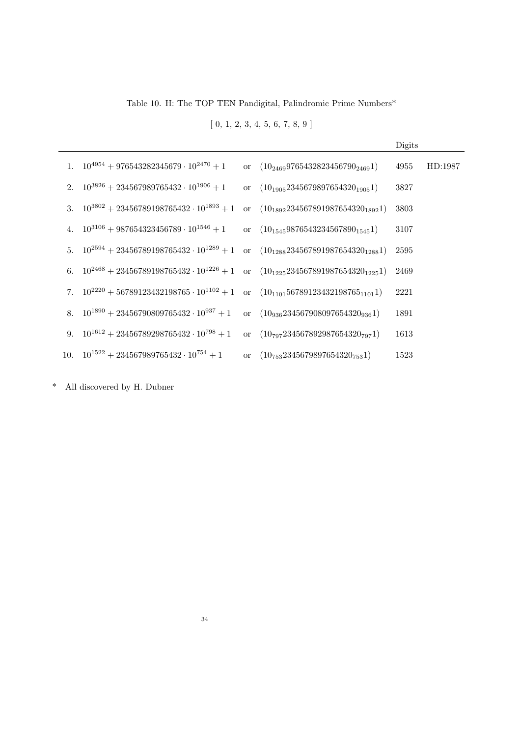Table 10. H: The TOP TEN Pandigital, Palindromic Prime Numbers*

[ 0, 1, 2, 3, 4, 5, 6, 7, 8, 9 ]

| | | | | Digits | |
|---|---|---|---|---|---|
| 1. | $10^{4954} + 976543282345679 \cdot 10^{2470} + 1$ | or | $(10_{2469}9765432823456790_{2469}1)$ | 4955 | HD:1987 |
| 2. | $10^{3826} + 234567989765432 \cdot 10^{1906} + 1$ | or | $(10_{1905}2345679897654320_{1905}1)$ | 3827 | |
| 3. | $10^{3802} + 23456789198765432 \cdot 10^{1893} + 1$ | or | $(10_{1892}234567891987654320_{1892}1)$ | 3803 | |
| 4. | $10^{3106} + 987654323456789 \cdot 10^{1546} + 1$ | or | $(10_{1545}9876543234567890_{1545}1)$ | 3107 | |
| 5. | $10^{2594} + 23456789198765432 \cdot 10^{1289} + 1$ | or | $(10_{1288}234567891987654320_{1288}1)$ | 2595 | |
| 6. | $10^{2468} + 23456789198765432 \cdot 10^{1226} + 1$ | or | $(10_{1225}234567891987654320_{1225}1)$ | 2469 | |
| 7. | $10^{2220} + 56789123432198765 \cdot 10^{1102} + 1$ | or | $(10_{1101}56789123432198765_{1101}1)$ | 2221 | |
| 8. | $10^{1890} + 23456790809765432 \cdot 10^{937} + 1$ | or | $(10_{936}234567908097654320_{936}1)$ | 1891 | |
| 9. | $10^{1612} + 23456789298765432 \cdot 10^{798} + 1$ | or | $(10_{797}234567892987654320_{797}1)$ | 1613 | |
| 10. | $10^{1522} + 234567989765432 \cdot 10^{754} + 1$ | or | $(10_{753}2345679897654320_{753}1)$ | 1523 | |

* All discovered by H. Dubner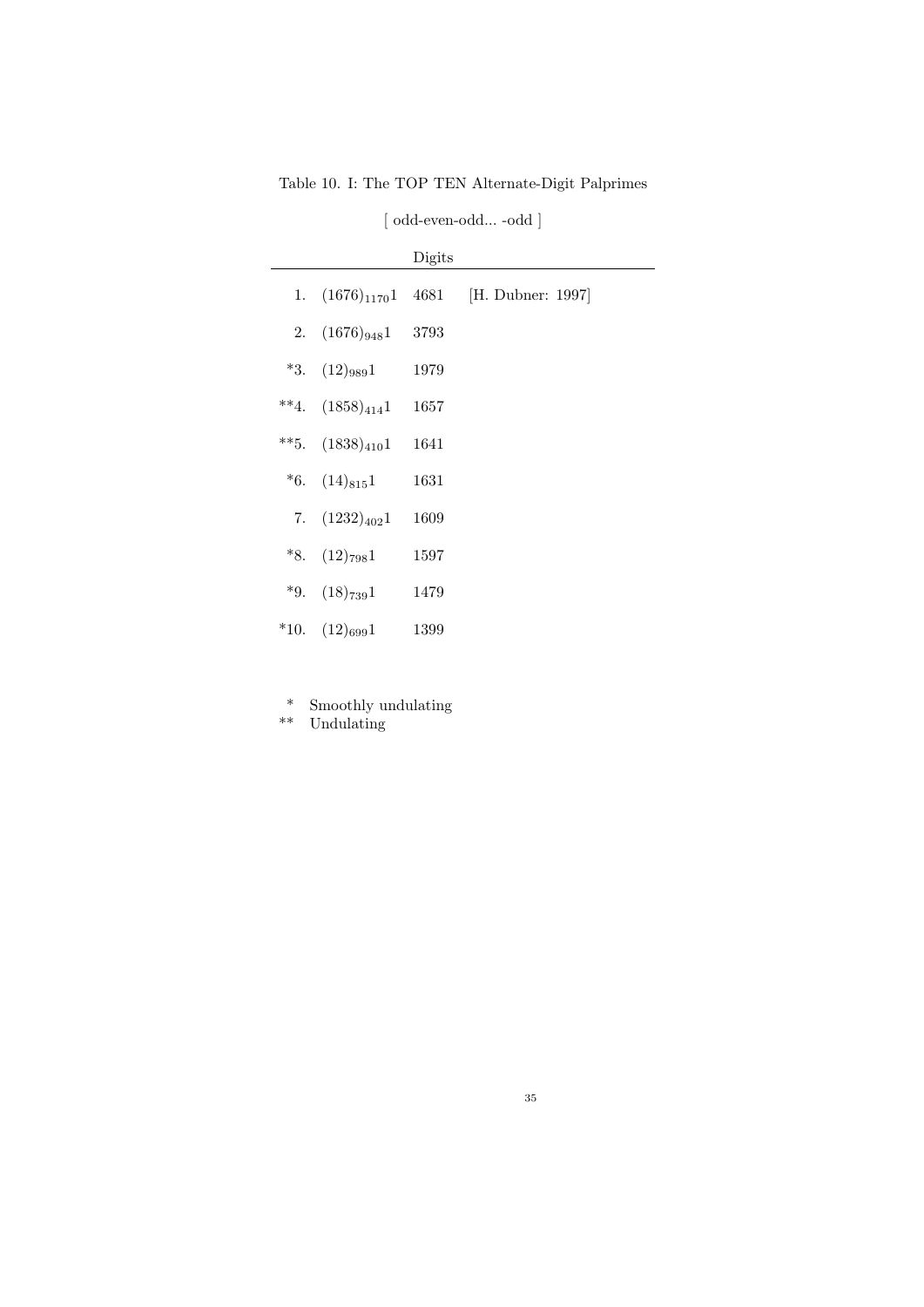Table 10. I: The TOP TEN Alternate-Digit Palprimes

[ odd-even-odd... -odd ]

| | | Digits | |
|---|---|---|---|
| 1. | $(1676)_{1170}1$ | 4681 | [H. Dubner: 1997] |
| 2. | $(1676)_{948}1$ | 3793 | |
| *3. | $(12)_{989}1$ | 1979 | |
| **4. | $(1858)_{414}1$ | 1657 | |
| **5. | $(1838)_{410}1$ | 1641 | |
| *6. | $(14)_{815}1$ | 1631 | |
| 7. | $(1232)_{402}1$ | 1609 | |
| *8. | $(12)_{798}1$ | 1597 | |
| *9. | $(18)_{739}1$ | 1479 | |
| *10. | $(12)_{699}1$ | 1399 | |

\* Smoothly undulating
\*\* Undulating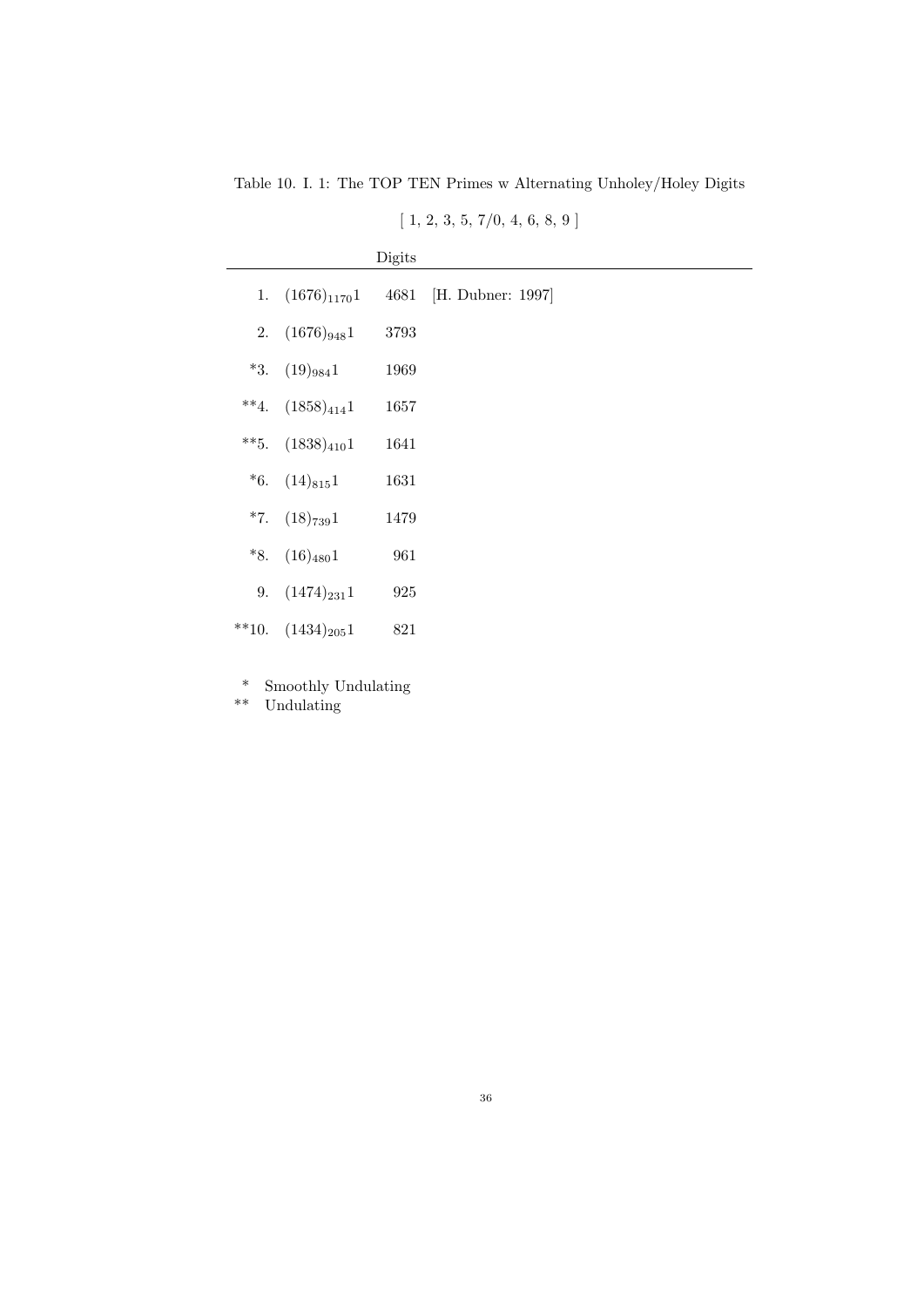Table 10. I. 1: The TOP TEN Primes w Alternating Unholey/Holey Digits

[ 1, 2, 3, 5, 7/0, 4, 6, 8, 9 ]

| | | Digits | |
|---|---|---|---|
| 1. | $(1676)_{1170}1$ | 4681 | [H. Dubner: 1997] |
| 2. | $(1676)_{948}1$ | 3793 | |
| *3. | $(19)_{984}1$ | 1969 | |
| **4. | $(1858)_{414}1$ | 1657 | |
| **5. | $(1838)_{410}1$ | 1641 | |
| *6. | $(14)_{815}1$ | 1631 | |
| *7. | $(18)_{739}1$ | 1479 | |
| *8. | $(16)_{480}1$ | 961 | |
| 9. | $(1474)_{231}1$ | 925 | |
| **10. | $(1434)_{205}1$ | 821 | |

\* Smoothly Undulating
\*\* Undulating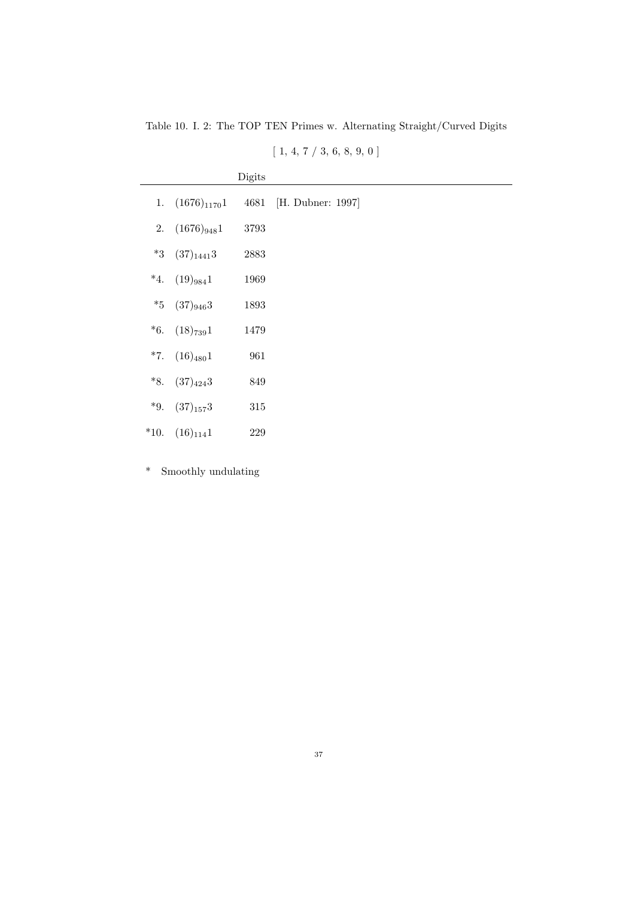Table 10. I. 2: The TOP TEN Primes w. Alternating Straight/Curved Digits

[ 1, 4, 7 / 3, 6, 8, 9, 0 ]

| | | Digits | |
|---|---|---|---|
| 1. | $(1676)_{1170}1$ | 4681 | [H. Dubner: 1997] |
| 2. | $(1676)_{948}1$ | 3793 | |
| *3 | $(37)_{1441}3$ | 2883 | |
| *4. | $(19)_{984}1$ | 1969 | |
| *5 | $(37)_{946}3$ | 1893 | |
| *6. | $(18)_{739}1$ | 1479 | |
| *7. | $(16)_{480}1$ | 961 | |
| *8. | $(37)_{424}3$ | 849 | |
| *9. | $(37)_{157}3$ | 315 | |
| *10. | $(16)_{114}1$ | 229 | |

* Smoothly undulating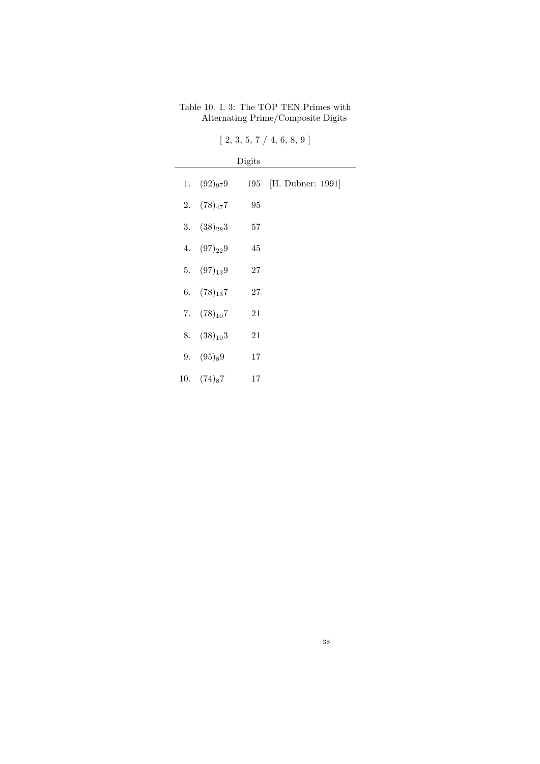Table 10. I. 3: The TOP TEN Primes with Alternating Prime/Composite Digits

[ 2, 3, 5, 7 / 4, 6, 8, 9 ]

| | | Digits | |
|---|---|---|---|
| 1. | $(92)_{97}9$ | 195 | [H. Dubner: 1991] |
| 2. | $(78)_{47}7$ | 95 | |
| 3. | $(38)_{28}3$ | 57 | |
| 4. | $(97)_{22}9$ | 45 | |
| 5. | $(97)_{13}9$ | 27 | |
| 6. | $(78)_{13}7$ | 27 | |
| 7. | $(78)_{10}7$ | 21 | |
| 8. | $(38)_{10}3$ | 21 | |
| 9. | $(95)_{8}9$ | 17 | |
| 10. | $(74)_{8}7$ | 17 | |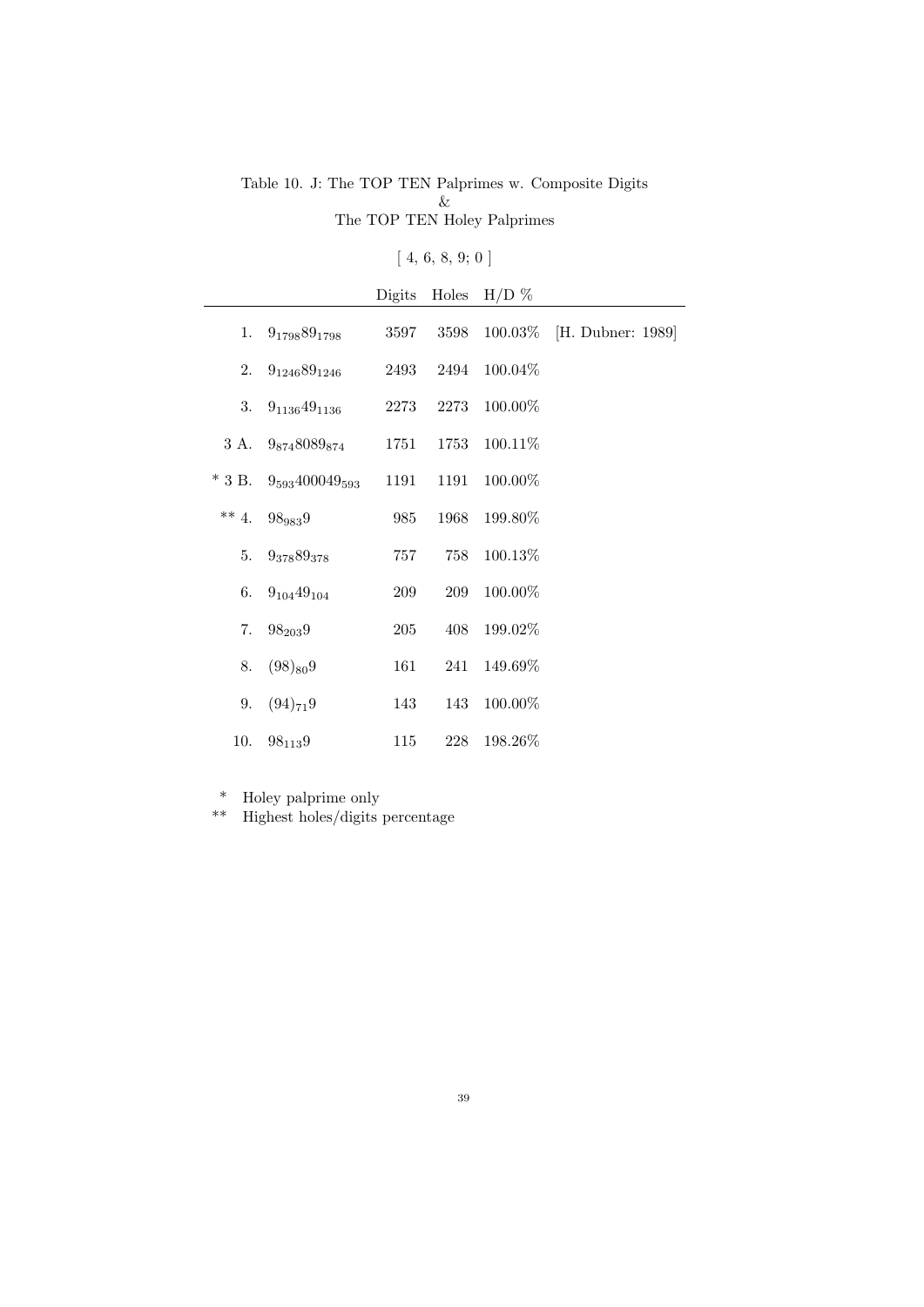Table 10. J: The TOP TEN Palprimes w. Composite Digits
&
The TOP TEN Holey Palprimes

[ 4, 6, 8, 9; 0 ]

| | | Digits | Holes | H/D % | |
|---|---|---|---|---|---|
| 1. | $9_{1798}89_{1798}$ | 3597 | 3598 | 100.03% | [H. Dubner: 1989] |
| 2. | $9_{1246}89_{1246}$ | 2493 | 2494 | 100.04% | |
| 3. | $9_{1136}49_{1136}$ | 2273 | 2273 | 100.00% | |
| 3 A. | $9_{874}8089_{874}$ | 1751 | 1753 | 100.11% | |
| * 3 B. | $9_{593}400049_{593}$ | 1191 | 1191 | 100.00% | |
| ** 4. | $98_{983}9$ | 985 | 1968 | 199.80% | |
| 5. | $9_{378}89_{378}$ | 757 | 758 | 100.13% | |
| 6. | $9_{104}49_{104}$ | 209 | 209 | 100.00% | |
| 7. | $98_{203}9$ | 205 | 408 | 199.02% | |
| 8. | $(98)_{80}9$ | 161 | 241 | 149.69% | |
| 9. | $(94)_{71}9$ | 143 | 143 | 100.00% | |
| 10. | $98_{113}9$ | 115 | 228 | 198.26% | |

\* Holey palprime only
\*\* Highest holes/digits percentage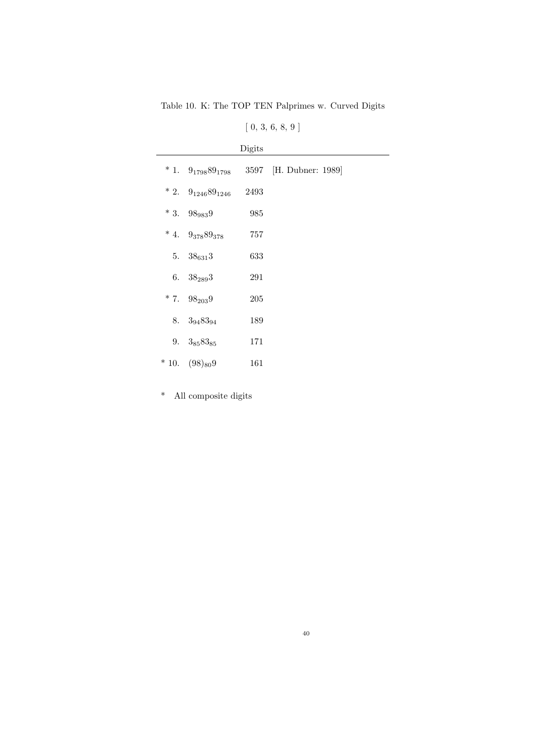Table 10. K: The TOP TEN Palprimes w. Curved Digits

[ 0, 3, 6, 8, 9 ]

| | | Digits | |
|---|---|---|---|
| * 1. | $9_{1798}89_{1798}$ | 3597 | [H. Dubner: 1989] |
| * 2. | $9_{1246}89_{1246}$ | 2493 | |
| * 3. | $98_{983}9$ | 985 | |
| * 4. | $9_{378}89_{378}$ | 757 | |
| 5. | $38_{631}3$ | 633 | |
| 6. | $38_{289}3$ | 291 | |
| * 7. | $98_{203}9$ | 205 | |
| 8. | $3_{94}83_{94}$ | 189 | |
| 9. | $3_{85}83_{85}$ | 171 | |
| * 10. | $(98)_{80}9$ | 161 | |

\* All composite digits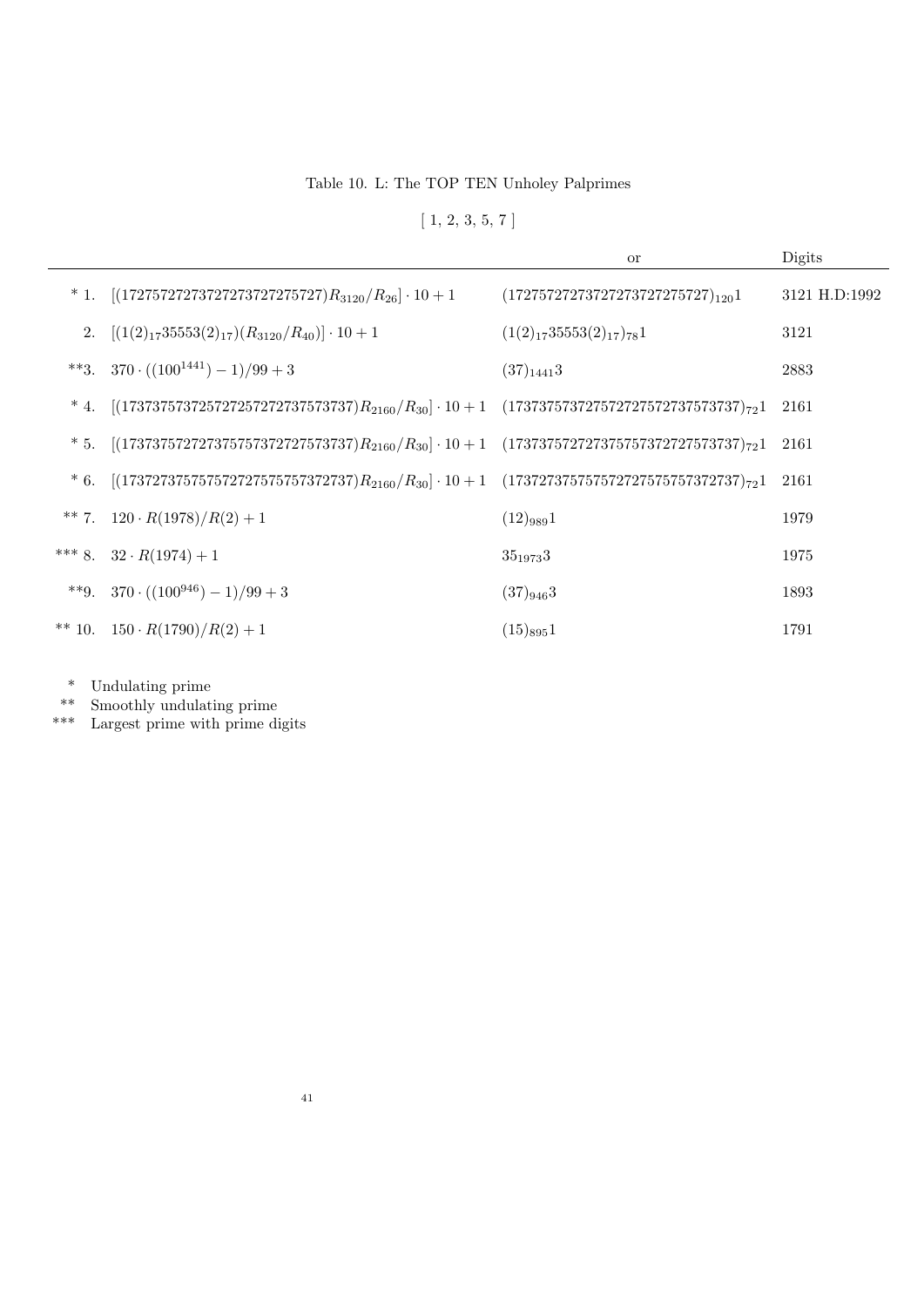Table 10. L: The TOP TEN Unholey Palprimes

[ 1, 2, 3, 5, 7 ]

| | | or | Digits |
|---|---|---|---|
| * 1. | $[(172757272737273727275727)R_{3120}/R_{26}] \cdot 10 + 1$ | $(172757272737273727275727)_{120}1$ | 3121 H.D:1992 |
| 2. | $[(1(2)_{17}35553(2)_{17})(R_{3120}/R_{40})] \cdot 10 + 1$ | $(1(2)_{17}35553(2)_{17})_{78}1$ | 3121 |
| **3. | $370 \cdot ((100^{1441}) - 1)/99 + 3$ | $(37)_{1441}3$ | 2883 |
| * 4. | $[(173737573725727257272737573737)R_{2160}/R_{30}] \cdot 10 + 1$ | $(173737573727572727572737573737)_{72}1$ | 2161 |
| * 5. | $[(173737572727375757372727573737)R_{2160}/R_{30}] \cdot 10 + 1$ | $(173737572727375757372727573737)_{72}1$ | 2161 |
| * 6. | $[(173727375757572727575757372737)R_{2160}/R_{30}] \cdot 10 + 1$ | $(173727375757572727575757372737)_{72}1$ | 2161 |
| ** 7. | $120 \cdot R(1978)/R(2) + 1$ | $(12)_{989}1$ | 1979 |
| *** 8. | $32 \cdot R(1974) + 1$ | $35_{1973}3$ | 1975 |
| **9. | $370 \cdot ((100^{946}) - 1)/99 + 3$ | $(37)_{946}3$ | 1893 |
| ** 10. | $150 \cdot R(1790)/R(2) + 1$ | $(15)_{895}1$ | 1791 |

\* Undulating prime

\*\* Smoothly undulating prime

\*\*\* Largest prime with prime digits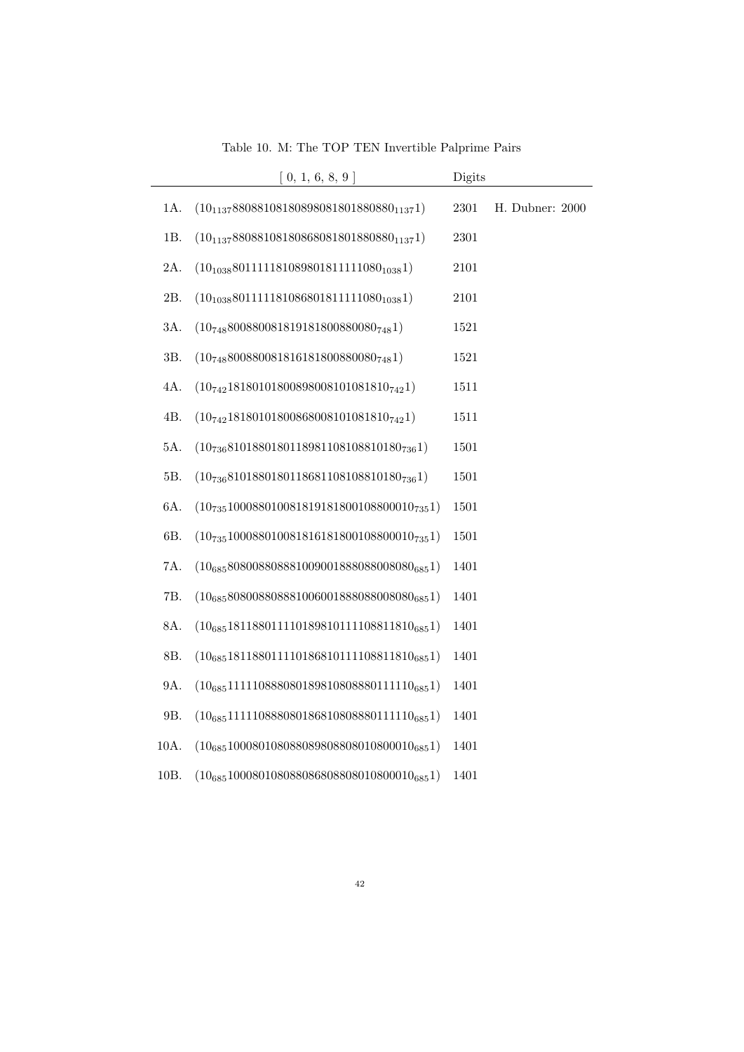Table 10. M: The TOP TEN Invertible Palprime Pairs

| | [ 0, 1, 6, 8, 9 ] | Digits | |
|---|---|---|---|
| 1A. | $(10_{1137}880881081808980818018808 80_{1137}1)$ | 2301 | H. Dubner: 2000 |
| 1B. | $(10_{1137}88088108180868081801880880_{1137}1)$ | 2301 | |
| 2A. | $(10_{1038}8011111810898018111110 80_{1038}1)$ | 2101 | |
| 2B. | $(10_{1038}80111118108680181111108 0_{1038}1)$ | 2101 | |
| 3A. | $(10_{748}800880081819181800880080_{748}1)$ | 1521 | |
| 3B. | $(10_{748}800880081816181800880080_{748}1)$ | 1521 | |
| 4A. | $(10_{742}18180101800898008101081810_{742}1)$ | 1511 | |
| 4B. | $(10_{742}18180101800868008101081810_{742}1)$ | 1511 | |
| 5A. | $(10_{736}81018801801189811081088 10180_{736}1)$ | 1501 | |
| 5B. | $(10_{736}8101880180118681108108810180_{736}1)$ | 1501 | |
| 6A. | $(10_{735}10008801008181918180010 8800010_{735}1)$ | 1501 | |
| 6B. | $(10_{735}100088010081816181800108800010_{735}1)$ | 1501 | |
| 7A. | $(10_{685}80800880888100900188808 8008080_{685}1)$ | 1401 | |
| 7B. | $(10_{685}8080088088810060018880880 08080_{685}1)$ | 1401 | |
| 8A. | $(10_{685}18118801111018981011110 8811810_{685}1)$ | 1401 | |
| 8B. | $(10_{685}181188011110186810111108811810_{685}1)$ | 1401 | |
| 9A. | $(10_{685}11111088808018981080888 0111110_{685}1)$ | 1401 | |
| 9B. | $(10_{685}111110888080186810808880111110_{685}1)$ | 1401 | |
| 10A. | $(10_{685}10008010808808980880801 0800010_{685}1)$ | 1401 | |
| 10B. | $(10_{685}100080108088086808808010800010_{685}1)$ | 1401 | |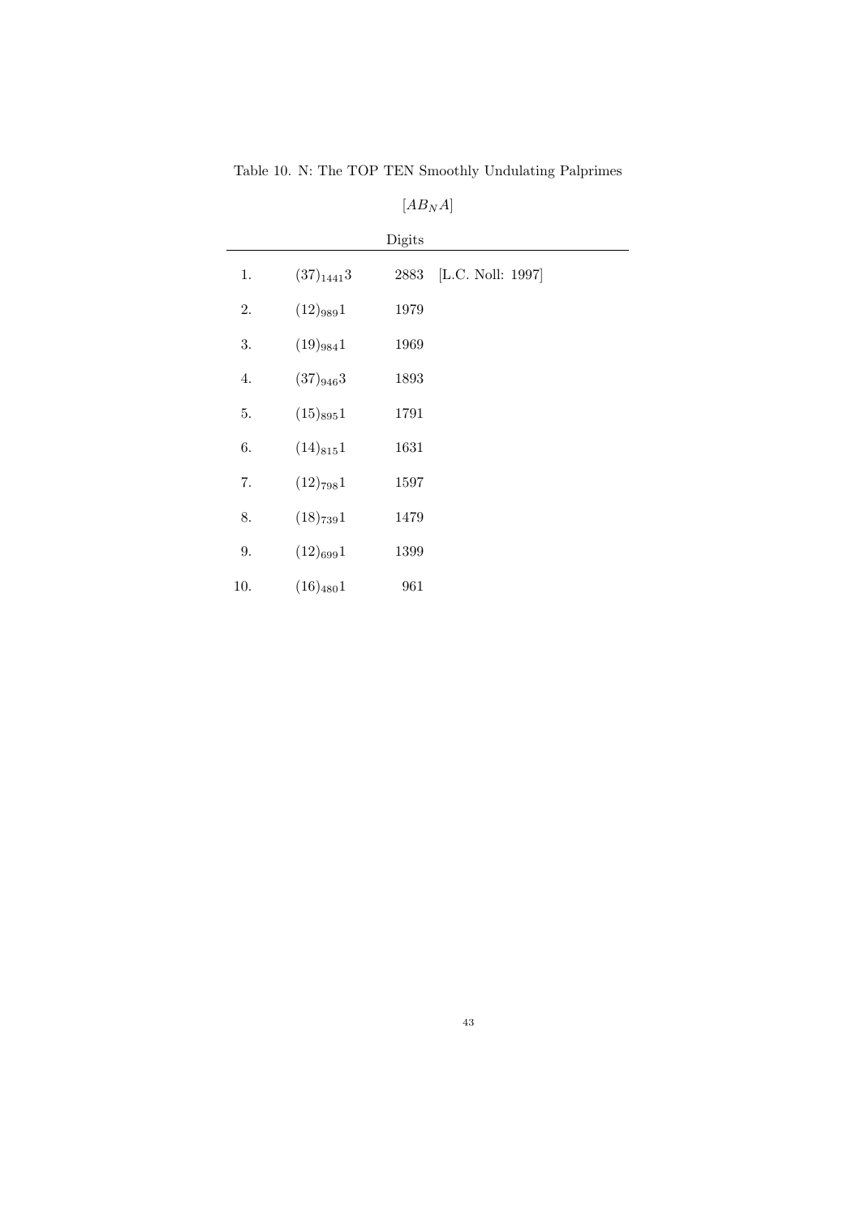Table 10. N: The TOP TEN Smoothly Undulating Palprimes

$[AB_NA]$

| | | Digits | |
|---|---|---|---|
| 1. | $(37)_{1441}3$ | 2883 | [L.C. Noll: 1997] |
| 2. | $(12)_{989}1$ | 1979 | |
| 3. | $(19)_{984}1$ | 1969 | |
| 4. | $(37)_{946}3$ | 1893 | |
| 5. | $(15)_{895}1$ | 1791 | |
| 6. | $(14)_{815}1$ | 1631 | |
| 7. | $(12)_{798}1$ | 1597 | |
| 8. | $(18)_{739}1$ | 1479 | |
| 9. | $(12)_{699}1$ | 1399 | |
| 10. | $(16)_{480}1$ | 961 | |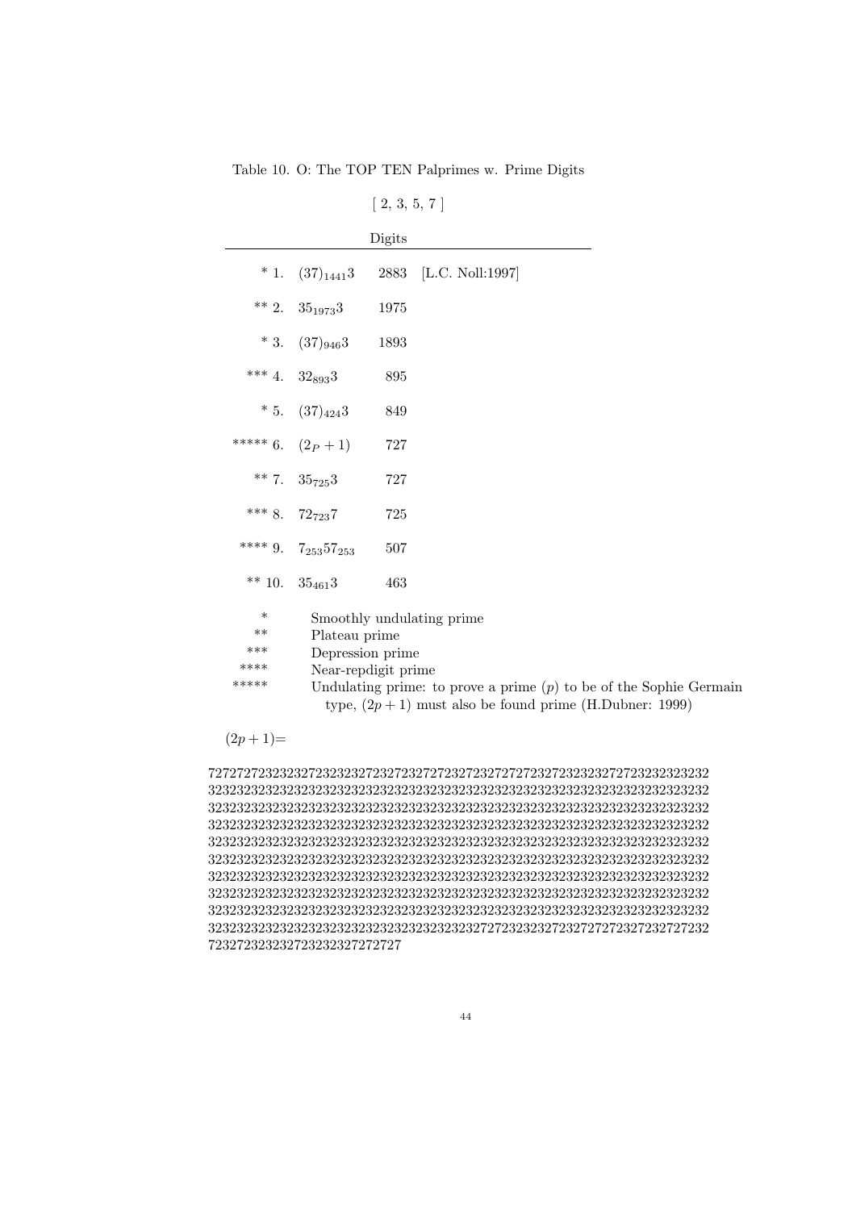Table 10. O: The TOP TEN Palprimes w. Prime Digits

[ 2, 3, 5, 7 ]

| | | Digits | |
|---|---|---|---|
| * 1. | $(37)_{1441}3$ | 2883 | [L.C. Noll:1997] |
| ** 2. | $35_{1973}3$ | 1975 | |
| * 3. | $(37)_{946}3$ | 1893 | |
| *** 4. | $32_{893}3$ | 895 | |
| * 5. | $(37)_{424}3$ | 849 | |
| ***** 6. | $(2_P + 1)$ | 727 | |
| ** 7. | $35_{725}3$ | 727 | |
| *** 8. | $72_{723}7$ | 725 | |
| **** 9. | $7_{253}57_{253}$ | 507 | |
| ** 10. | $35_{461}3$ | 463 | |

| | |
|---|---|
| * | Smoothly undulating prime |
| ** | Plateau prime |
| *** | Depression prime |
| **** | Near-repdigit prime |
| ***** | Undulating prime: to prove a prime $(p)$ to be of the Sophie Germain type, $(2p + 1)$ must also be found prime (H.Dubner: 1999) |

$(2p + 1)$=

727272723232327232323272327232727232723272727232723232327272323232323232
323232323232323232323232323232323232323232323232323232323232323232323232
323232323232323232323232323232323232323232323232323232323232323232323232
323232323232323232323232323232323232323232323232323232323232323232323232
323232323232323232323232323232323232323232323232323232323232323232323232
323232323232323232323232323232323232323232323232323232323232323232323232
323232323232323232323232323232323232323232323232323232323232323232323232
323232323232323232323232323232323232323232323232323232323232323232323232
323232323232323232323232323232323232323232323232323232323232323232323232
323232323232323232323232323232323232323232327272323232327232727272327232727232
72327232323272323232727272727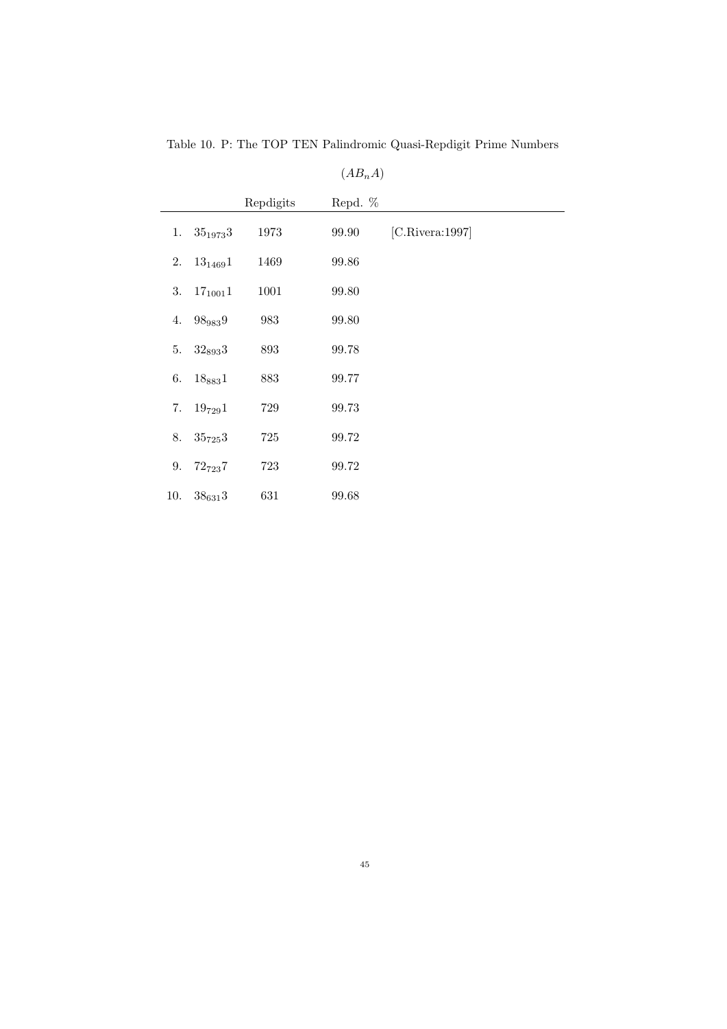Table 10. P: The TOP TEN Palindromic Quasi-Repdigit Prime Numbers

$(AB_nA)$

| | | Repdigits | Repd. % | |
|---|---|---|---|---|
| 1. | $35_{1973}3$ | 1973 | 99.90 | [C.Rivera:1997] |
| 2. | $13_{1469}1$ | 1469 | 99.86 | |
| 3. | $17_{1001}1$ | 1001 | 99.80 | |
| 4. | $98_{983}9$ | 983 | 99.80 | |
| 5. | $32_{893}3$ | 893 | 99.78 | |
| 6. | $18_{883}1$ | 883 | 99.77 | |
| 7. | $19_{729}1$ | 729 | 99.73 | |
| 8. | $35_{725}3$ | 725 | 99.72 | |
| 9. | $72_{723}7$ | 723 | 99.72 | |
| 10. | $38_{631}3$ | 631 | 99.68 | |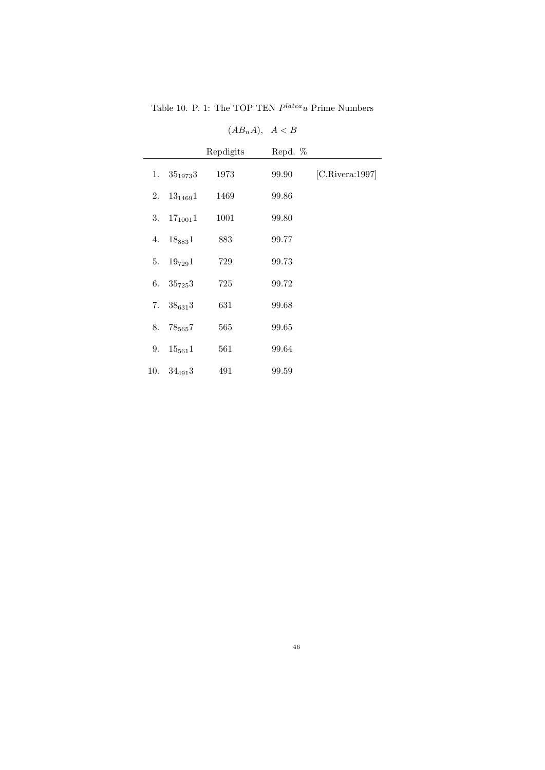Table 10. P. 1: The TOP TEN $P^{latea}u$ Prime Numbers

$(AB_nA), \quad A < B$

| | | Repdigits | Repd. % | |
|---|---|---|---|---|
| 1. | $35_{1973}3$ | 1973 | 99.90 | [C.Rivera:1997] |
| 2. | $13_{1469}1$ | 1469 | 99.86 | |
| 3. | $17_{1001}1$ | 1001 | 99.80 | |
| 4. | $18_{883}1$ | 883 | 99.77 | |
| 5. | $19_{729}1$ | 729 | 99.73 | |
| 6. | $35_{725}3$ | 725 | 99.72 | |
| 7. | $38_{631}3$ | 631 | 99.68 | |
| 8. | $78_{565}7$ | 565 | 99.65 | |
| 9. | $15_{561}1$ | 561 | 99.64 | |
| 10. | $34_{491}3$ | 491 | 99.59 | |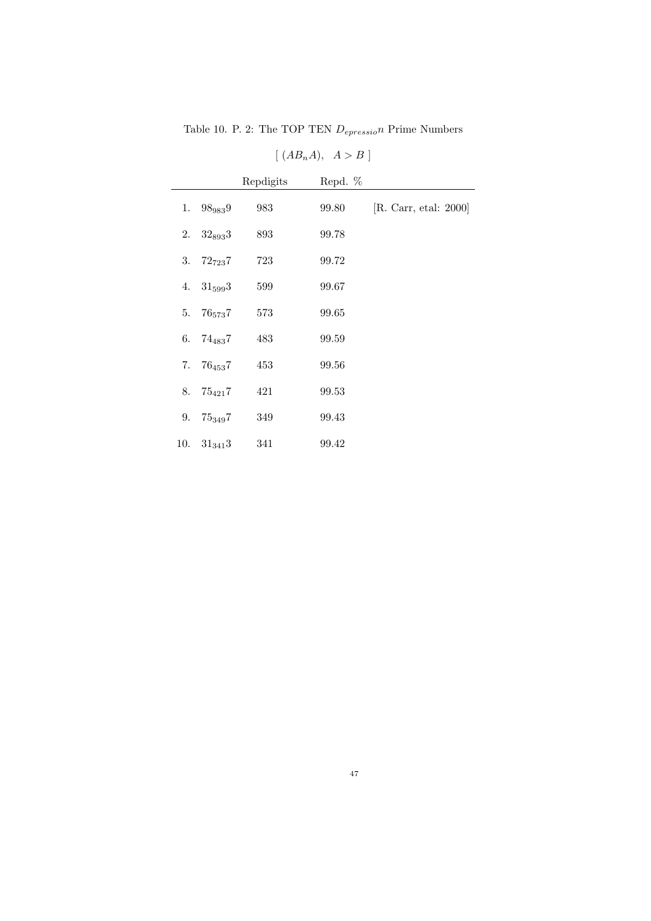Table 10. P. 2: The TOP TEN $D_{epressio}n$ Prime Numbers

$[\ (AB_nA),\quad A > B\ ]$

| | | Repdigits | Repd. % | |
|---|---|---|---|---|
| 1. | $98_{983}9$ | 983 | 99.80 | [R. Carr, etal: 2000] |
| 2. | $32_{893}3$ | 893 | 99.78 | |
| 3. | $72_{723}7$ | 723 | 99.72 | |
| 4. | $31_{599}3$ | 599 | 99.67 | |
| 5. | $76_{573}7$ | 573 | 99.65 | |
| 6. | $74_{483}7$ | 483 | 99.59 | |
| 7. | $76_{453}7$ | 453 | 99.56 | |
| 8. | $75_{421}7$ | 421 | 99.53 | |
| 9. | $75_{349}7$ | 349 | 99.43 | |
| 10. | $31_{341}3$ | 341 | 99.42 | |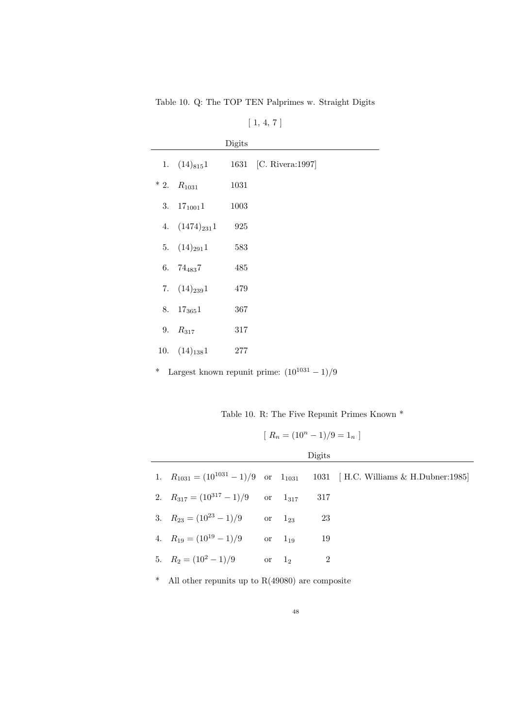Table 10. Q: The TOP TEN Palprimes w. Straight Digits

[ 1, 4, 7 ]

| | | Digits | |
|---|---|---|---|
| 1. | $(14)_{815}1$ | 1631 | [C. Rivera:1997] |
| * 2. | $R_{1031}$ | 1031 | |
| 3. | $17_{1001}1$ | 1003 | |
| 4. | $(1474)_{231}1$ | 925 | |
| 5. | $(14)_{291}1$ | 583 | |
| 6. | $74_{483}7$ | 485 | |
| 7. | $(14)_{239}1$ | 479 | |
| 8. | $17_{365}1$ | 367 | |
| 9. | $R_{317}$ | 317 | |
| 10. | $(14)_{138}1$ | 277 | |

* Largest known repunit prime: $(10^{1031} - 1)/9$

Table 10. R: The Five Repunit Primes Known *

[ $R_n = (10^n - 1)/9 = 1_n$ ]

| | | | | Digits | |
|---|---|---|---|---|---|
| 1. | $R_{1031} = (10^{1031} - 1)/9$ | or | $1_{1031}$ | 1031 | [ H.C. Williams & H.Dubner:1985] |
| 2. | $R_{317} = (10^{317} - 1)/9$ | or | $1_{317}$ | 317 | |
| 3. | $R_{23} = (10^{23} - 1)/9$ | or | $1_{23}$ | 23 | |
| 4. | $R_{19} = (10^{19} - 1)/9$ | or | $1_{19}$ | 19 | |
| 5. | $R_2 = (10^2 - 1)/9$ | or | $1_2$ | 2 | |

* All other repunits up to R(49080) are composite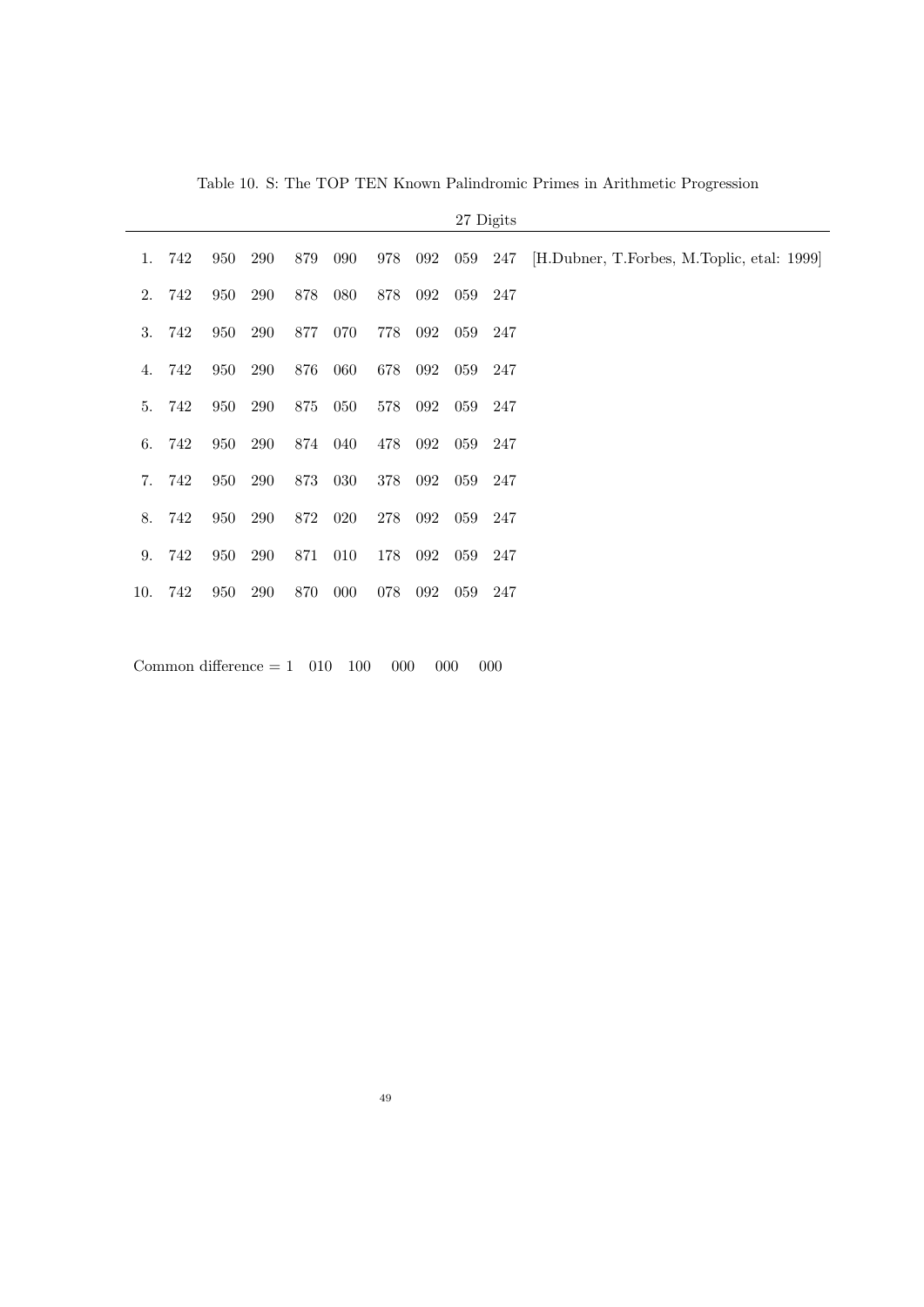Table 10. S: The TOP TEN Known Palindromic Primes in Arithmetic Progression

| | 27 Digits | |
|---|---|---|
| 1. | 742 950 290 879 090 978 092 059 247 | [H.Dubner, T.Forbes, M.Toplic, etal: 1999] |
| 2. | 742 950 290 878 080 878 092 059 247 | |
| 3. | 742 950 290 877 070 778 092 059 247 | |
| 4. | 742 950 290 876 060 678 092 059 247 | |
| 5. | 742 950 290 875 050 578 092 059 247 | |
| 6. | 742 950 290 874 040 478 092 059 247 | |
| 7. | 742 950 290 873 030 378 092 059 247 | |
| 8. | 742 950 290 872 020 278 092 059 247 | |
| 9. | 742 950 290 871 010 178 092 059 247 | |
| 10. | 742 950 290 870 000 078 092 059 247 | |

Common difference = 1 010 100 000 000 000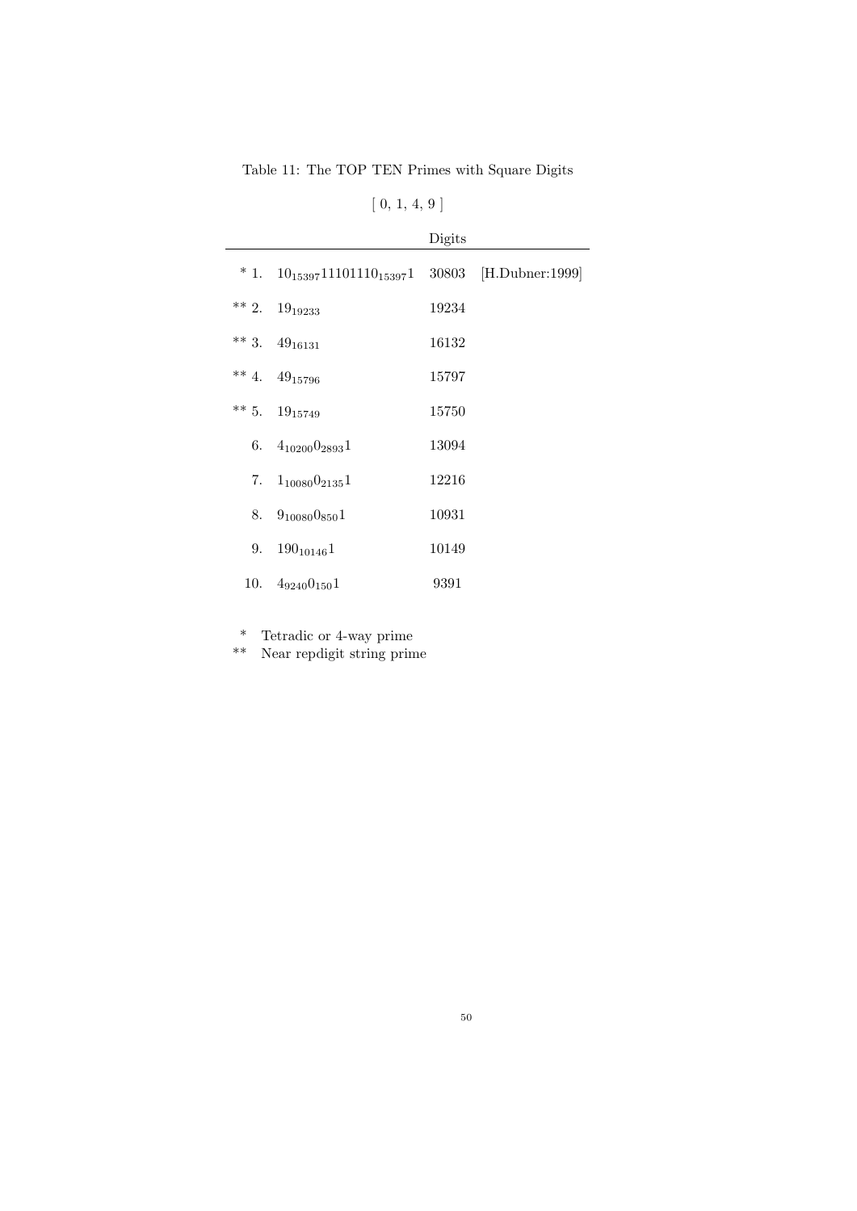Table 11: The TOP TEN Primes with Square Digits

[ 0, 1, 4, 9 ]

| | | Digits | |
|---|---|---|---|
| * 1. | $10_{15397}11101110_{15397}1$ | 30803 | [H.Dubner:1999] |
| ** 2. | $19_{19233}$ | 19234 | |
| ** 3. | $49_{16131}$ | 16132 | |
| ** 4. | $49_{15796}$ | 15797 | |
| ** 5. | $19_{15749}$ | 15750 | |
| 6. | $4_{10200}0_{2893}1$ | 13094 | |
| 7. | $1_{10080}0_{2135}1$ | 12216 | |
| 8. | $9_{10080}0_{850}1$ | 10931 | |
| 9. | $190_{10146}1$ | 10149 | |
| 10. | $4_{9240}0_{150}1$ | 9391 | |

\* Tetradic or 4-way prime

** Near repdigit string prime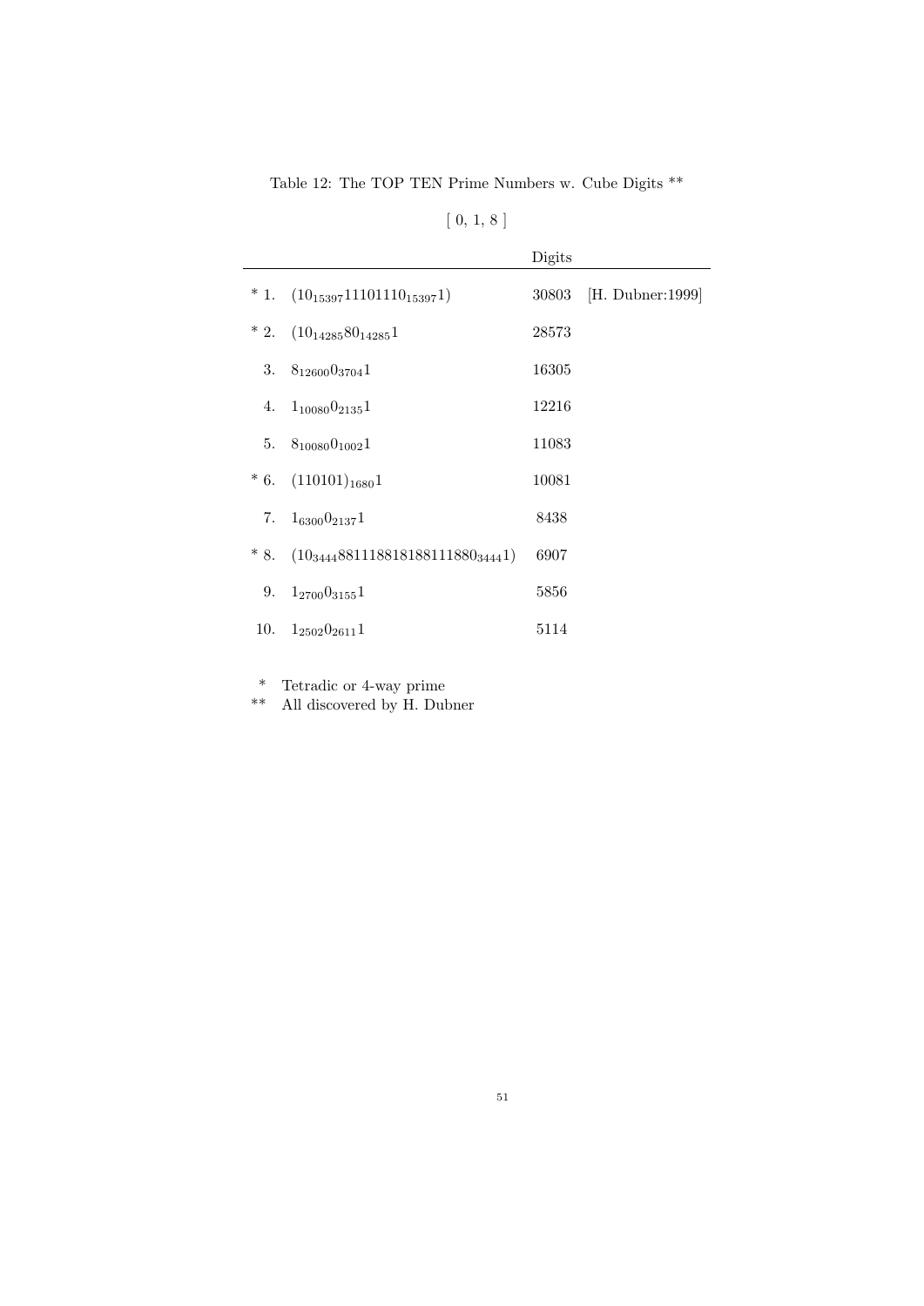Table 12: The TOP TEN Prime Numbers w. Cube Digits **

[ 0, 1, 8 ]

| | | Digits | |
|---|---|---|---|
| * 1. | $(10_{15397}11101110_{15397}1)$ | 30803 | [H. Dubner:1999] |
| * 2. | $(10_{14285}80_{14285}1$ | 28573 | |
| 3. | $8_{12600}0_{3704}1$ | 16305 | |
| 4. | $1_{10080}0_{2135}1$ | 12216 | |
| 5. | $8_{10080}0_{1002}1$ | 11083 | |
| * 6. | $(110101)_{1680}1$ | 10081 | |
| 7. | $1_{6300}0_{2137}1$ | 8438 | |
| * 8. | $(10_{3444}881118818188111880_{3444}1)$ | 6907 | |
| 9. | $1_{2700}0_{3155}1$ | 5856 | |
| 10. | $1_{2502}0_{2611}1$ | 5114 | |

\* Tetradic or 4-way prime
** All discovered by H. Dubner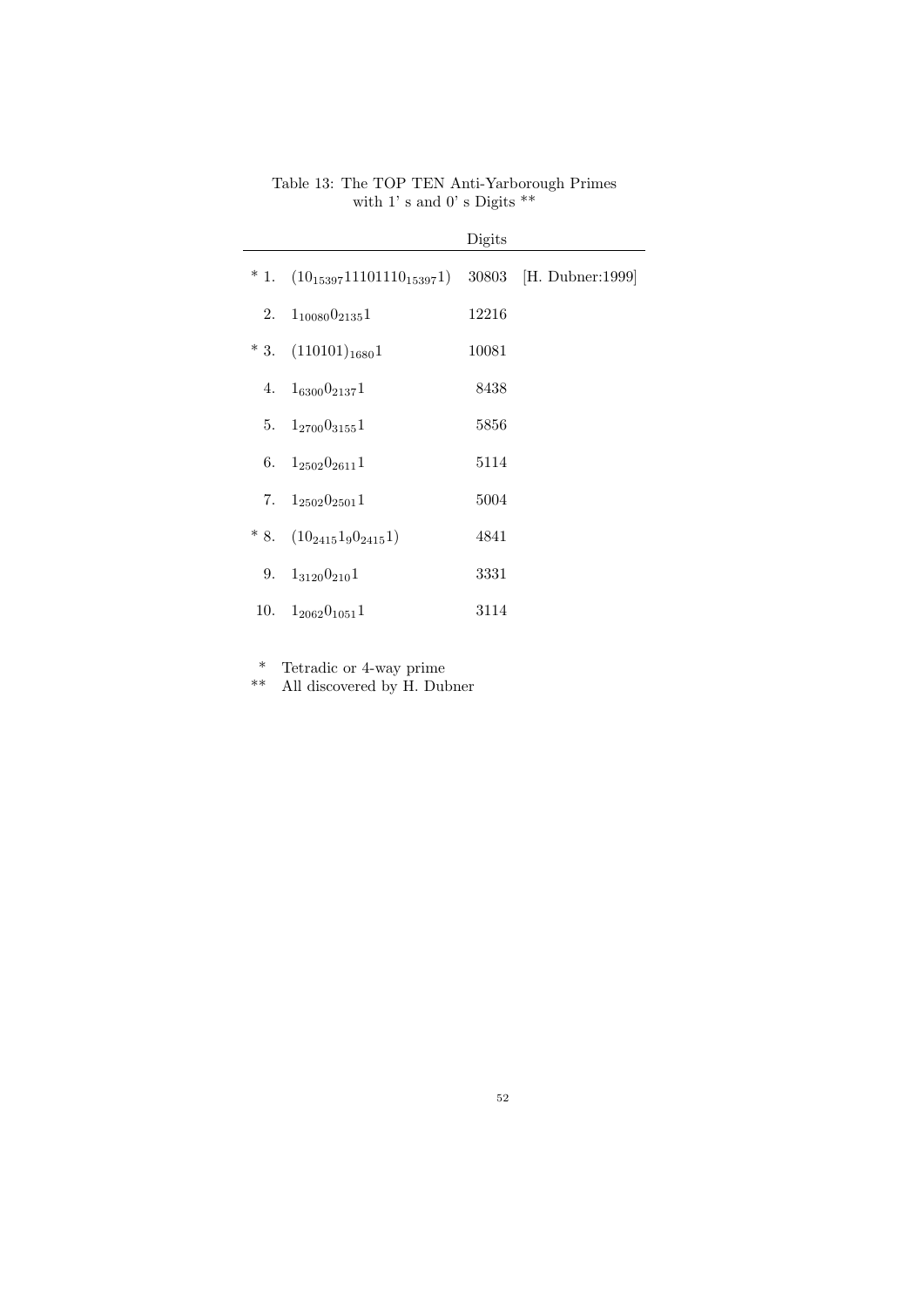Table 13: The TOP TEN Anti-Yarborough Primes with 1' s and 0' s Digits **

| | | Digits | |
|---|---|---|---|
| * 1. | $(10_{15397}11101110_{15397}1)$ | 30803 | [H. Dubner:1999] |
| 2. | $1_{10080}0_{2135}1$ | 12216 | |
| * 3. | $(110101)_{1680}1$ | 10081 | |
| 4. | $1_{6300}0_{2137}1$ | 8438 | |
| 5. | $1_{2700}0_{3155}1$ | 5856 | |
| 6. | $1_{2502}0_{2611}1$ | 5114 | |
| 7. | $1_{2502}0_{2501}1$ | 5004 | |
| * 8. | $(10_{2415}1_{9}0_{2415}1)$ | 4841 | |
| 9. | $1_{3120}0_{210}1$ | 3331 | |
| 10. | $1_{2062}0_{1051}1$ | 3114 | |

\* Tetradic or 4-way prime
\*\* All discovered by H. Dubner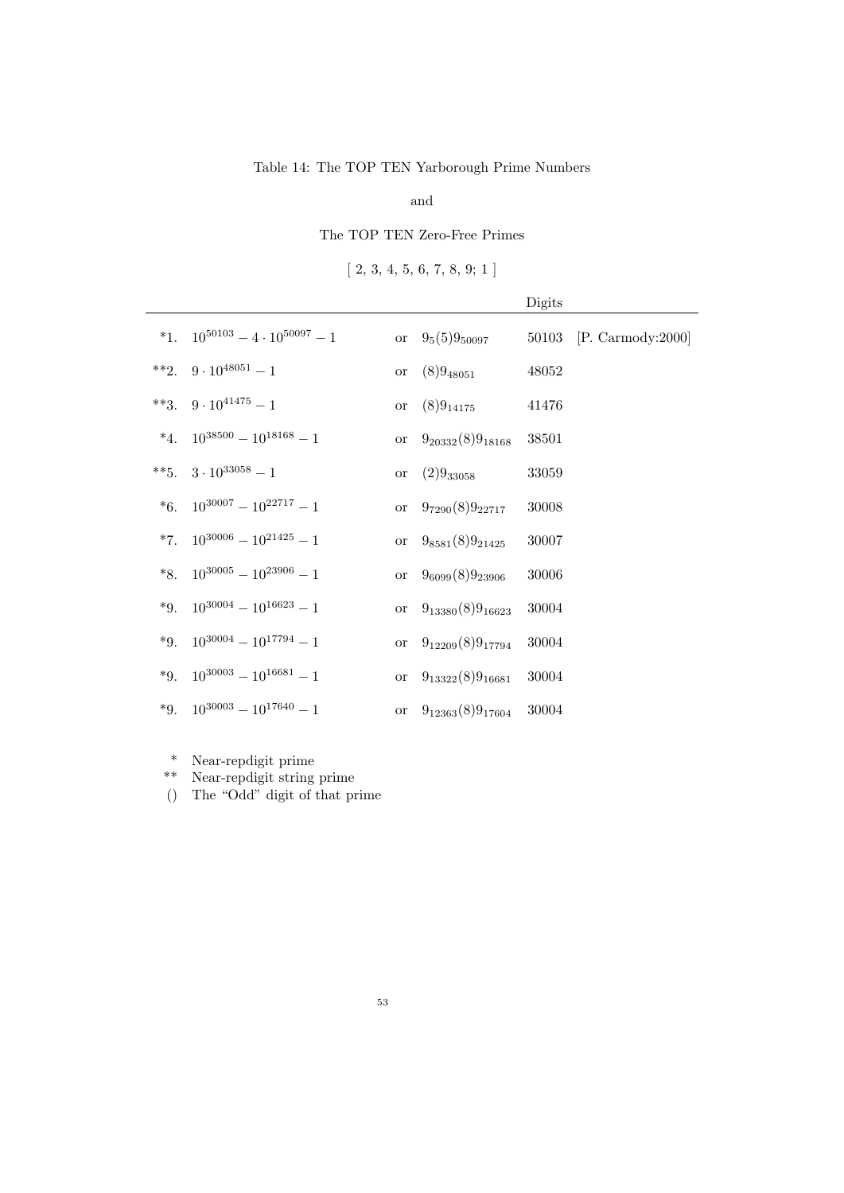Table 14: The TOP TEN Yarborough Prime Numbers

and

The TOP TEN Zero-Free Primes

[ 2, 3, 4, 5, 6, 7, 8, 9; 1 ]

| | | | | Digits | |
|---|---|---|---|---|---|
| *1. | $10^{50103} - 4 \cdot 10^{50097} - 1$ | or | $9_5(5)9_{50097}$ | 50103 | [P. Carmody:2000] |
| **2. | $9 \cdot 10^{48051} - 1$ | or | $(8)9_{48051}$ | 48052 | |
| **3. | $9 \cdot 10^{41475} - 1$ | or | $(8)9_{14175}$ | 41476 | |
| *4. | $10^{38500} - 10^{18168} - 1$ | or | $9_{20332}(8)9_{18168}$ | 38501 | |
| **5. | $3 \cdot 10^{33058} - 1$ | or | $(2)9_{33058}$ | 33059 | |
| *6. | $10^{30007} - 10^{22717} - 1$ | or | $9_{7290}(8)9_{22717}$ | 30008 | |
| *7. | $10^{30006} - 10^{21425} - 1$ | or | $9_{8581}(8)9_{21425}$ | 30007 | |
| *8. | $10^{30005} - 10^{23906} - 1$ | or | $9_{6099}(8)9_{23906}$ | 30006 | |
| *9. | $10^{30004} - 10^{16623} - 1$ | or | $9_{13380}(8)9_{16623}$ | 30004 | |
| *9. | $10^{30004} - 10^{17794} - 1$ | or | $9_{12209}(8)9_{17794}$ | 30004 | |
| *9. | $10^{30003} - 10^{16681} - 1$ | or | $9_{13322}(8)9_{16681}$ | 30004 | |
| *9. | $10^{30003} - 10^{17640} - 1$ | or | $9_{12363}(8)9_{17604}$ | 30004 | |

\* Near-repdigit prime

\*\* Near-repdigit string prime

() The "Odd" digit of that prime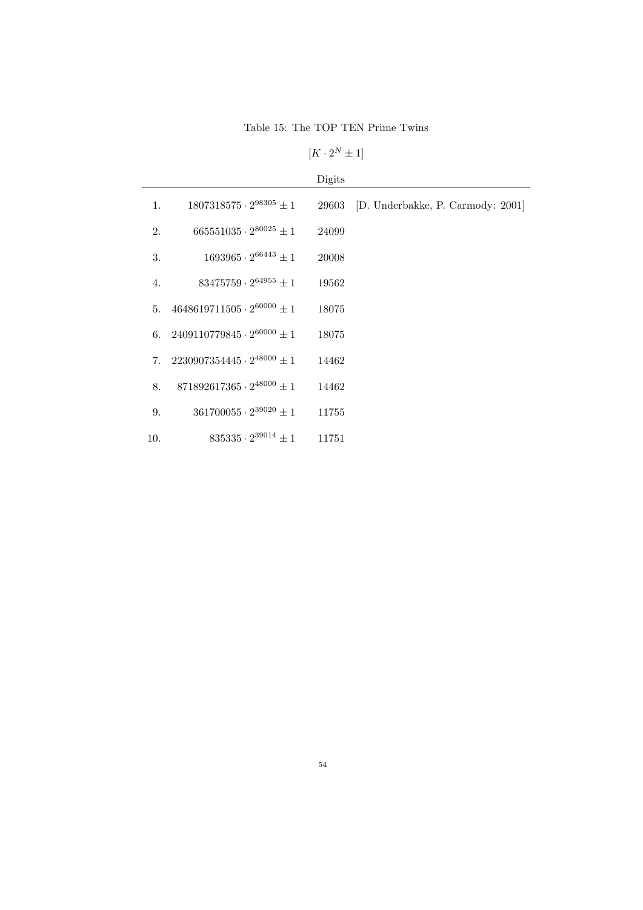Table 15: The TOP TEN Prime Twins

$[K \cdot 2^N \pm 1]$

| | | Digits | |
|---|---|---|---|
| 1. | $1807318575 \cdot 2^{98305} \pm 1$ | 29603 | [D. Underbakke, P. Carmody: 2001] |
| 2. | $665551035 \cdot 2^{80025} \pm 1$ | 24099 | |
| 3. | $1693965 \cdot 2^{66443} \pm 1$ | 20008 | |
| 4. | $83475759 \cdot 2^{64955} \pm 1$ | 19562 | |
| 5. | $4648619711505 \cdot 2^{60000} \pm 1$ | 18075 | |
| 6. | $2409110779845 \cdot 2^{60000} \pm 1$ | 18075 | |
| 7. | $2230907354445 \cdot 2^{48000} \pm 1$ | 14462 | |
| 8. | $871892617365 \cdot 2^{48000} \pm 1$ | 14462 | |
| 9. | $361700055 \cdot 2^{39020} \pm 1$ | 11755 | |
| 10. | $835335 \cdot 2^{39014} \pm 1$ | 11751 | |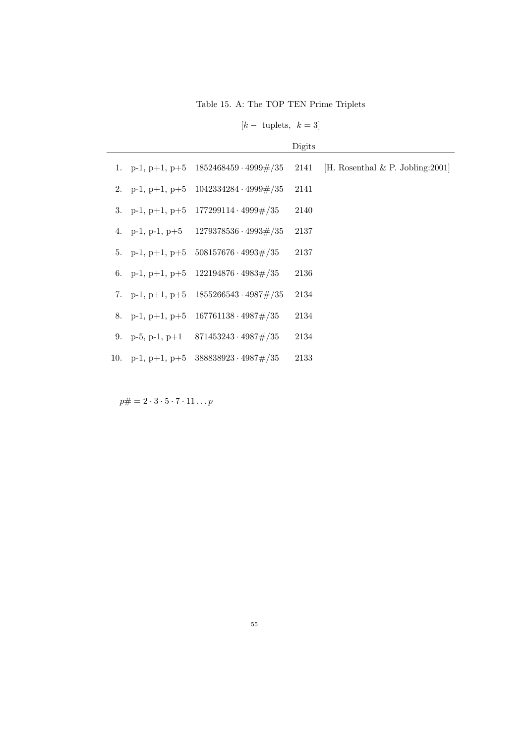Table 15. A: The TOP TEN Prime Triplets

$[k-\text{ tuplets}, \ k=3]$

| | | | Digits | |
|---|---|---|---|---|
| 1. | p-1, p+1, p+5 | $1852468459 \cdot 4999\#/35$ | 2141 | [H. Rosenthal & P. Jobling:2001] |
| 2. | p-1, p+1, p+5 | $1042334284 \cdot 4999\#/35$ | 2141 | |
| 3. | p-1, p+1, p+5 | $177299114 \cdot 4999\#/35$ | 2140 | |
| 4. | p-1, p-1, p+5 | $1279378536 \cdot 4993\#/35$ | 2137 | |
| 5. | p-1, p+1, p+5 | $508157676 \cdot 4993\#/35$ | 2137 | |
| 6. | p-1, p+1, p+5 | $122194876 \cdot 4983\#/35$ | 2136 | |
| 7. | p-1, p+1, p+5 | $1855266543 \cdot 4987\#/35$ | 2134 | |
| 8. | p-1, p+1, p+5 | $167761138 \cdot 4987\#/35$ | 2134 | |
| 9. | p-5, p-1, p+1 | $871453243 \cdot 4987\#/35$ | 2134 | |
| 10. | p-1, p+1, p+5 | $388838923 \cdot 4987\#/35$ | 2133 | |

$p\# = 2 \cdot 3 \cdot 5 \cdot 7 \cdot 11 \ldots p$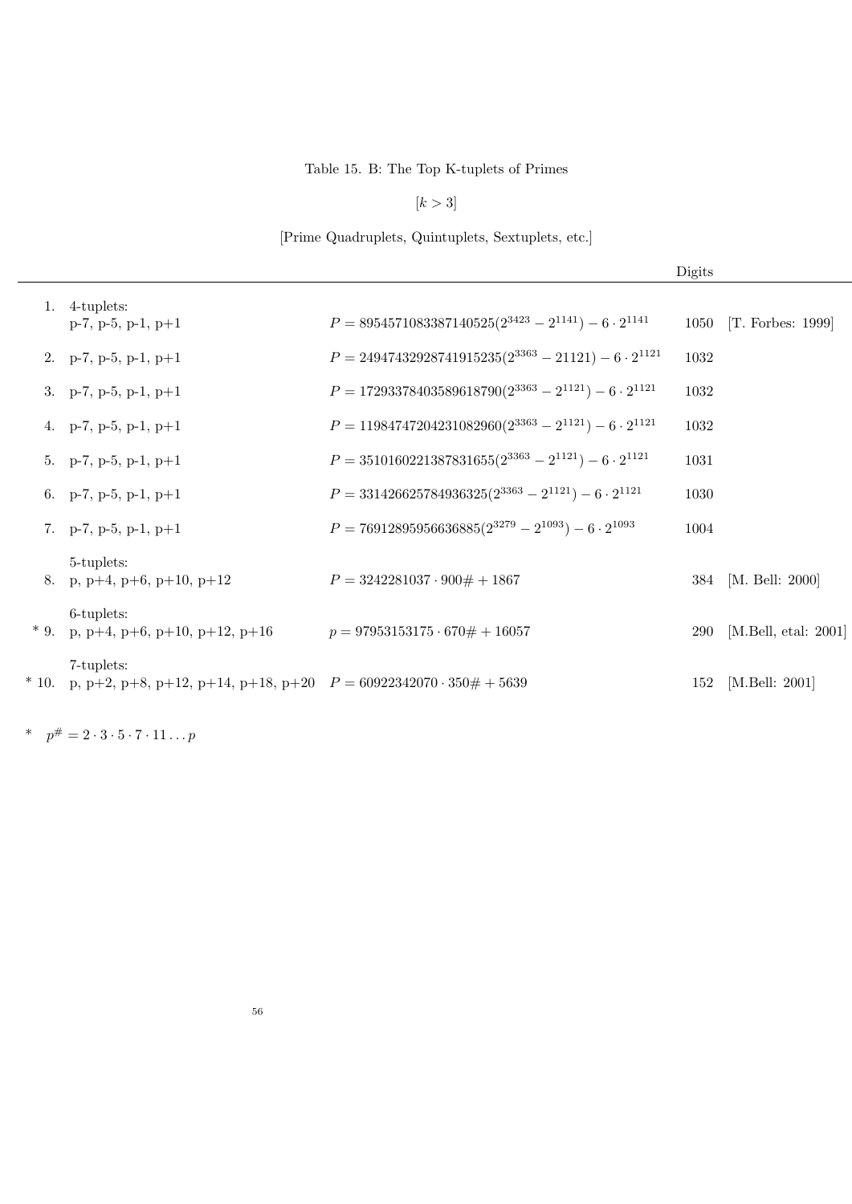Table 15. B: The Top K-tuplets of Primes

$[k > 3]$

[Prime Quadruplets, Quintuplets, Sextuplets, etc.]

| | | | Digits | |
|---|---|---|---|---|
| 1. | 4-tuplets: p-7, p-5, p-1, p+1 | $P = 8954571083387140525(2^{3423} - 2^{1141}) - 6 \cdot 2^{1141}$ | 1050 | [T. Forbes: 1999] |
| 2. | p-7, p-5, p-1, p+1 | $P = 24947432928741915235(2^{3363} - 21121) - 6 \cdot 2^{1121}$ | 1032 | |
| 3. | p-7, p-5, p-1, p+1 | $P = 17293378403589618790(2^{3363} - 2^{1121}) - 6 \cdot 2^{1121}$ | 1032 | |
| 4. | p-7, p-5, p-1, p+1 | $P = 11984747204231082960(2^{3363} - 2^{1121}) - 6 \cdot 2^{1121}$ | 1032 | |
| 5. | p-7, p-5, p-1, p+1 | $P = 3510160221387831655(2^{3363} - 2^{1121}) - 6 \cdot 2^{1121}$ | 1031 | |
| 6. | p-7, p-5, p-1, p+1 | $P = 331426625784936325(2^{3363} - 2^{1121}) - 6 \cdot 2^{1121}$ | 1030 | |
| 7. | p-7, p-5, p-1, p+1 | $P = 76912895956636885(2^{3279} - 2^{1093}) - 6 \cdot 2^{1093}$ | 1004 | |
| 8. | 5-tuplets: p, p+4, p+6, p+10, p+12 | $P = 3242281037 \cdot 900\# + 1867$ | 384 | [M. Bell: 2000] |
| * 9. | 6-tuplets: p, p+4, p+6, p+10, p+12, p+16 | $p = 97953153175 \cdot 670\# + 16057$ | 290 | [M.Bell, etal: 2001] |
| * 10. | 7-tuplets: p, p+2, p+8, p+12, p+14, p+18, p+20 | $P = 60922342070 \cdot 350\# + 5639$ | 152 | [M.Bell: 2001] |

* $p^{\#} = 2 \cdot 3 \cdot 5 \cdot 7 \cdot 11 \ldots p$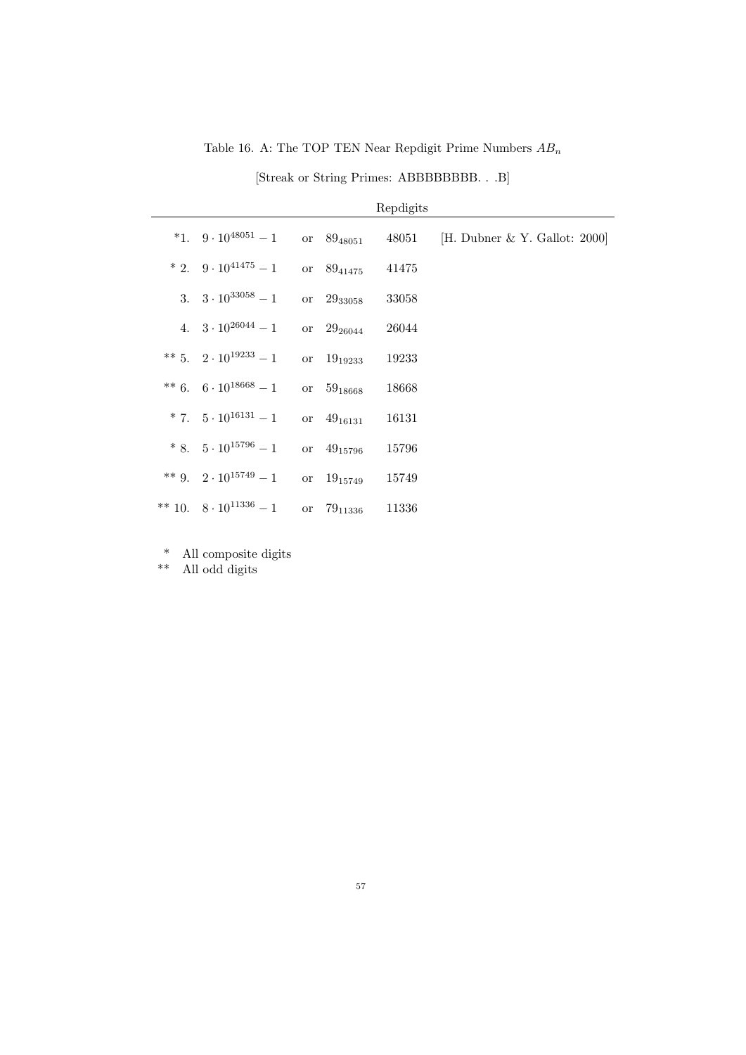Table 16. A: The TOP TEN Near Repdigit Prime Numbers $AB_n$

[Streak or String Primes: ABBBBBBBB. . .B]

| | | | Repdigits | |
|---|---|---|---|---|
| *1. | $9 \cdot 10^{48051} - 1$ | or $89_{48051}$ | 48051 | [H. Dubner & Y. Gallot: 2000] |
| * 2. | $9 \cdot 10^{41475} - 1$ | or $89_{41475}$ | 41475 | |
| 3. | $3 \cdot 10^{33058} - 1$ | or $29_{33058}$ | 33058 | |
| 4. | $3 \cdot 10^{26044} - 1$ | or $29_{26044}$ | 26044 | |
| ** 5. | $2 \cdot 10^{19233} - 1$ | or $19_{19233}$ | 19233 | |
| ** 6. | $6 \cdot 10^{18668} - 1$ | or $59_{18668}$ | 18668 | |
| * 7. | $5 \cdot 10^{16131} - 1$ | or $49_{16131}$ | 16131 | |
| * 8. | $5 \cdot 10^{15796} - 1$ | or $49_{15796}$ | 15796 | |
| ** 9. | $2 \cdot 10^{15749} - 1$ | or $19_{15749}$ | 15749 | |
| ** 10. | $8 \cdot 10^{11336} - 1$ | or $79_{11336}$ | 11336 | |

\* All composite digits
\** All odd digits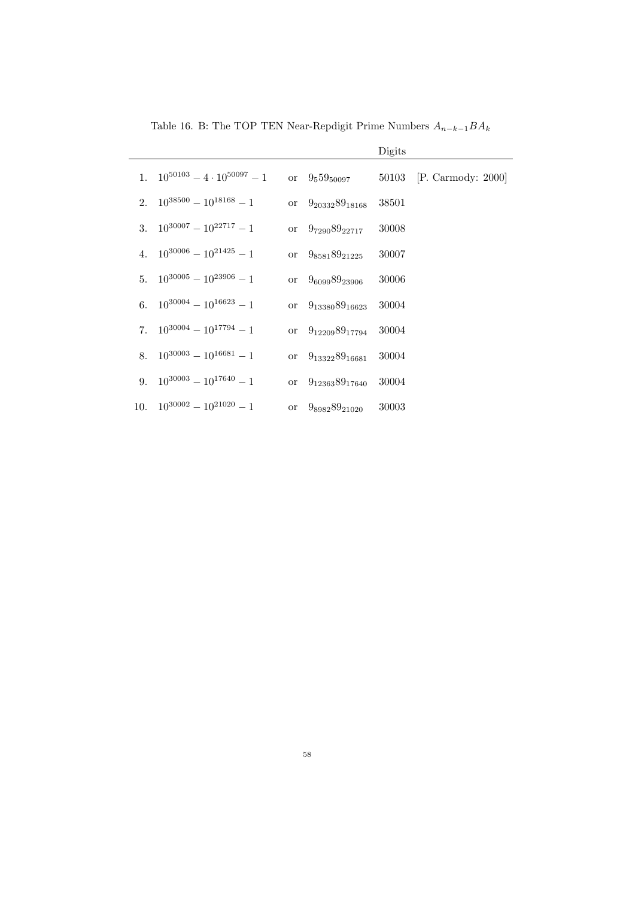Table 16. B: The TOP TEN Near-Repdigit Prime Numbers $A_{n-k-1}BA_k$

| | | | | Digits | |
|---|---|---|---|---|---|
| 1. | $10^{50103} - 4 \cdot 10^{50097} - 1$ | or | $9_5 5 9_{50097}$ | 50103 | [P. Carmody: 2000] |
| 2. | $10^{38500} - 10^{18168} - 1$ | or | $9_{20332} 8 9_{18168}$ | 38501 | |
| 3. | $10^{30007} - 10^{22717} - 1$ | or | $9_{7290} 8 9_{22717}$ | 30008 | |
| 4. | $10^{30006} - 10^{21425} - 1$ | or | $9_{8581} 8 9_{21225}$ | 30007 | |
| 5. | $10^{30005} - 10^{23906} - 1$ | or | $9_{6099} 8 9_{23906}$ | 30006 | |
| 6. | $10^{30004} - 10^{16623} - 1$ | or | $9_{13380} 8 9_{16623}$ | 30004 | |
| 7. | $10^{30004} - 10^{17794} - 1$ | or | $9_{12209} 8 9_{17794}$ | 30004 | |
| 8. | $10^{30003} - 10^{16681} - 1$ | or | $9_{13322} 8 9_{16681}$ | 30004 | |
| 9. | $10^{30003} - 10^{17640} - 1$ | or | $9_{12363} 8 9_{17640}$ | 30004 | |
| 10. | $10^{30002} - 10^{21020} - 1$ | or | $9_{8982} 8 9_{21020}$ | 30003 | |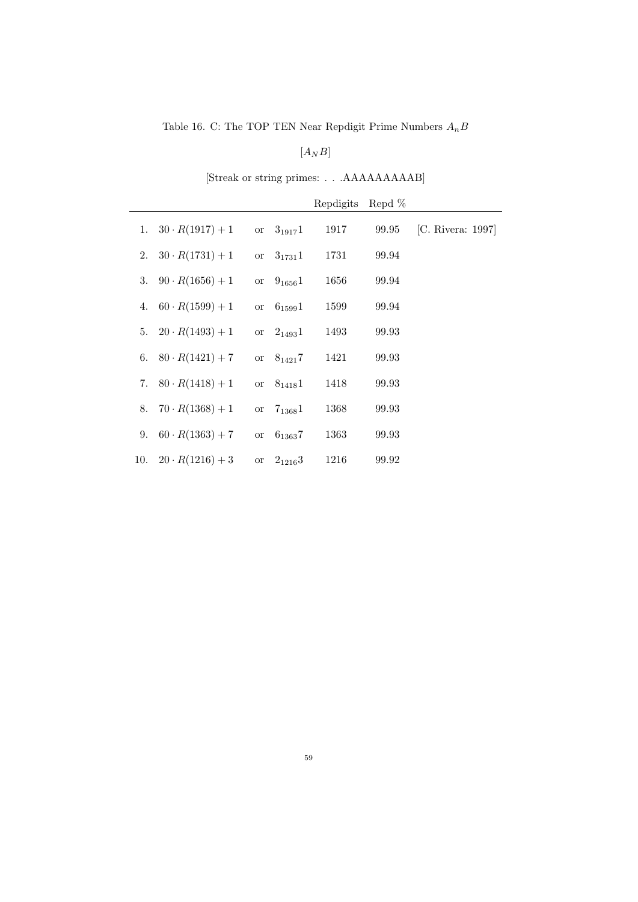Table 16. C: The TOP TEN Near Repdigit Prime Numbers $A_nB$

$[A_NB]$

[Streak or string primes: . . .AAAAAAAAAB]

| | | | | Repdigits | Repd % | |
|---|---|---|---|---|---|---|
| 1. | $30 \cdot R(1917) + 1$ | or | $3_{1917}1$ | 1917 | 99.95 | [C. Rivera: 1997] |
| 2. | $30 \cdot R(1731) + 1$ | or | $3_{1731}1$ | 1731 | 99.94 | |
| 3. | $90 \cdot R(1656) + 1$ | or | $9_{1656}1$ | 1656 | 99.94 | |
| 4. | $60 \cdot R(1599) + 1$ | or | $6_{1599}1$ | 1599 | 99.94 | |
| 5. | $20 \cdot R(1493) + 1$ | or | $2_{1493}1$ | 1493 | 99.93 | |
| 6. | $80 \cdot R(1421) + 7$ | or | $8_{1421}7$ | 1421 | 99.93 | |
| 7. | $80 \cdot R(1418) + 1$ | or | $8_{1418}1$ | 1418 | 99.93 | |
| 8. | $70 \cdot R(1368) + 1$ | or | $7_{1368}1$ | 1368 | 99.93 | |
| 9. | $60 \cdot R(1363) + 7$ | or | $6_{1363}7$ | 1363 | 99.93 | |
| 10. | $20 \cdot R(1216) + 3$ | or | $2_{1216}3$ | 1216 | 99.92 | |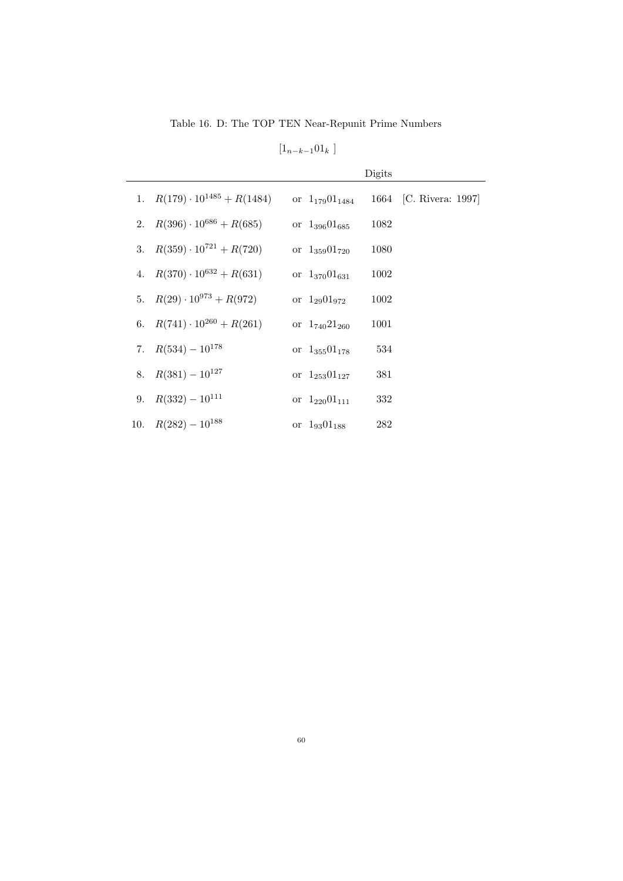Table 16. D: The TOP TEN Near-Repunit Prime Numbers

$[1_{n-k-1}01_k\ ]$

| | | | Digits | |
|---|---|---|---|---|
| 1. | $R(179) \cdot 10^{1485} + R(1484)$ | or $1_{179}01_{1484}$ | 1664 | [C. Rivera: 1997] |
| 2. | $R(396) \cdot 10^{686} + R(685)$ | or $1_{396}01_{685}$ | 1082 | |
| 3. | $R(359) \cdot 10^{721} + R(720)$ | or $1_{359}01_{720}$ | 1080 | |
| 4. | $R(370) \cdot 10^{632} + R(631)$ | or $1_{370}01_{631}$ | 1002 | |
| 5. | $R(29) \cdot 10^{973} + R(972)$ | or $1_{29}01_{972}$ | 1002 | |
| 6. | $R(741) \cdot 10^{260} + R(261)$ | or $1_{740}21_{260}$ | 1001 | |
| 7. | $R(534) - 10^{178}$ | or $1_{355}01_{178}$ | 534 | |
| 8. | $R(381) - 10^{127}$ | or $1_{253}01_{127}$ | 381 | |
| 9. | $R(332) - 10^{111}$ | or $1_{220}01_{111}$ | 332 | |
| 10. | $R(282) - 10^{188}$ | or $1_{93}01_{188}$ | 282 | |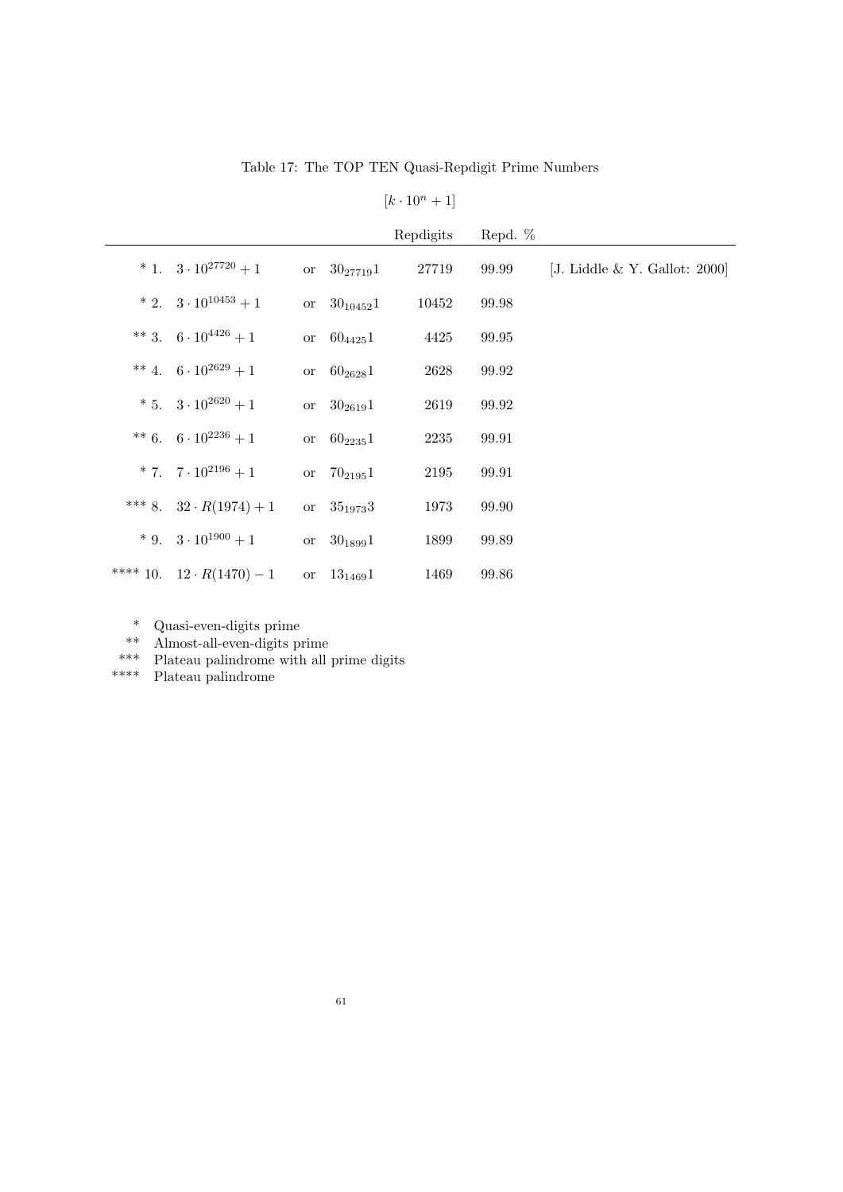Table 17: The TOP TEN Quasi-Repdigit Prime Numbers

$[k \cdot 10^n + 1]$

| | | | | Repdigits | Repd. % | |
|---|---|---|---|---|---|---|
| * 1. | $3 \cdot 10^{27720} + 1$ | or | $30_{27719}1$ | 27719 | 99.99 | [J. Liddle & Y. Gallot: 2000] |
| * 2. | $3 \cdot 10^{10453} + 1$ | or | $30_{10452}1$ | 10452 | 99.98 | |
| ** 3. | $6 \cdot 10^{4426} + 1$ | or | $60_{4425}1$ | 4425 | 99.95 | |
| ** 4. | $6 \cdot 10^{2629} + 1$ | or | $60_{2628}1$ | 2628 | 99.92 | |
| * 5. | $3 \cdot 10^{2620} + 1$ | or | $30_{2619}1$ | 2619 | 99.92 | |
| ** 6. | $6 \cdot 10^{2236} + 1$ | or | $60_{2235}1$ | 2235 | 99.91 | |
| * 7. | $7 \cdot 10^{2196} + 1$ | or | $70_{2195}1$ | 2195 | 99.91 | |
| *** 8. | $32 \cdot R(1974) + 1$ | or | $35_{1973}3$ | 1973 | 99.90 | |
| * 9. | $3 \cdot 10^{1900} + 1$ | or | $30_{1899}1$ | 1899 | 99.89 | |
| **** 10. | $12 \cdot R(1470) - 1$ | or | $13_{1469}1$ | 1469 | 99.86 | |

\* Quasi-even-digits prime
\** Almost-all-even-digits prime
\*** Plateau palindrome with all prime digits
\**** Plateau palindrome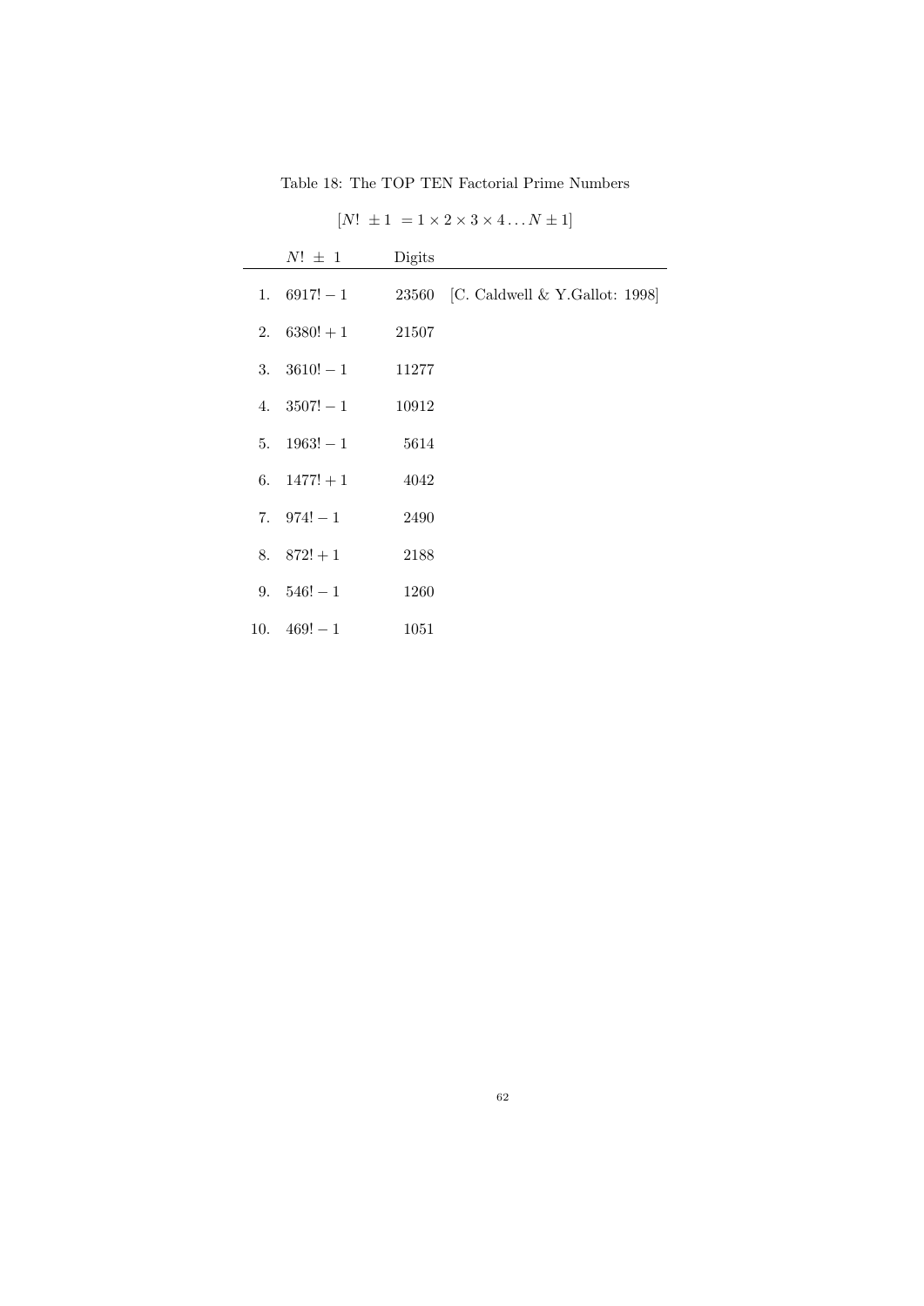Table 18: The TOP TEN Factorial Prime Numbers

$$[N!\ \pm 1\ = 1 \times 2 \times 3 \times 4 \ldots N \pm 1]$$

| | $N!\ \pm\ 1$ | Digits | |
|---|---|---|---|
| 1. | $6917! - 1$ | 23560 | [C. Caldwell & Y.Gallot: 1998] |
| 2. | $6380! + 1$ | 21507 | |
| 3. | $3610! - 1$ | 11277 | |
| 4. | $3507! - 1$ | 10912 | |
| 5. | $1963! - 1$ | 5614 | |
| 6. | $1477! + 1$ | 4042 | |
| 7. | $974! - 1$ | 2490 | |
| 8. | $872! + 1$ | 2188 | |
| 9. | $546! - 1$ | 1260 | |
| 10. | $469! - 1$ | 1051 | |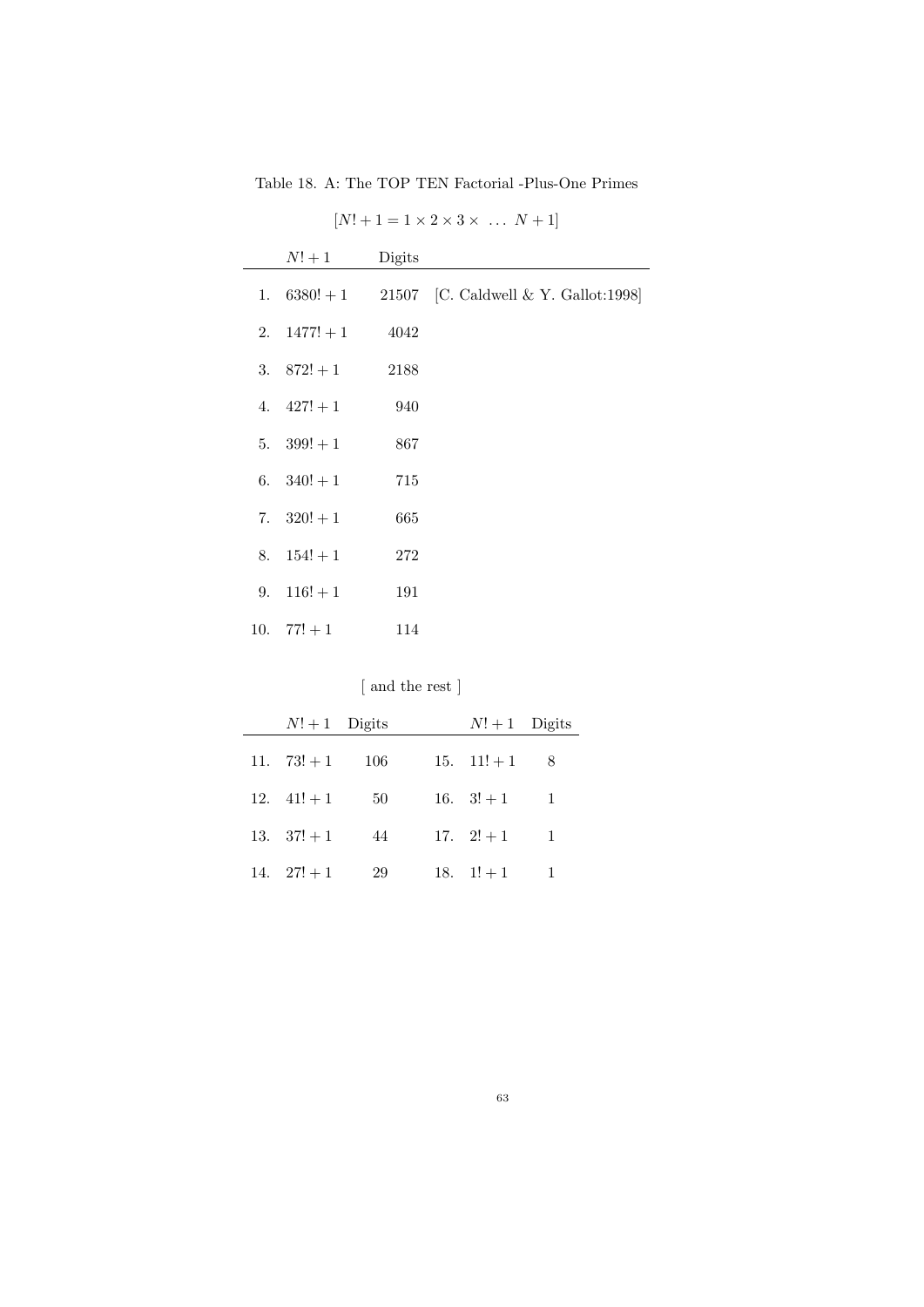Table 18. A: The TOP TEN Factorial -Plus-One Primes

$$[N! + 1 = 1 \times 2 \times 3 \times \ \ldots \ N + 1]$$

| | $N! + 1$ | Digits | |
|---|---|---|---|
| 1. | $6380! + 1$ | 21507 | [C. Caldwell & Y. Gallot:1998] |
| 2. | $1477! + 1$ | 4042 | |
| 3. | $872! + 1$ | 2188 | |
| 4. | $427! + 1$ | 940 | |
| 5. | $399! + 1$ | 867 | |
| 6. | $340! + 1$ | 715 | |
| 7. | $320! + 1$ | 665 | |
| 8. | $154! + 1$ | 272 | |
| 9. | $116! + 1$ | 191 | |
| 10. | $77! + 1$ | 114 | |

[ and the rest ]

| | $N! + 1$ | Digits | | $N! + 1$ | Digits |
|---|---|---|---|---|---|
| 11. | $73! + 1$ | 106 | 15. | $11! + 1$ | 8 |
| 12. | $41! + 1$ | 50 | 16. | $3! + 1$ | 1 |
| 13. | $37! + 1$ | 44 | 17. | $2! + 1$ | 1 |
| 14. | $27! + 1$ | 29 | 18. | $1! + 1$ | 1 |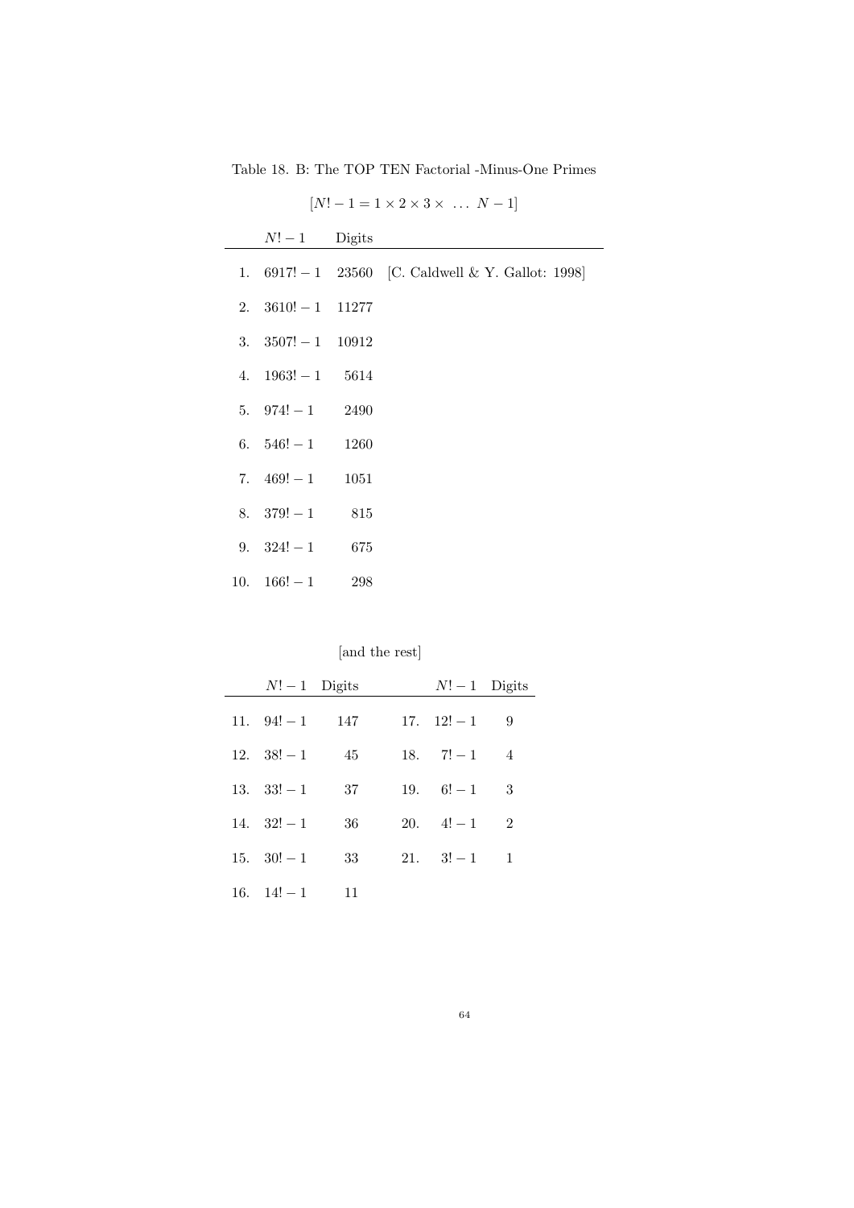Table 18. B: The TOP TEN Factorial -Minus-One Primes

$$[N! - 1 = 1 \times 2 \times 3 \times \; \ldots \; N - 1]$$

| | $N! - 1$ | Digits | |
|---|---|---|---|
| 1. | $6917! - 1$ | 23560 | [C. Caldwell & Y. Gallot: 1998] |
| 2. | $3610! - 1$ | 11277 | |
| 3. | $3507! - 1$ | 10912 | |
| 4. | $1963! - 1$ | 5614 | |
| 5. | $974! - 1$ | 2490 | |
| 6. | $546! - 1$ | 1260 | |
| 7. | $469! - 1$ | 1051 | |
| 8. | $379! - 1$ | 815 | |
| 9. | $324! - 1$ | 675 | |
| 10. | $166! - 1$ | 298 | |

[and the rest]

| | $N! - 1$ | Digits | | $N! - 1$ | Digits |
|---|---|---|---|---|---|
| 11. | $94! - 1$ | 147 | 17. | $12! - 1$ | 9 |
| 12. | $38! - 1$ | 45 | 18. | $7! - 1$ | 4 |
| 13. | $33! - 1$ | 37 | 19. | $6! - 1$ | 3 |
| 14. | $32! - 1$ | 36 | 20. | $4! - 1$ | 2 |
| 15. | $30! - 1$ | 33 | 21. | $3! - 1$ | 1 |
| 16. | $14! - 1$ | 11 | | | |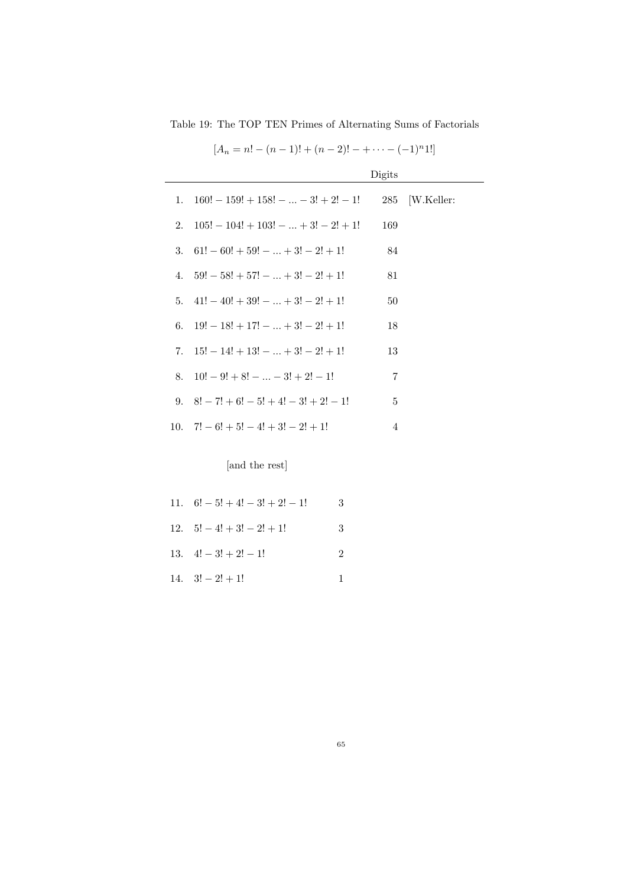Table 19: The TOP TEN Primes of Alternating Sums of Factorials

$$[A_n = n! - (n-1)! + (n-2)! - + \cdots - (-1)^n 1!]$$

| | | Digits | |
|---|---|---|---|
| 1. | $160! - 159! + 158! - ... - 3! + 2! - 1!$ | 285 | [W.Keller: |
| 2. | $105! - 104! + 103! - ... + 3! - 2! + 1!$ | 169 | |
| 3. | $61! - 60! + 59! - ... + 3! - 2! + 1!$ | 84 | |
| 4. | $59! - 58! + 57! - ... + 3! - 2! + 1!$ | 81 | |
| 5. | $41! - 40! + 39! - ... + 3! - 2! + 1!$ | 50 | |
| 6. | $19! - 18! + 17! - ... + 3! - 2! + 1!$ | 18 | |
| 7. | $15! - 14! + 13! - ... + 3! - 2! + 1!$ | 13 | |
| 8. | $10! - 9! + 8! - ... - 3! + 2! - 1!$ | 7 | |
| 9. | $8! - 7! + 6! - 5! + 4! - 3! + 2! - 1!$ | 5 | |
| 10. | $7! - 6! + 5! - 4! + 3! - 2! + 1!$ | 4 | |

[and the rest]

| | | |
|---|---|---|
| 11. | $6! - 5! + 4! - 3! + 2! - 1!$ | 3 |
| 12. | $5! - 4! + 3! - 2! + 1!$ | 3 |
| 13. | $4! - 3! + 2! - 1!$ | 2 |
| 14. | $3! - 2! + 1!$ | 1 |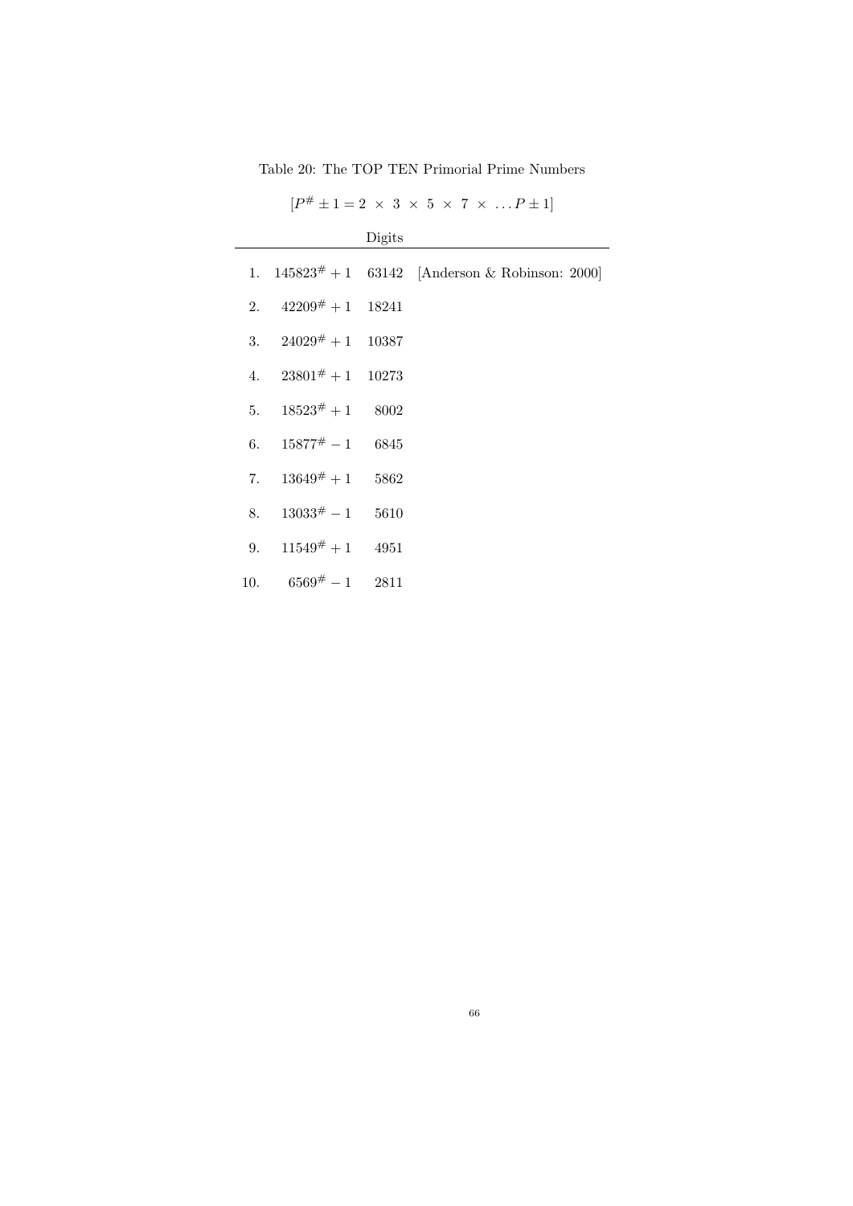Table 20: The TOP TEN Primorial Prime Numbers

$$[P^{\#} \pm 1 = 2 \times 3 \times 5 \times 7 \times \dots P \pm 1]$$

| | | Digits | |
|---|---|---|---|
| 1. | $145823^{\#} + 1$ | 63142 | [Anderson & Robinson: 2000] |
| 2. | $42209^{\#} + 1$ | 18241 | |
| 3. | $24029^{\#} + 1$ | 10387 | |
| 4. | $23801^{\#} + 1$ | 10273 | |
| 5. | $18523^{\#} + 1$ | 8002 | |
| 6. | $15877^{\#} - 1$ | 6845 | |
| 7. | $13649^{\#} + 1$ | 5862 | |
| 8. | $13033^{\#} - 1$ | 5610 | |
| 9. | $11549^{\#} + 1$ | 4951 | |
| 10. | $6569^{\#} - 1$ | 2811 | |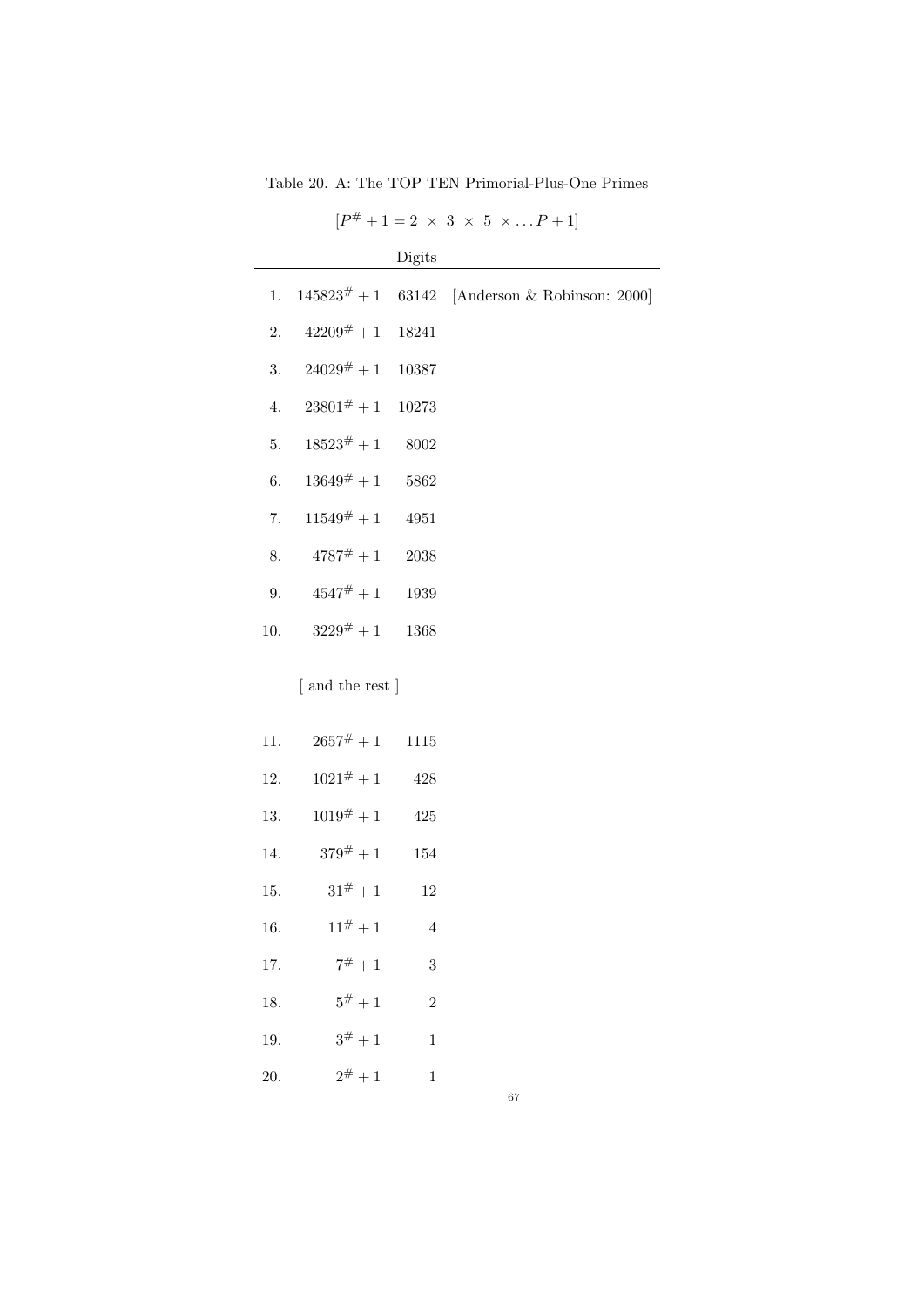Table 20. A: The TOP TEN Primorial-Plus-One Primes

$[P^{\#} + 1 = 2 \times 3 \times 5 \times \ldots P + 1]$

| | | Digits | |
|---|---|---|---|
| 1. | $145823^{\#} + 1$ | 63142 | [Anderson & Robinson: 2000] |
| 2. | $42209^{\#} + 1$ | 18241 | |
| 3. | $24029^{\#} + 1$ | 10387 | |
| 4. | $23801^{\#} + 1$ | 10273 | |
| 5. | $18523^{\#} + 1$ | 8002 | |
| 6. | $13649^{\#} + 1$ | 5862 | |
| 7. | $11549^{\#} + 1$ | 4951 | |
| 8. | $4787^{\#} + 1$ | 2038 | |
| 9. | $4547^{\#} + 1$ | 1939 | |
| 10. | $3229^{\#} + 1$ | 1368 | |
| | [ and the rest ] | | |
| 11. | $2657^{\#} + 1$ | 1115 | |
| 12. | $1021^{\#} + 1$ | 428 | |
| 13. | $1019^{\#} + 1$ | 425 | |
| 14. | $379^{\#} + 1$ | 154 | |
| 15. | $31^{\#} + 1$ | 12 | |
| 16. | $11^{\#} + 1$ | 4 | |
| 17. | $7^{\#} + 1$ | 3 | |
| 18. | $5^{\#} + 1$ | 2 | |
| 19. | $3^{\#} + 1$ | 1 | |
| 20. | $2^{\#} + 1$ | 1 | |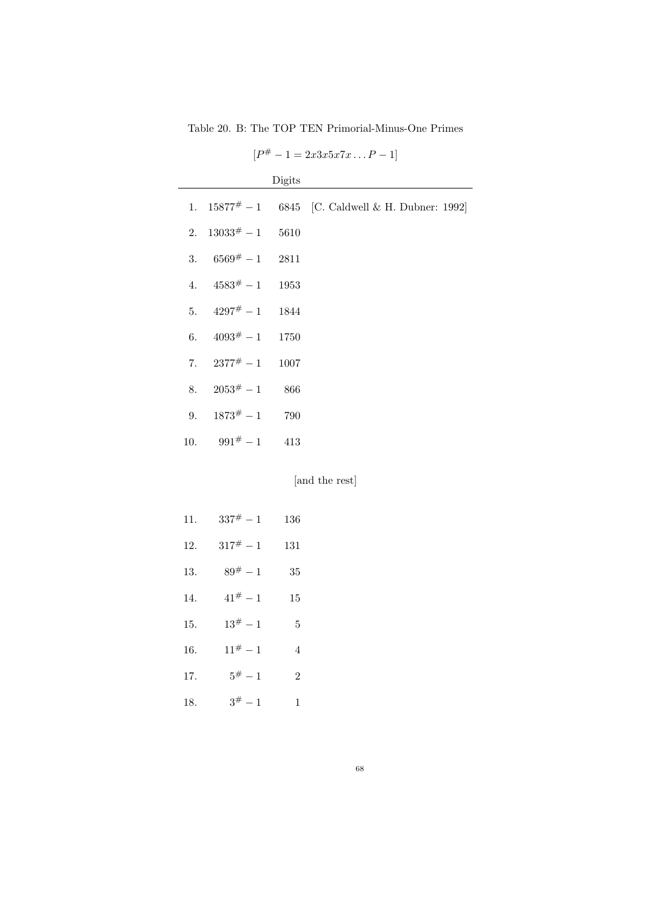Table 20. B: The TOP TEN Primorial-Minus-One Primes

$[P^{\#} - 1 = 2x3x5x7x \ldots P - 1]$

| | | Digits | |
|---|---|---|---|
| 1. | $15877^{\#} - 1$ | 6845 | [C. Caldwell & H. Dubner: 1992] |
| 2. | $13033^{\#} - 1$ | 5610 | |
| 3. | $6569^{\#} - 1$ | 2811 | |
| 4. | $4583^{\#} - 1$ | 1953 | |
| 5. | $4297^{\#} - 1$ | 1844 | |
| 6. | $4093^{\#} - 1$ | 1750 | |
| 7. | $2377^{\#} - 1$ | 1007 | |
| 8. | $2053^{\#} - 1$ | 866 | |
| 9. | $1873^{\#} - 1$ | 790 | |
| 10. | $991^{\#} - 1$ | 413 | |
| | | [and the rest] | |
| 11. | $337^{\#} - 1$ | 136 | |
| 12. | $317^{\#} - 1$ | 131 | |
| 13. | $89^{\#} - 1$ | 35 | |
| 14. | $41^{\#} - 1$ | 15 | |
| 15. | $13^{\#} - 1$ | 5 | |
| 16. | $11^{\#} - 1$ | 4 | |
| 17. | $5^{\#} - 1$ | 2 | |
| 18. | $3^{\#} - 1$ | 1 | |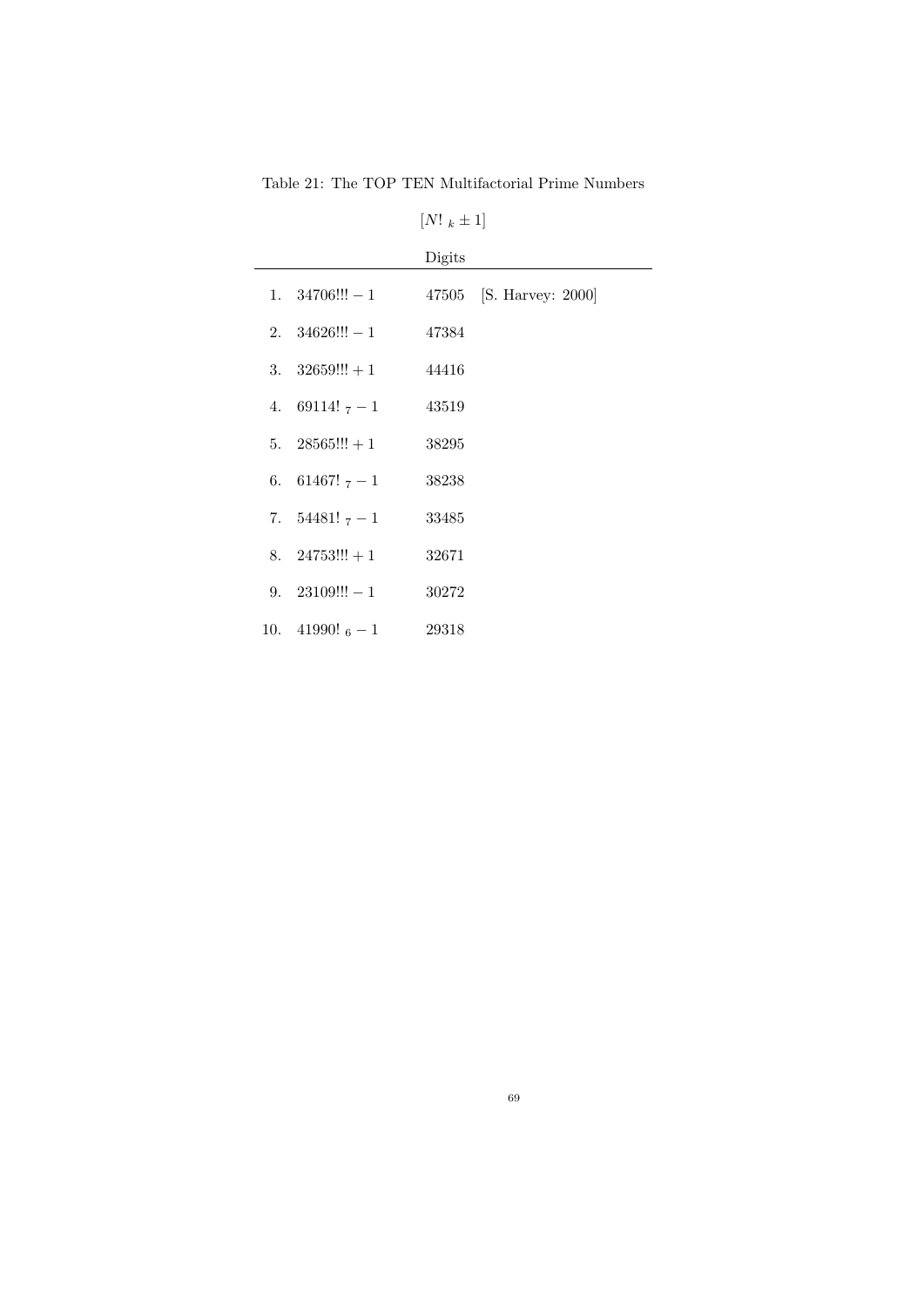Table 21: The TOP TEN Multifactorial Prime Numbers

$[N!_k \pm 1]$

| | | Digits | |
|---|---|---|---|
| 1. | $34706!!! - 1$ | 47505 | [S. Harvey: 2000] |
| 2. | $34626!!! - 1$ | 47384 | |
| 3. | $32659!!! + 1$ | 44416 | |
| 4. | $69114!_7 - 1$ | 43519 | |
| 5. | $28565!!! + 1$ | 38295 | |
| 6. | $61467!_7 - 1$ | 38238 | |
| 7. | $54481!_7 - 1$ | 33485 | |
| 8. | $24753!!! + 1$ | 32671 | |
| 9. | $23109!!! - 1$ | 30272 | |
| 10. | $41990!_6 - 1$ | 29318 | |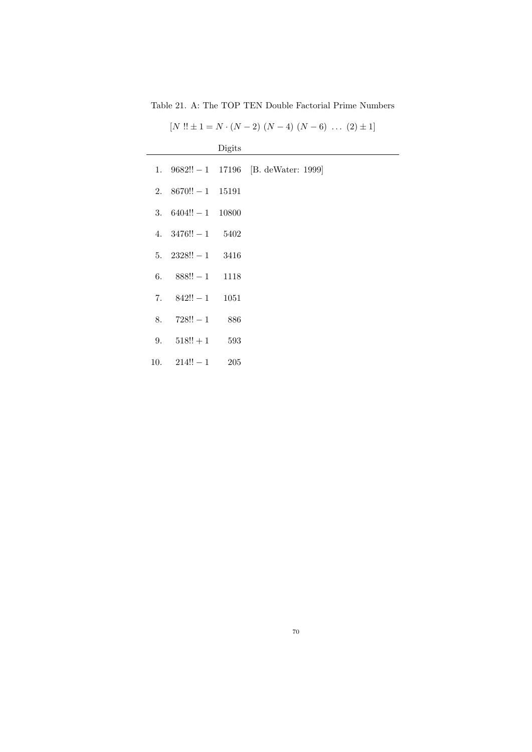Table 21. A: The TOP TEN Double Factorial Prime Numbers

$$[N\ !! \pm 1 = N \cdot (N-2)\ (N-4)\ (N-6)\ \ldots\ (2) \pm 1]$$

| | | Digits | |
|---|---|---|---|
| 1. | $9682!! - 1$ | 17196 | [B. deWater: 1999] |
| 2. | $8670!! - 1$ | 15191 | |
| 3. | $6404!! - 1$ | 10800 | |
| 4. | $3476!! - 1$ | 5402 | |
| 5. | $2328!! - 1$ | 3416 | |
| 6. | $888!! - 1$ | 1118 | |
| 7. | $842!! - 1$ | 1051 | |
| 8. | $728!! - 1$ | 886 | |
| 9. | $518!! + 1$ | 593 | |
| 10. | $214!! - 1$ | 205 | |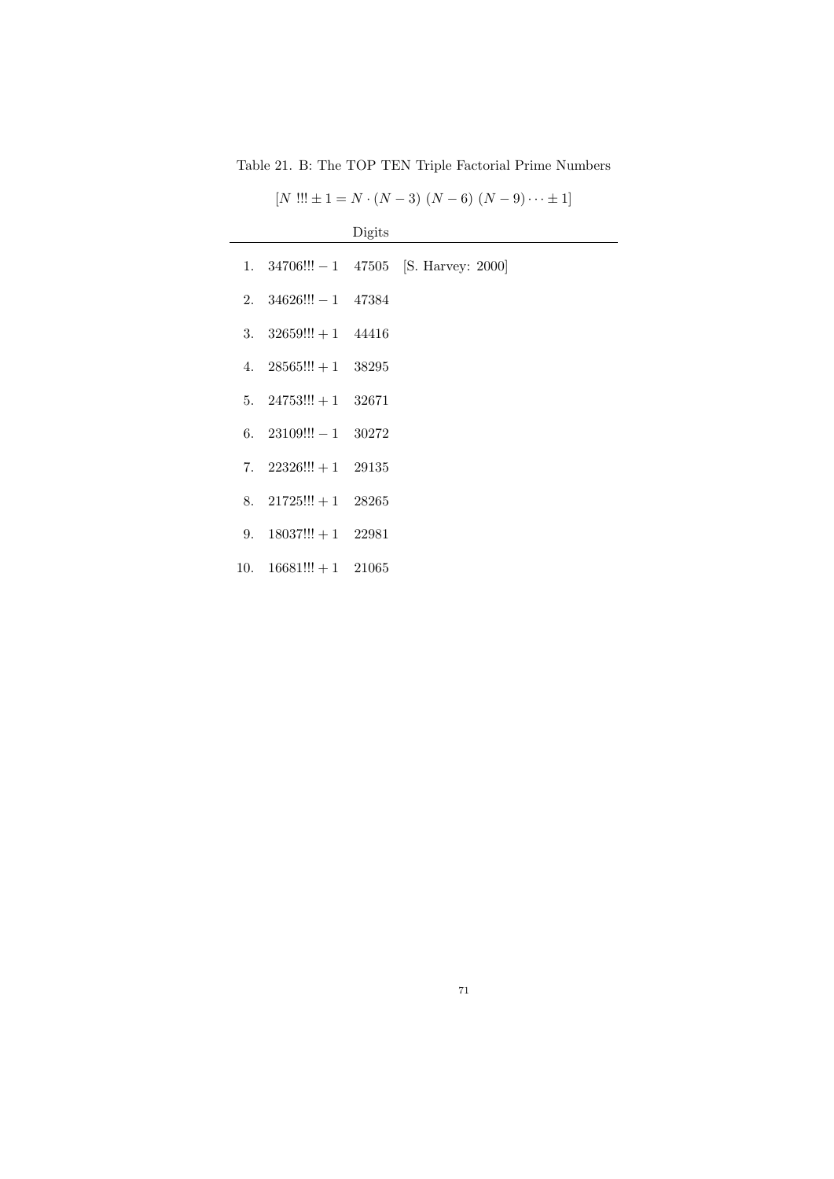Table 21. B: The TOP TEN Triple Factorial Prime Numbers

$$[N\ !!! \pm 1 = N \cdot (N-3)\ (N-6)\ (N-9) \cdots \pm 1]$$

| | | Digits | |
|---|---|---|---|
| 1. | $34706!!! - 1$ | 47505 | [S. Harvey: 2000] |
| 2. | $34626!!! - 1$ | 47384 | |
| 3. | $32659!!! + 1$ | 44416 | |
| 4. | $28565!!! + 1$ | 38295 | |
| 5. | $24753!!! + 1$ | 32671 | |
| 6. | $23109!!! - 1$ | 30272 | |
| 7. | $22326!!! + 1$ | 29135 | |
| 8. | $21725!!! + 1$ | 28265 | |
| 9. | $18037!!! + 1$ | 22981 | |
| 10. | $16681!!! + 1$ | 21065 | |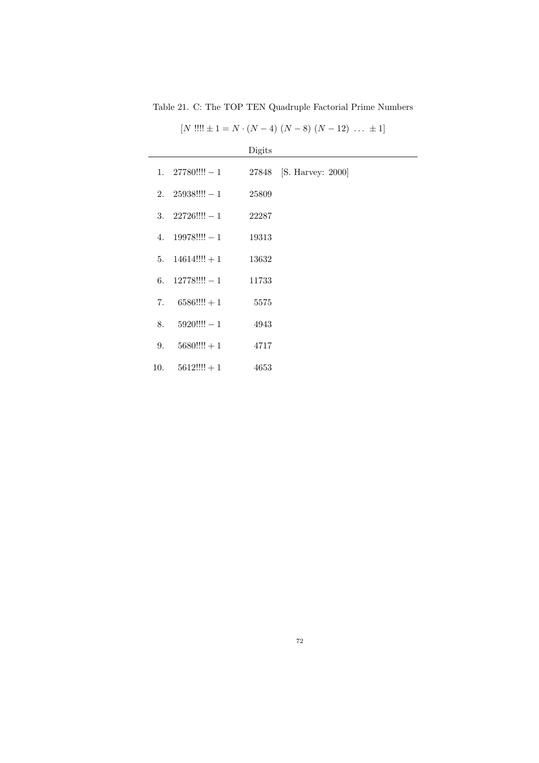Table 21. C: The TOP TEN Quadruple Factorial Prime Numbers

$$[N\ !!!! \pm 1 = N \cdot (N-4)\ (N-8)\ (N-12)\ \dots\ \pm 1]$$

| | | Digits | |
|---|---|---|---|
| 1. | $27780!!!! - 1$ | 27848 | [S. Harvey: 2000] |
| 2. | $25938!!!! - 1$ | 25809 | |
| 3. | $22726!!!! - 1$ | 22287 | |
| 4. | $19978!!!! - 1$ | 19313 | |
| 5. | $14614!!!! + 1$ | 13632 | |
| 6. | $12778!!!! - 1$ | 11733 | |
| 7. | $6586!!!! + 1$ | 5575 | |
| 8. | $5920!!!! - 1$ | 4943 | |
| 9. | $5680!!!! + 1$ | 4717 | |
| 10. | $5612!!!! + 1$ | 4653 | |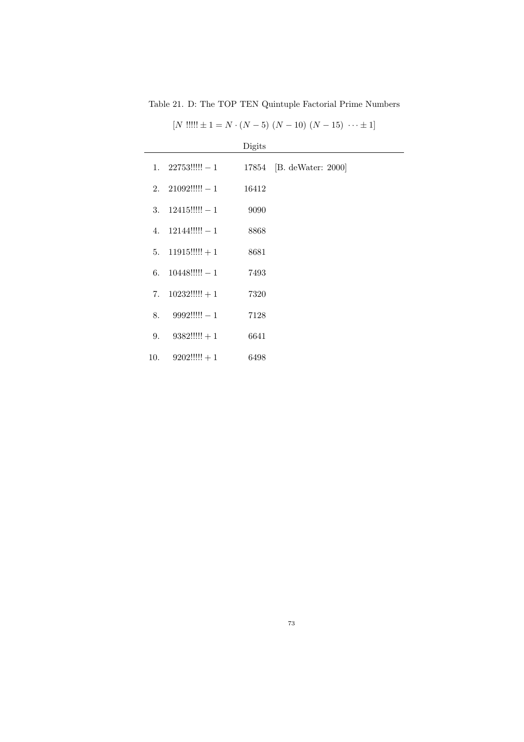Table 21. D: The TOP TEN Quintuple Factorial Prime Numbers

$$[N\ !!!!! \pm 1 = N \cdot (N-5)\ (N-10)\ (N-15)\ \cdots \pm 1]$$

| | | Digits | |
|---|---|---|---|
| 1. | $22753!!!!! - 1$ | 17854 | [B. deWater: 2000] |
| 2. | $21092!!!!! - 1$ | 16412 | |
| 3. | $12415!!!!! - 1$ | 9090 | |
| 4. | $12144!!!!! - 1$ | 8868 | |
| 5. | $11915!!!!! + 1$ | 8681 | |
| 6. | $10448!!!!! - 1$ | 7493 | |
| 7. | $10232!!!!! + 1$ | 7320 | |
| 8. | $9992!!!!! - 1$ | 7128 | |
| 9. | $9382!!!!! + 1$ | 6641 | |
| 10. | $9202!!!!! + 1$ | 6498 | |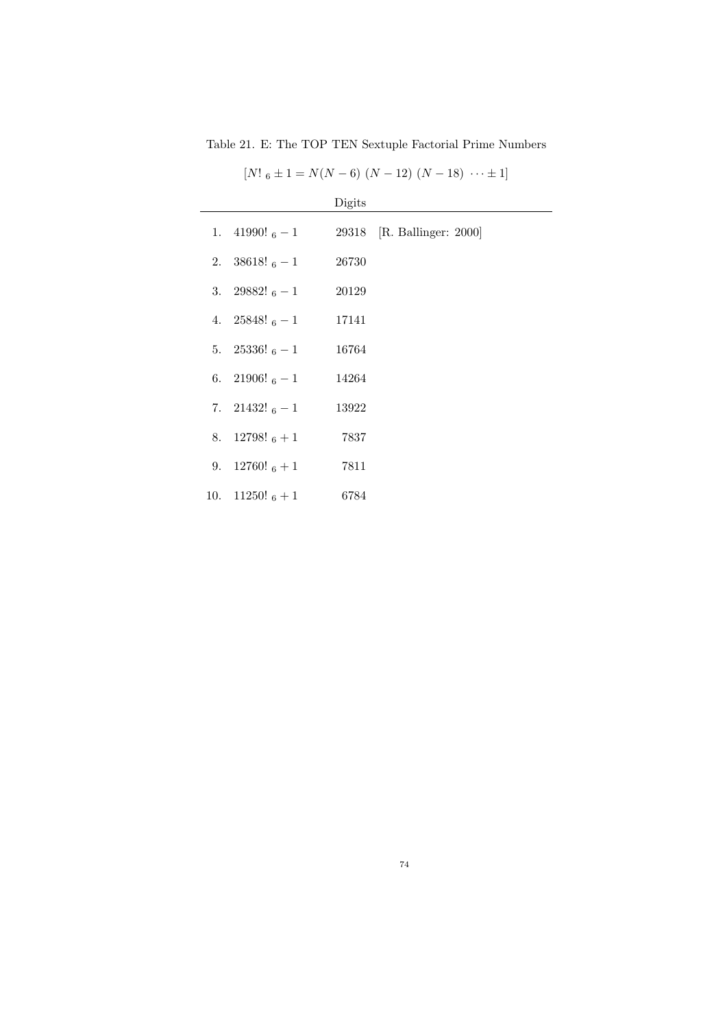Table 21. E: The TOP TEN Sextuple Factorial Prime Numbers

$$[N!_6 \pm 1 = N(N-6)\ (N-12)\ (N-18)\ \cdots \pm 1]$$

| | | Digits | |
|---|---|---|---|
| 1. | $41990!_6 - 1$ | 29318 | [R. Ballinger: 2000] |
| 2. | $38618!_6 - 1$ | 26730 | |
| 3. | $29882!_6 - 1$ | 20129 | |
| 4. | $25848!_6 - 1$ | 17141 | |
| 5. | $25336!_6 - 1$ | 16764 | |
| 6. | $21906!_6 - 1$ | 14264 | |
| 7. | $21432!_6 - 1$ | 13922 | |
| 8. | $12798!_6 + 1$ | 7837 | |
| 9. | $12760!_6 + 1$ | 7811 | |
| 10. | $11250!_6 + 1$ | 6784 | |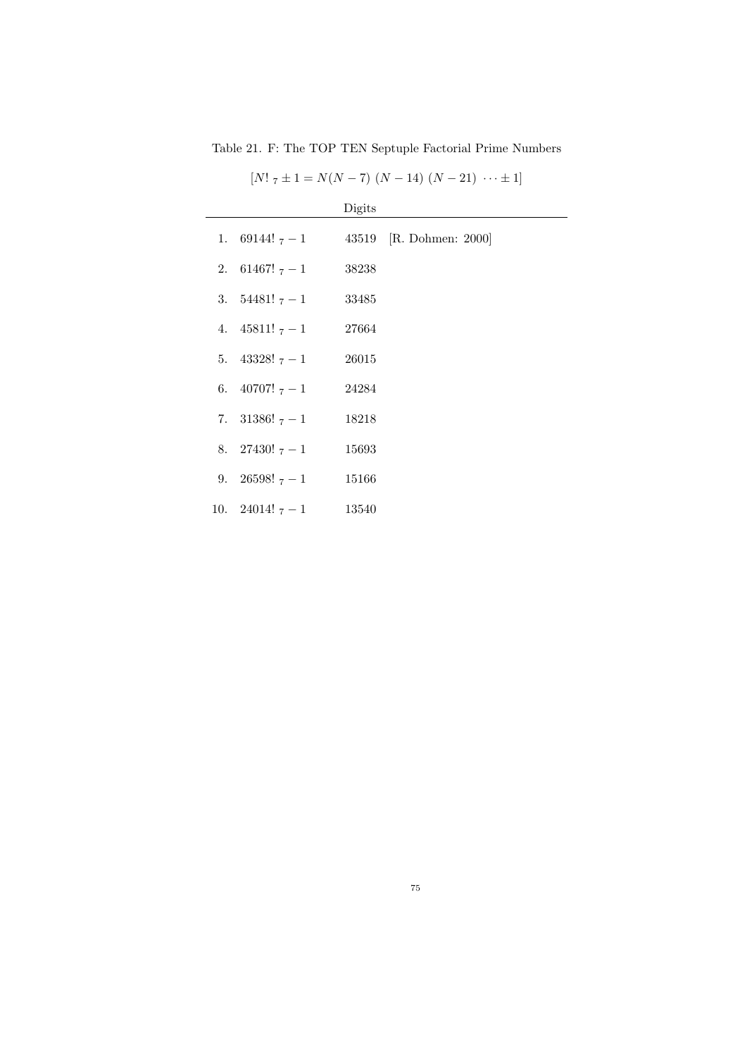Table 21. F: The TOP TEN Septuple Factorial Prime Numbers

$$[N!_7 \pm 1 = N(N-7)\ (N-14)\ (N-21)\ \cdots \pm 1]$$

| | | Digits | |
|---|---|---|---|
| 1. | $69144!_7 - 1$ | 43519 | [R. Dohmen: 2000] |
| 2. | $61467!_7 - 1$ | 38238 | |
| 3. | $54481!_7 - 1$ | 33485 | |
| 4. | $45811!_7 - 1$ | 27664 | |
| 5. | $43328!_7 - 1$ | 26015 | |
| 6. | $40707!_7 - 1$ | 24284 | |
| 7. | $31386!_7 - 1$ | 18218 | |
| 8. | $27430!_7 - 1$ | 15693 | |
| 9. | $26598!_7 - 1$ | 15166 | |
| 10. | $24014!_7 - 1$ | 13540 | |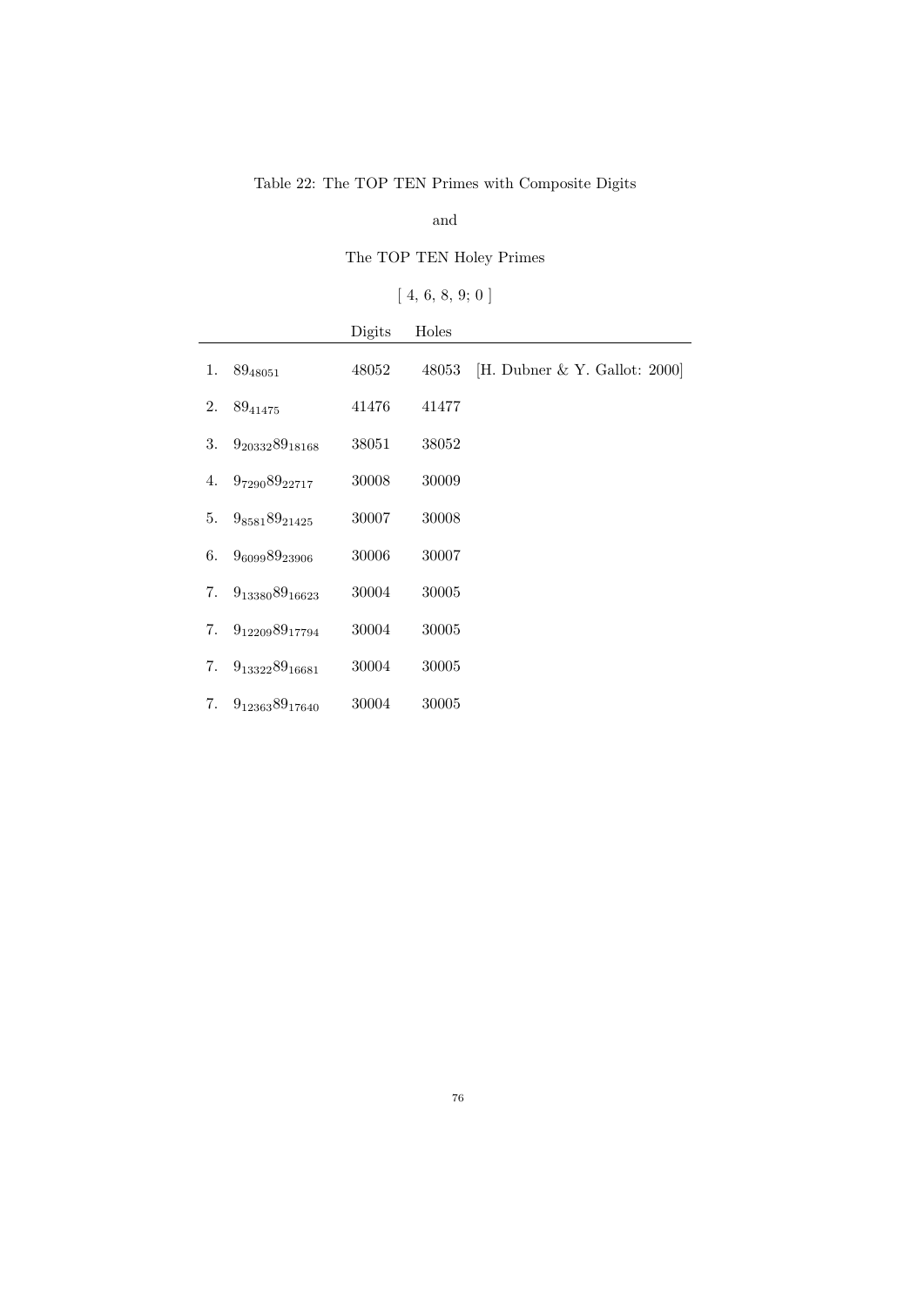Table 22: The TOP TEN Primes with Composite Digits

and

The TOP TEN Holey Primes

[ 4, 6, 8, 9; 0 ]

| | | Digits | Holes | |
|---|---|---|---|---|
| 1. | $8 9_{48051}$ | 48052 | 48053 | [H. Dubner & Y. Gallot: 2000] |
| 2. | $8 9_{41475}$ | 41476 | 41477 | |
| 3. | $9_{20332} 8 9_{18168}$ | 38051 | 38052 | |
| 4. | $9_{7290} 8 9_{22717}$ | 30008 | 30009 | |
| 5. | $9_{8581} 8 9_{21425}$ | 30007 | 30008 | |
| 6. | $9_{6099} 8 9_{23906}$ | 30006 | 30007 | |
| 7. | $9_{13380} 8 9_{16623}$ | 30004 | 30005 | |
| 7. | $9_{12209} 8 9_{17794}$ | 30004 | 30005 | |
| 7. | $9_{13322} 8 9_{16681}$ | 30004 | 30005 | |
| 7. | $9_{12363} 8 9_{17640}$ | 30004 | 30005 | |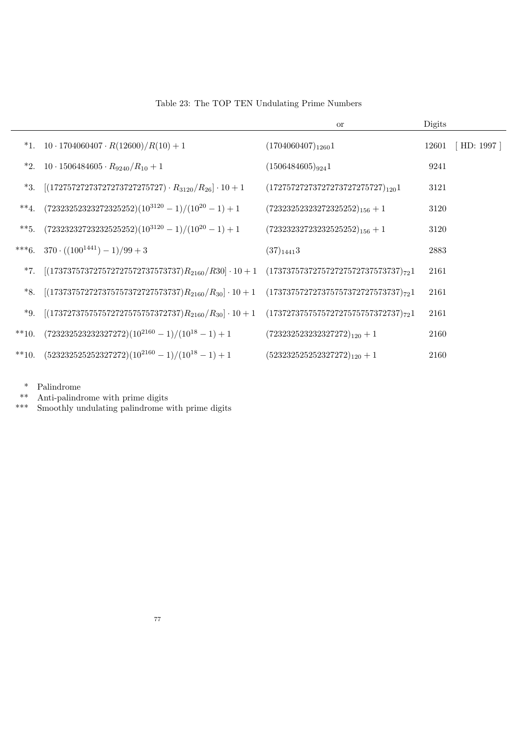Table 23: The TOP TEN Undulating Prime Numbers

| | | or | Digits | |
|---|---|---|---|---|
| *1. | $10 \cdot 1704060407 \cdot R(12600)/R(10) + 1$ | $(1704060407)_{1260}1$ | 12601 | [ HD: 1997 ] |
| *2. | $10 \cdot 1506484605 \cdot R_{9240}/R_{10} + 1$ | $(1506484605)_{924}1$ | 9241 | |
| *3. | $[(17275727273727273727275727) \cdot R_{3120}/R_{26}] \cdot 10 + 1$ | $(17275727273727273727275727)_{120}1$ | 3121 | |
| **4. | $(72323252323272325252)(10^{3120} - 1)/(10^{20} - 1) + 1$ | $(72323252323272325252)_{156} + 1$ | 3120 | |
| **5. | $(72323232723232525252)(10^{3120} - 1)/(10^{20} - 1) + 1$ | $(72323232723232525252)_{156} + 1$ | 3120 | |
| ***6. | $370 \cdot ((100^{1441}) - 1)/99 + 3$ | $(37)_{1441}3$ | 2883 | |
| *7. | $[(173737573727572727572737573737)R_{2160}/R30] \cdot 10 + 1$ | $(173737573727572727572737573737)_{72}1$ | 2161 | |
| *8. | $[(173737572727375757372727573737)R_{2160}/R_{30}] \cdot 10 + 1$ | $(173737572727375757372727573737)_{72}1$ | 2161 | |
| *9. | $[(173727375757572727575757372737)R_{2160}/R_{30}] \cdot 10 + 1$ | $(173727375757572727575757372737)_{72}1$ | 2161 | |
| **10. | $(723232523232327272)(10^{2160} - 1)/(10^{18} - 1) + 1$ | $(723232523232327272)_{120} + 1$ | 2160 | |
| **10. | $(523232525252327272)(10^{2160} - 1)/(10^{18} - 1) + 1$ | $(523232525252327272)_{120} + 1$ | 2160 | |

\* Palindrome
** Anti-palindrome with prime digits
*** Smoothly undulating palindrome with prime digits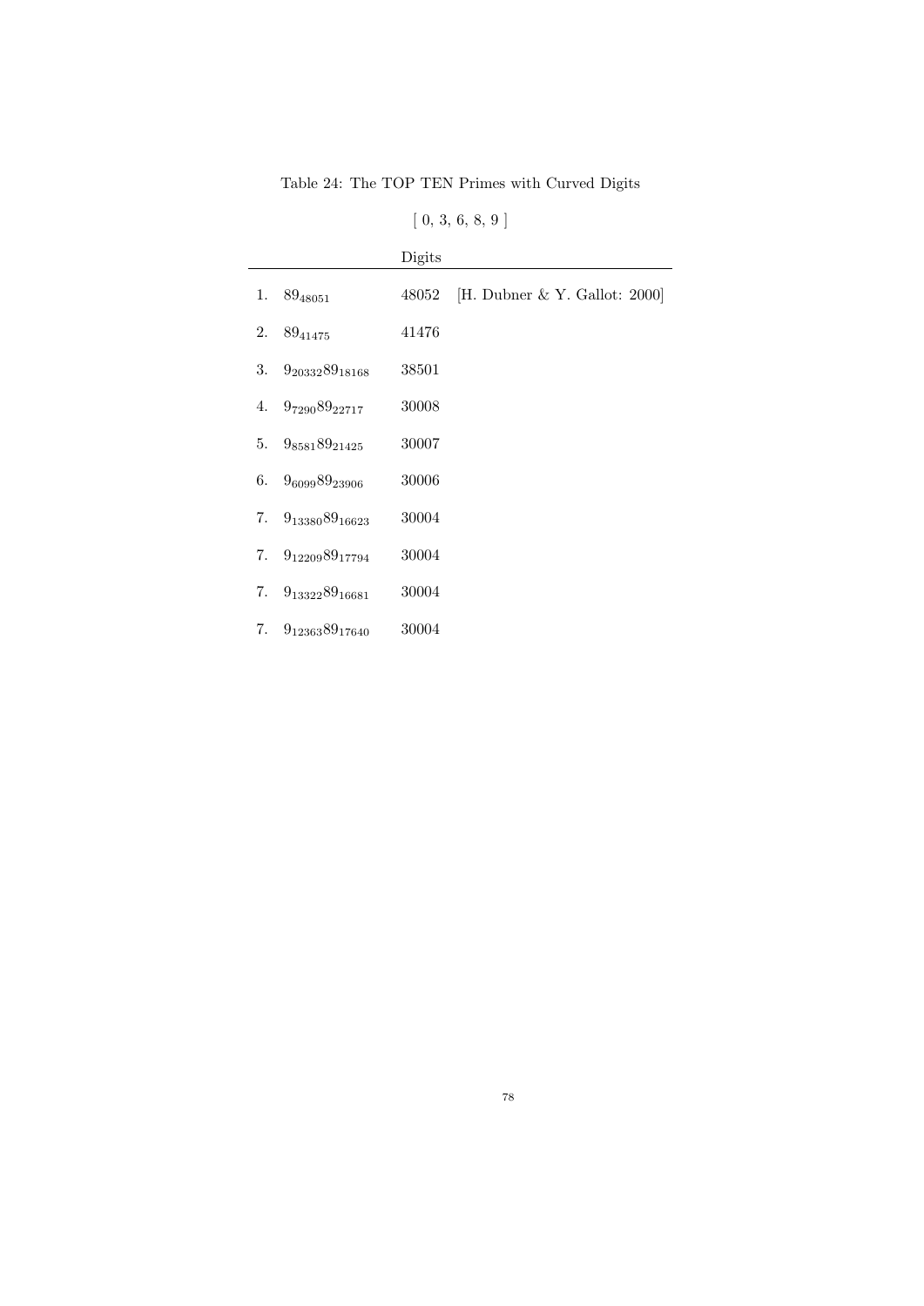Table 24: The TOP TEN Primes with Curved Digits

[ 0, 3, 6, 8, 9 ]

| | | Digits | |
|---|---|---|---|
| 1. | $8 9_{48051}$ | 48052 | [H. Dubner & Y. Gallot: 2000] |
| 2. | $8 9_{41475}$ | 41476 | |
| 3. | $9_{20332} 8 9_{18168}$ | 38501 | |
| 4. | $9_{7290} 8 9_{22717}$ | 30008 | |
| 5. | $9_{8581} 8 9_{21425}$ | 30007 | |
| 6. | $9_{6099} 8 9_{23906}$ | 30006 | |
| 7. | $9_{13380} 8 9_{16623}$ | 30004 | |
| 7. | $9_{12209} 8 9_{17794}$ | 30004 | |
| 7. | $9_{13322} 8 9_{16681}$ | 30004 | |
| 7. | $9_{12363} 8 9_{17640}$ | 30004 | |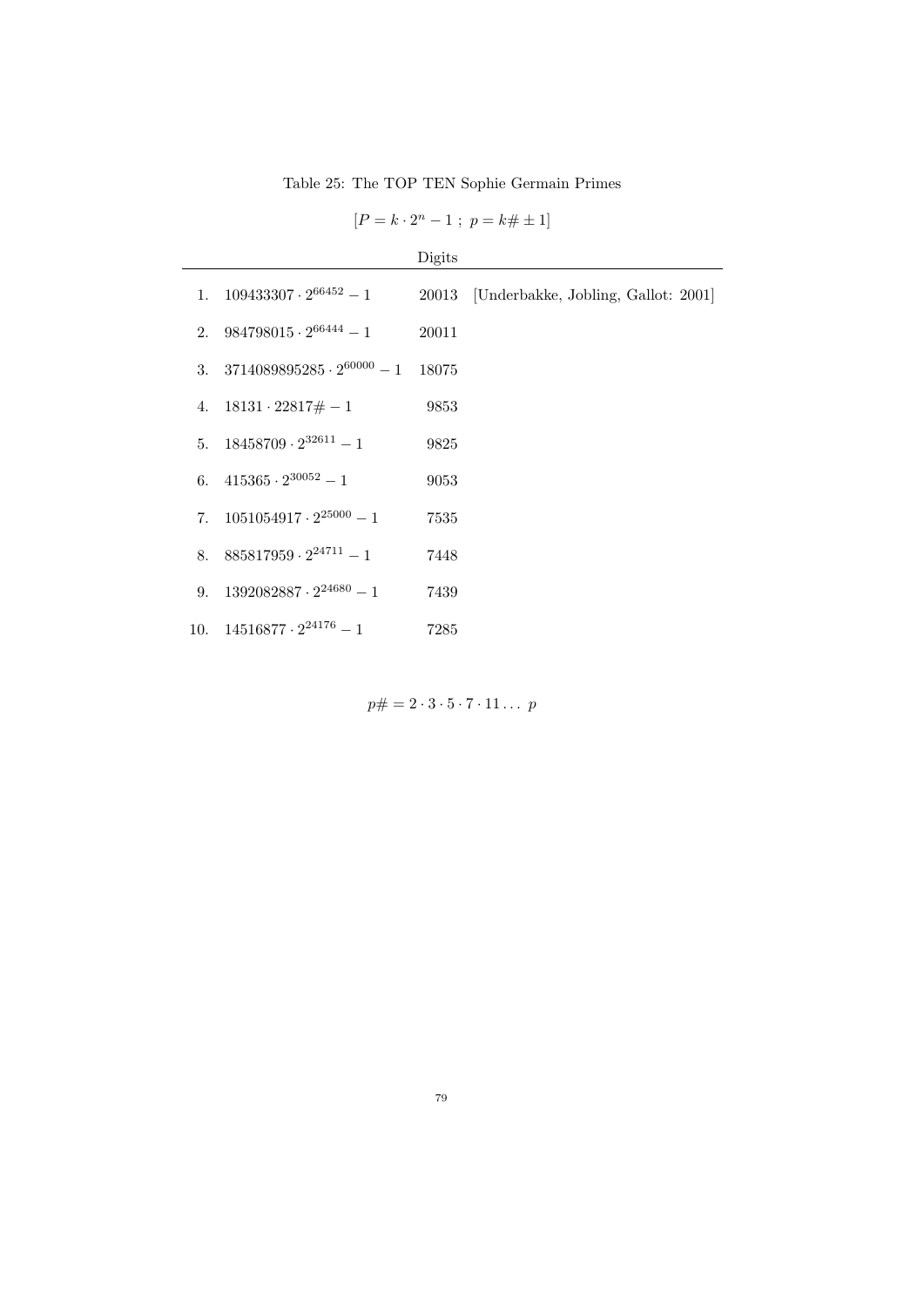Table 25: The TOP TEN Sophie Germain Primes

$$[P = k \cdot 2^n - 1\ ;\ p = k\# \pm 1]$$

| | | Digits | |
|---|---|---|---|
| 1. | $109433307 \cdot 2^{66452} - 1$ | 20013 | [Underbakke, Jobling, Gallot: 2001] |
| 2. | $984798015 \cdot 2^{66444} - 1$ | 20011 | |
| 3. | $3714089895285 \cdot 2^{60000} - 1$ | 18075 | |
| 4. | $18131 \cdot 22817\# - 1$ | 9853 | |
| 5. | $18458709 \cdot 2^{32611} - 1$ | 9825 | |
| 6. | $415365 \cdot 2^{30052} - 1$ | 9053 | |
| 7. | $1051054917 \cdot 2^{25000} - 1$ | 7535 | |
| 8. | $885817959 \cdot 2^{24711} - 1$ | 7448 | |
| 9. | $1392082887 \cdot 2^{24680} - 1$ | 7439 | |
| 10. | $14516877 \cdot 2^{24176} - 1$ | 7285 | |

$$p\# = 2 \cdot 3 \cdot 5 \cdot 7 \cdot 11 \ldots\ p$$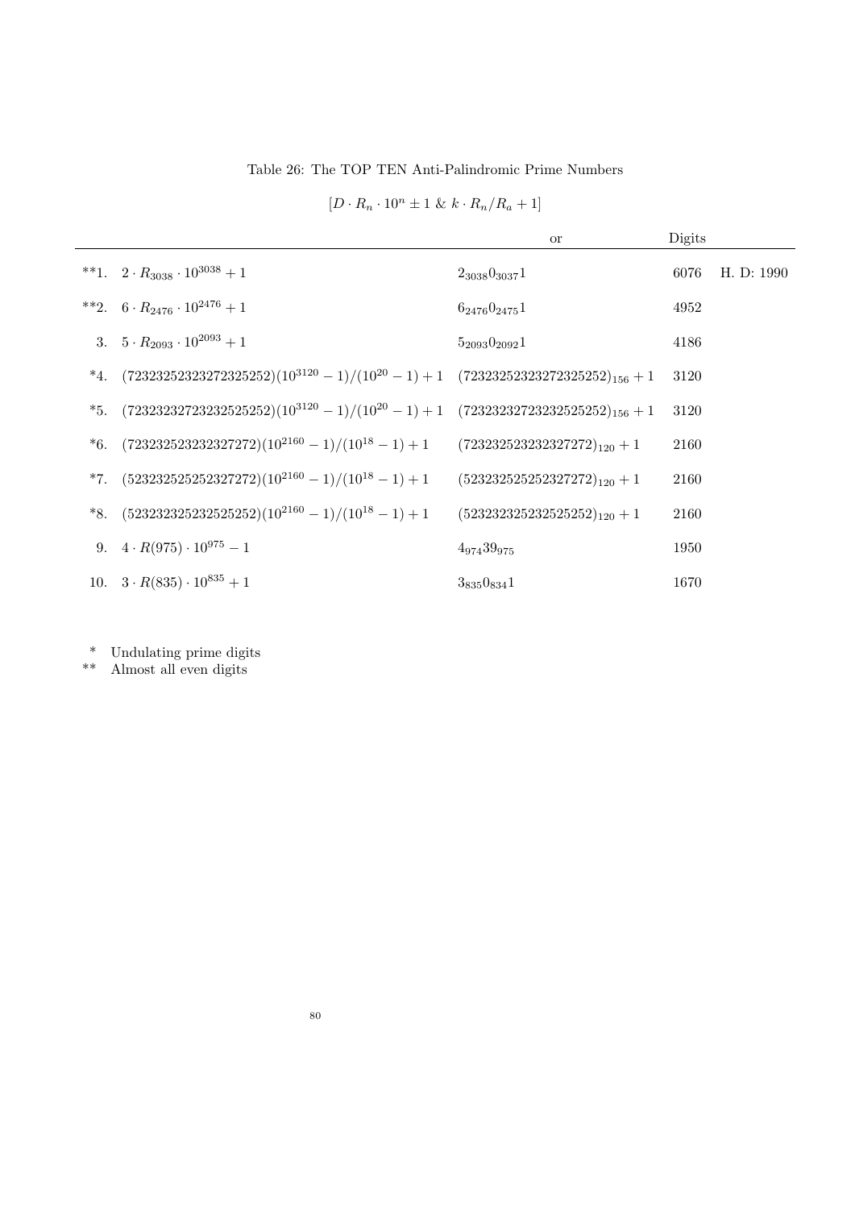Table 26: The TOP TEN Anti-Palindromic Prime Numbers

$[D \cdot R_n \cdot 10^n \pm 1 \ \& \ k \cdot R_n/R_a + 1]$

| | | or | Digits | |
|---|---|---|---|---|
| **1. | $2 \cdot R_{3038} \cdot 10^{3038} + 1$ | $2_{3038}0_{3037}1$ | 6076 | H. D: 1990 |
| **2. | $6 \cdot R_{2476} \cdot 10^{2476} + 1$ | $6_{2476}0_{2475}1$ | 4952 | |
| 3. | $5 \cdot R_{2093} \cdot 10^{2093} + 1$ | $5_{2093}0_{2092}1$ | 4186 | |
| *4. | $(72323252323272325252)(10^{3120} - 1)/(10^{20} - 1) + 1$ | $(72323252323272325252)_{156} + 1$ | 3120 | |
| *5. | $(72323232723232525252)(10^{3120} - 1)/(10^{20} - 1) + 1$ | $(72323232723232525252)_{156} + 1$ | 3120 | |
| *6. | $(723232523232327272)(10^{2160} - 1)/(10^{18} - 1) + 1$ | $(723232523232327272)_{120} + 1$ | 2160 | |
| *7. | $(523232525252327272)(10^{2160} - 1)/(10^{18} - 1) + 1$ | $(523232525252327272)_{120} + 1$ | 2160 | |
| *8. | $(523232325232525252)(10^{2160} - 1)/(10^{18} - 1) + 1$ | $(523232325232525252)_{120} + 1$ | 2160 | |
| 9. | $4 \cdot R(975) \cdot 10^{975} - 1$ | $4_{974}39_{975}$ | 1950 | |
| 10. | $3 \cdot R(835) \cdot 10^{835} + 1$ | $3_{835}0_{834}1$ | 1670 | |

\* Undulating prime digits
\** Almost all even digits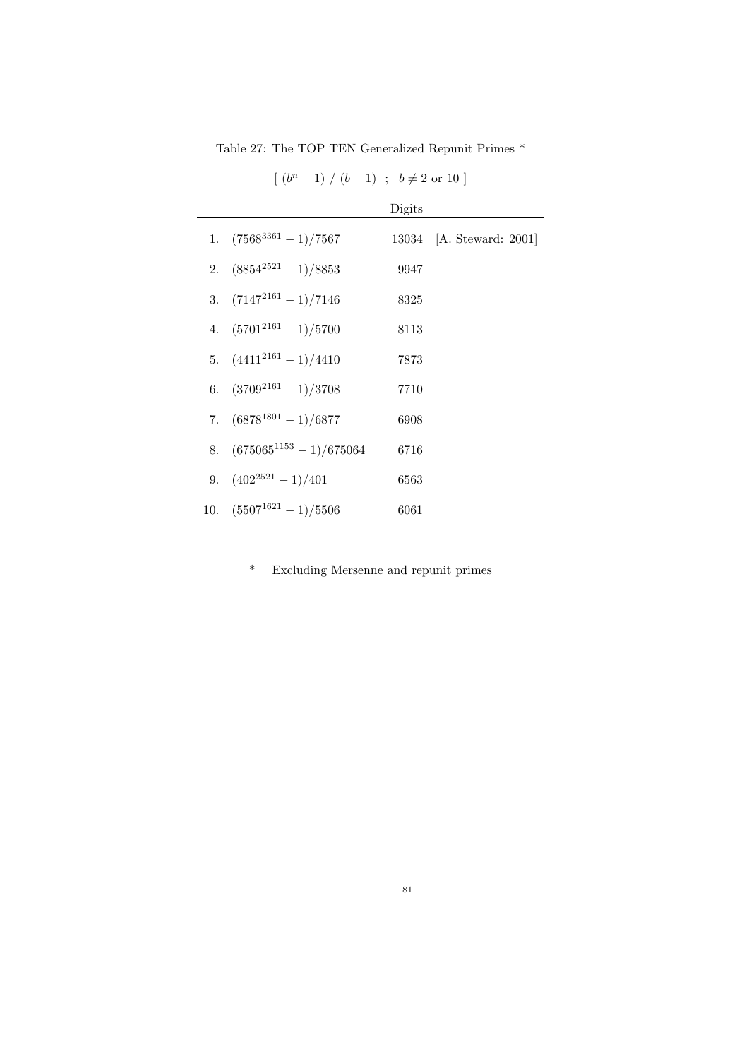Table 27: The TOP TEN Generalized Repunit Primes *

$$[\ (b^n - 1)\ /\ (b-1)\ \ ;\ \ b \neq 2 \text{ or } 10\ ]$$

| | | Digits | |
|---|---|---|---|
| 1. | $(7568^{3361} - 1)/7567$ | 13034 | [A. Steward: 2001] |
| 2. | $(8854^{2521} - 1)/8853$ | 9947 | |
| 3. | $(7147^{2161} - 1)/7146$ | 8325 | |
| 4. | $(5701^{2161} - 1)/5700$ | 8113 | |
| 5. | $(4411^{2161} - 1)/4410$ | 7873 | |
| 6. | $(3709^{2161} - 1)/3708$ | 7710 | |
| 7. | $(6878^{1801} - 1)/6877$ | 6908 | |
| 8. | $(675065^{1153} - 1)/675064$ | 6716 | |
| 9. | $(402^{2521} - 1)/401$ | 6563 | |
| 10. | $(5507^{1621} - 1)/5506$ | 6061 | |

* Excluding Mersenne and repunit primes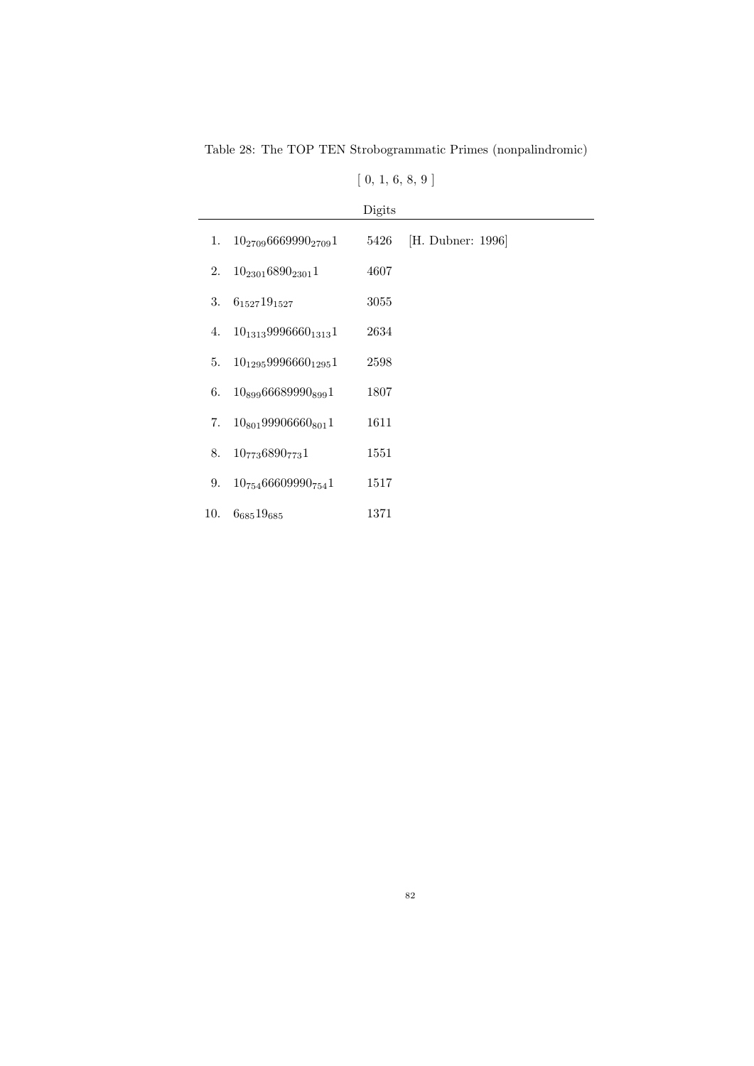Table 28: The TOP TEN Strobogrammatic Primes (nonpalindromic)

[ 0, 1, 6, 8, 9 ]

| | | Digits | |
|---|---|---|---|
| 1. | $10_{2709}6669990_{2709}1$ | 5426 | [H. Dubner: 1996] |
| 2. | $10_{2301}6890_{2301}1$ | 4607 | |
| 3. | $6_{1527}19_{1527}$ | 3055 | |
| 4. | $10_{1313}9996660_{1313}1$ | 2634 | |
| 5. | $10_{1295}9996660_{1295}1$ | 2598 | |
| 6. | $10_{899}66689990_{899}1$ | 1807 | |
| 7. | $10_{801}99906660_{801}1$ | 1611 | |
| 8. | $10_{773}6890_{773}1$ | 1551 | |
| 9. | $10_{754}66609990_{754}1$ | 1517 | |
| 10. | $6_{685}19_{685}$ | 1371 | |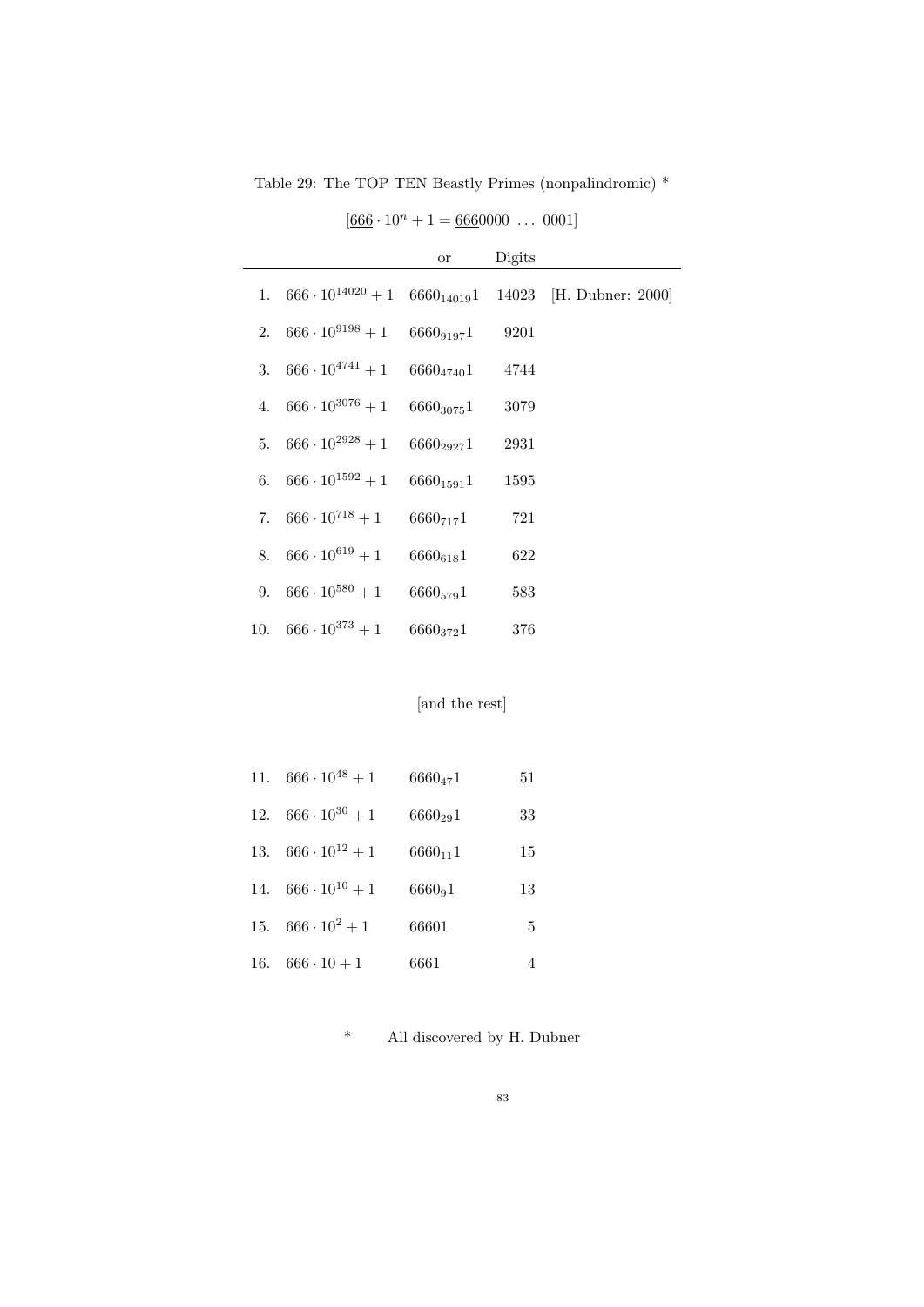Table 29: The TOP TEN Beastly Primes (nonpalindromic) *

$[\underline{666} \cdot 10^n + 1 = \underline{666}0000 \ \ldots \ 0001]$

| | | or | Digits | |
|---|---|---|---|---|
| 1. | $666 \cdot 10^{14020} + 1$ | $6660_{14019}1$ | 14023 | [H. Dubner: 2000] |
| 2. | $666 \cdot 10^{9198} + 1$ | $6660_{9197}1$ | 9201 | |
| 3. | $666 \cdot 10^{4741} + 1$ | $6660_{4740}1$ | 4744 | |
| 4. | $666 \cdot 10^{3076} + 1$ | $6660_{3075}1$ | 3079 | |
| 5. | $666 \cdot 10^{2928} + 1$ | $6660_{2927}1$ | 2931 | |
| 6. | $666 \cdot 10^{1592} + 1$ | $6660_{1591}1$ | 1595 | |
| 7. | $666 \cdot 10^{718} + 1$ | $6660_{717}1$ | 721 | |
| 8. | $666 \cdot 10^{619} + 1$ | $6660_{618}1$ | 622 | |
| 9. | $666 \cdot 10^{580} + 1$ | $6660_{579}1$ | 583 | |
| 10. | $666 \cdot 10^{373} + 1$ | $6660_{372}1$ | 376 | |

[and the rest]

| | | | |
|---|---|---|---|
| 11. | $666 \cdot 10^{48} + 1$ | $6660_{47}1$ | 51 |
| 12. | $666 \cdot 10^{30} + 1$ | $6660_{29}1$ | 33 |
| 13. | $666 \cdot 10^{12} + 1$ | $6660_{11}1$ | 15 |
| 14. | $666 \cdot 10^{10} + 1$ | $6660_{9}1$ | 13 |
| 15. | $666 \cdot 10^{2} + 1$ | 66601 | 5 |
| 16. | $666 \cdot 10 + 1$ | 6661 | 4 |

\* All discovered by H. Dubner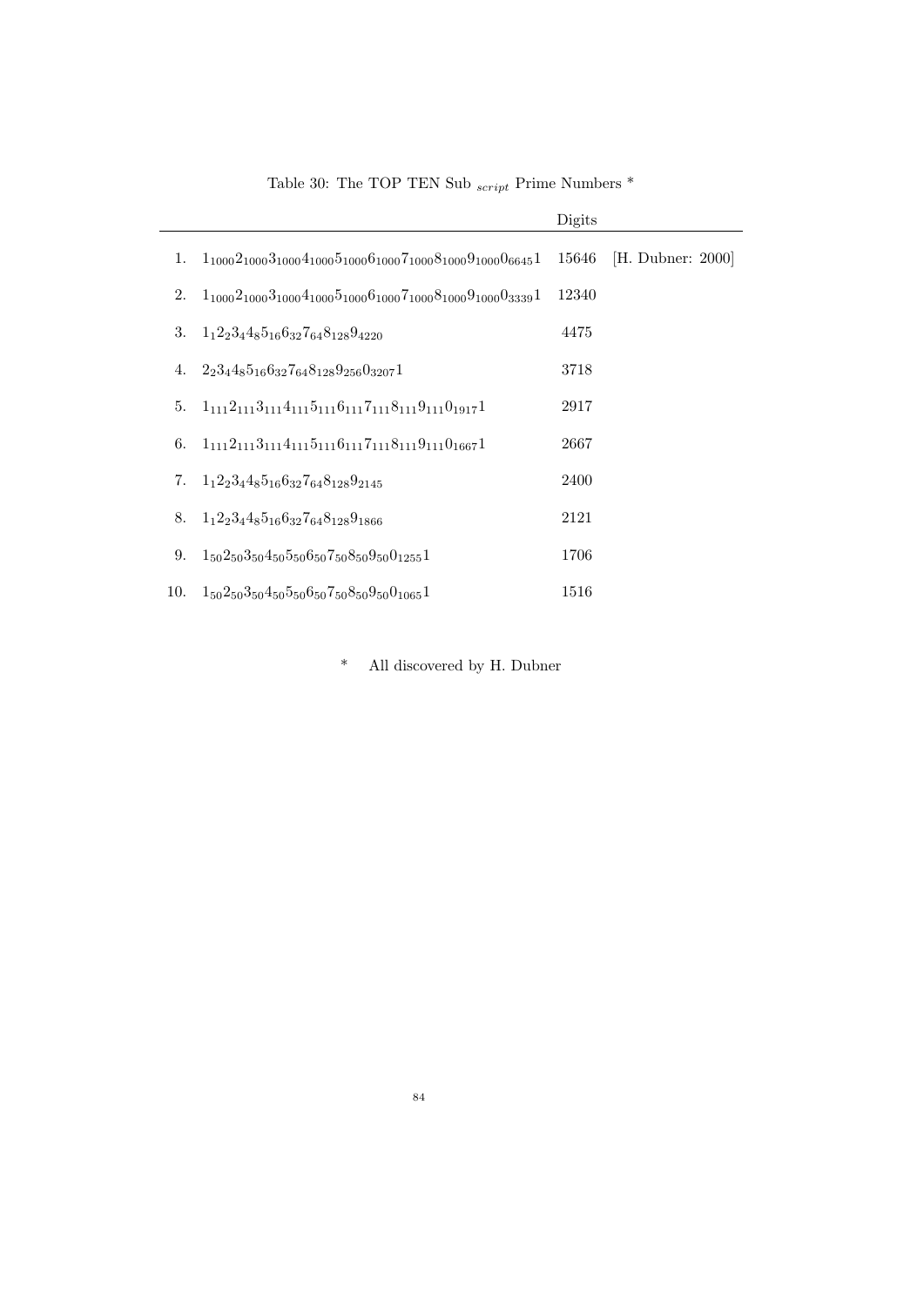Table 30: The TOP TEN Sub $_{script}$ Prime Numbers *

| | | Digits | |
|---|---|---|---|
| 1. | $1_{1000}2_{1000}3_{1000}4_{1000}5_{1000}6_{1000}7_{1000}8_{1000}9_{1000}0_{6645}1$ | 15646 | [H. Dubner: 2000] |
| 2. | $1_{1000}2_{1000}3_{1000}4_{1000}5_{1000}6_{1000}7_{1000}8_{1000}9_{1000}0_{3339}1$ | 12340 | |
| 3. | $1_{1}2_{2}3_{4}4_{8}5_{16}6_{32}7_{64}8_{128}9_{4220}$ | 4475 | |
| 4. | $2_{2}3_{4}4_{8}5_{16}6_{32}7_{64}8_{128}9_{256}0_{3207}1$ | 3718 | |
| 5. | $1_{111}2_{111}3_{111}4_{111}5_{111}6_{111}7_{111}8_{111}9_{111}0_{1917}1$ | 2917 | |
| 6. | $1_{111}2_{111}3_{111}4_{111}5_{111}6_{111}7_{111}8_{111}9_{111}0_{1667}1$ | 2667 | |
| 7. | $1_{1}2_{2}3_{4}4_{8}5_{16}6_{32}7_{64}8_{128}9_{2145}$ | 2400 | |
| 8. | $1_{1}2_{2}3_{4}4_{8}5_{16}6_{32}7_{64}8_{128}9_{1866}$ | 2121 | |
| 9. | $1_{50}2_{50}3_{50}4_{50}5_{50}6_{50}7_{50}8_{50}9_{50}0_{1255}1$ | 1706 | |
| 10. | $1_{50}2_{50}3_{50}4_{50}5_{50}6_{50}7_{50}8_{50}9_{50}0_{1065}1$ | 1516 | |

\* All discovered by H. Dubner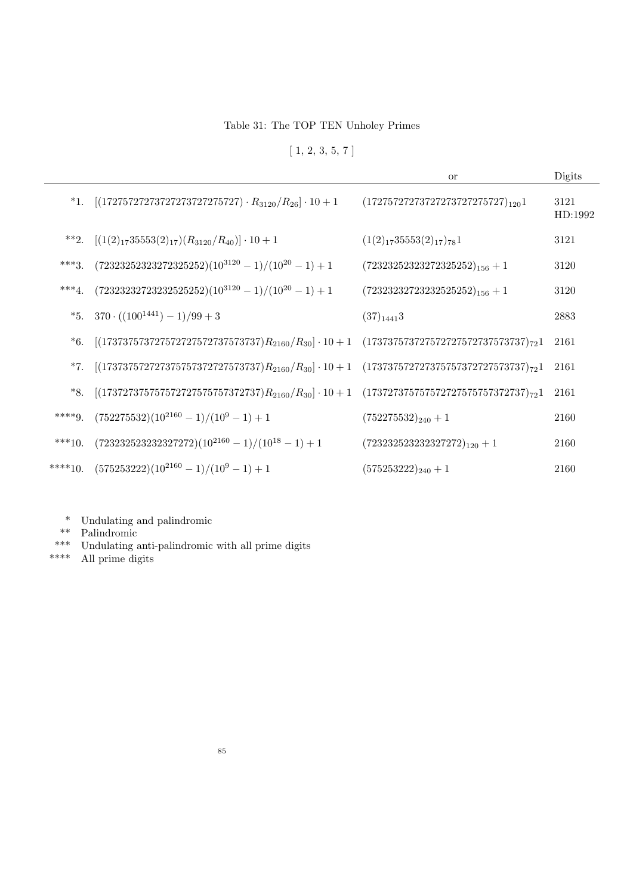Table 31: The TOP TEN Unholey Primes

[ 1, 2, 3, 5, 7 ]

| | | or | Digits |
|---|---|---|---|
| *1. | $[(17275727273727273727275727) \cdot R_{3120}/R_{26}] \cdot 10 + 1$ | $(17275727273727273727275727)_{120}1$ | 3121 HD:1992 |
| **2. | $[(1(2)_{17}35553(2)_{17})(R_{3120}/R_{40})] \cdot 10 + 1$ | $(1(2)_{17}35553(2)_{17})_{78}1$ | 3121 |
| ***3. | $(72323252323272325252)(10^{3120} - 1)/(10^{20} - 1) + 1$ | $(72323252323272325252)_{156} + 1$ | 3120 |
| ***4. | $(72323232723232525252)(10^{3120} - 1)/(10^{20} - 1) + 1$ | $(72323232723232525252)_{156} + 1$ | 3120 |
| *5. | $370 \cdot ((100^{1441}) - 1)/99 + 3$ | $(37)_{1441}3$ | 2883 |
| *6. | $[(173737573727572727572737573737)R_{2160}/R_{30}] \cdot 10 + 1$ | $(173737573727572727572737573737)_{72}1$ | 2161 |
| *7. | $[(173737572727375757372727573737)R_{2160}/R_{30}] \cdot 10 + 1$ | $(173737572727375757372727573737)_{72}1$ | 2161 |
| *8. | $[(173727375757572727575757372737)R_{2160}/R_{30}] \cdot 10 + 1$ | $(173727375757572727575757372737)_{72}1$ | 2161 |
| ****9. | $(752275532)(10^{2160} - 1)/(10^{9} - 1) + 1$ | $(752275532)_{240} + 1$ | 2160 |
| ***10. | $(723232523232327272)(10^{2160} - 1)/(10^{18} - 1) + 1$ | $(723232523232327272)_{120} + 1$ | 2160 |
| ****10. | $(575253222)(10^{2160} - 1)/(10^{9} - 1) + 1$ | $(575253222)_{240} + 1$ | 2160 |

\* Undulating and palindromic
\*\* Palindromic
\*\*\* Undulating anti-palindromic with all prime digits
\*\*\*\* All prime digits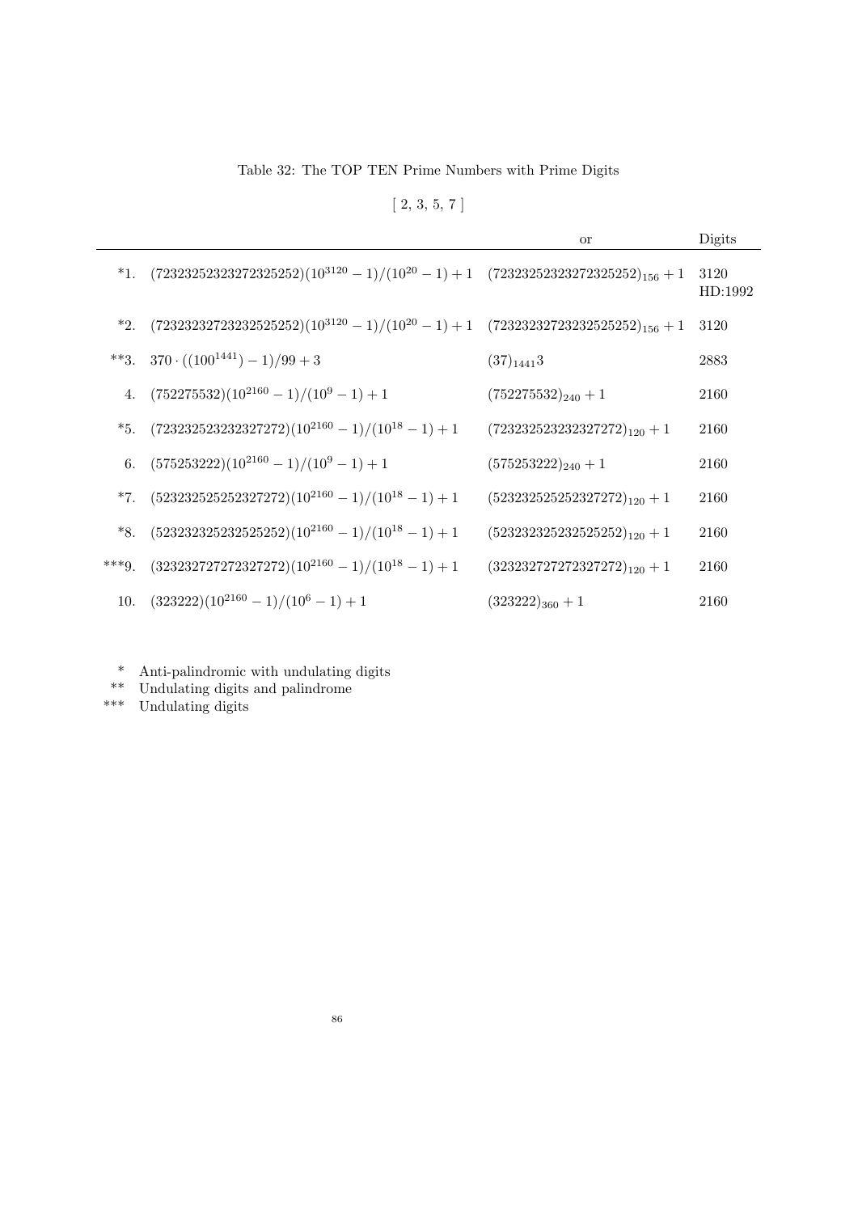Table 32: The TOP TEN Prime Numbers with Prime Digits

[ 2, 3, 5, 7 ]

| | | or | Digits |
|---|---|---|---|
| *1. | $(72323252323272325252)(10^{3120}-1)/(10^{20}-1)+1$ | $(72323252323272325252)_{156}+1$ | 3120 HD:1992 |
| *2. | $(72323232723232525252)(10^{3120}-1)/(10^{20}-1)+1$ | $(72323232723232525252)_{156}+1$ | 3120 |
| **3. | $370\cdot((100^{1441})-1)/99+3$ | $(37)_{1441}3$ | 2883 |
| 4. | $(752275532)(10^{2160}-1)/(10^{9}-1)+1$ | $(752275532)_{240}+1$ | 2160 |
| *5. | $(723232523232327272)(10^{2160}-1)/(10^{18}-1)+1$ | $(723232523232327272)_{120}+1$ | 2160 |
| 6. | $(575253222)(10^{2160}-1)/(10^{9}-1)+1$ | $(575253222)_{240}+1$ | 2160 |
| *7. | $(523232525252327272)(10^{2160}-1)/(10^{18}-1)+1$ | $(523232525252327272)_{120}+1$ | 2160 |
| *8. | $(523232325232525252)(10^{2160}-1)/(10^{18}-1)+1$ | $(523232325232525252)_{120}+1$ | 2160 |
| ***9. | $(323232727272327272)(10^{2160}-1)/(10^{18}-1)+1$ | $(323232727272327272)_{120}+1$ | 2160 |
| 10. | $(323222)(10^{2160}-1)/(10^{6}-1)+1$ | $(323222)_{360}+1$ | 2160 |

\* Anti-palindromic with undulating digits

\*\* Undulating digits and palindrome

\*\*\* Undulating digits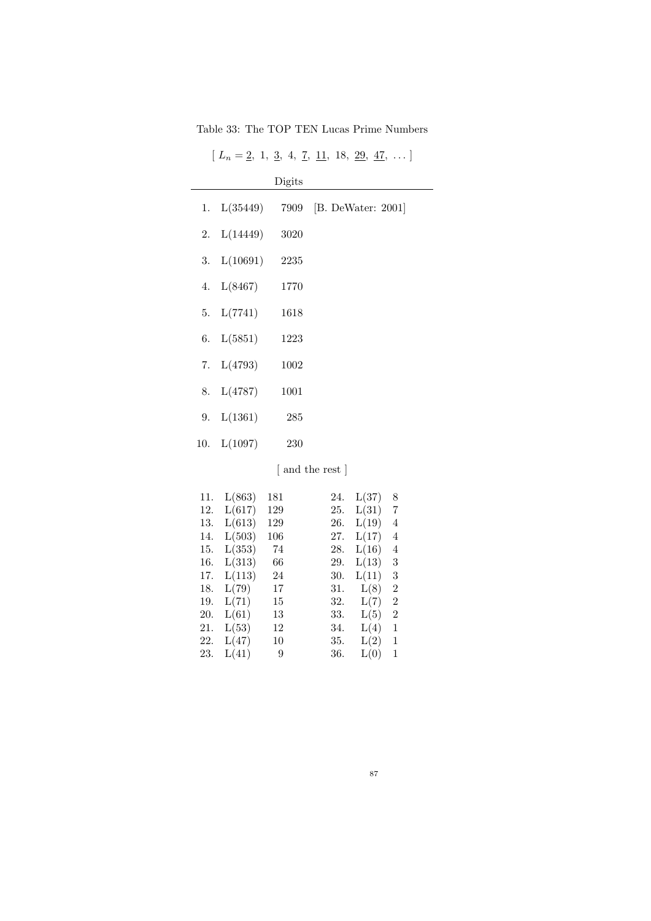Table 33: The TOP TEN Lucas Prime Numbers

[ $L_n = \underline{2},\ 1,\ \underline{3},\ 4,\ \underline{7},\ \underline{11},\ 18,\ \underline{29},\ \underline{47},\ \ldots$ ]

| | | Digits | |
|---|---|---|---|
| 1. | L(35449) | 7909 | [B. DeWater: 2001] |
| 2. | L(14449) | 3020 | |
| 3. | L(10691) | 2235 | |
| 4. | L(8467) | 1770 | |
| 5. | L(7741) | 1618 | |
| 6. | L(5851) | 1223 | |
| 7. | L(4793) | 1002 | |
| 8. | L(4787) | 1001 | |
| 9. | L(1361) | 285 | |
| 10. | L(1097) | 230 | |

[ and the rest ]

| | | | | | |
|---|---|---|---|---|---|
| 11. | L(863) | 181 | 24. | L(37) | 8 |
| 12. | L(617) | 129 | 25. | L(31) | 7 |
| 13. | L(613) | 129 | 26. | L(19) | 4 |
| 14. | L(503) | 106 | 27. | L(17) | 4 |
| 15. | L(353) | 74 | 28. | L(16) | 4 |
| 16. | L(313) | 66 | 29. | L(13) | 3 |
| 17. | L(113) | 24 | 30. | L(11) | 3 |
| 18. | L(79) | 17 | 31. | L(8) | 2 |
| 19. | L(71) | 15 | 32. | L(7) | 2 |
| 20. | L(61) | 13 | 33. | L(5) | 2 |
| 21. | L(53) | 12 | 34. | L(4) | 1 |
| 22. | L(47) | 10 | 35. | L(2) | 1 |
| 23. | L(41) | 9 | 36. | L(0) | 1 |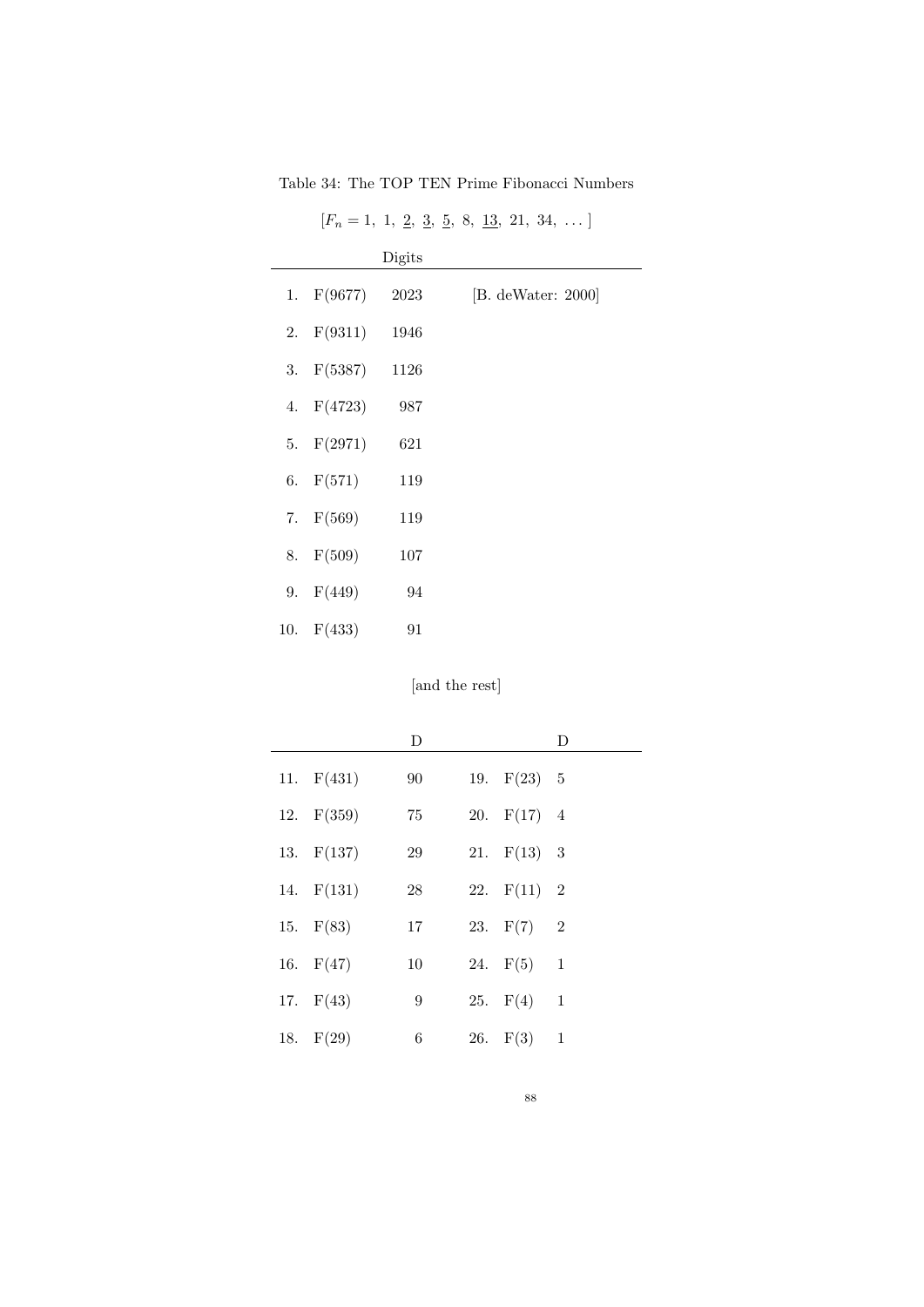Table 34: The TOP TEN Prime Fibonacci Numbers

$[F_n = 1,\ 1,\ \underline{2},\ \underline{3},\ \underline{5},\ 8,\ \underline{13},\ 21,\ 34,\ \ldots\ ]$

| | | Digits | |
|---|---|---|---|
| 1. | F(9677) | 2023 | [B. deWater: 2000] |
| 2. | F(9311) | 1946 | |
| 3. | F(5387) | 1126 | |
| 4. | F(4723) | 987 | |
| 5. | F(2971) | 621 | |
| 6. | F(571) | 119 | |
| 7. | F(569) | 119 | |
| 8. | F(509) | 107 | |
| 9. | F(449) | 94 | |
| 10. | F(433) | 91 | |

[and the rest]

| | | D | | | D |
|---|---|---|---|---|---|
| 11. | F(431) | 90 | 19. | F(23) | 5 |
| 12. | F(359) | 75 | 20. | F(17) | 4 |
| 13. | F(137) | 29 | 21. | F(13) | 3 |
| 14. | F(131) | 28 | 22. | F(11) | 2 |
| 15. | F(83) | 17 | 23. | F(7) | 2 |
| 16. | F(47) | 10 | 24. | F(5) | 1 |
| 17. | F(43) | 9 | 25. | F(4) | 1 |
| 18. | F(29) | 6 | 26. | F(3) | 1 |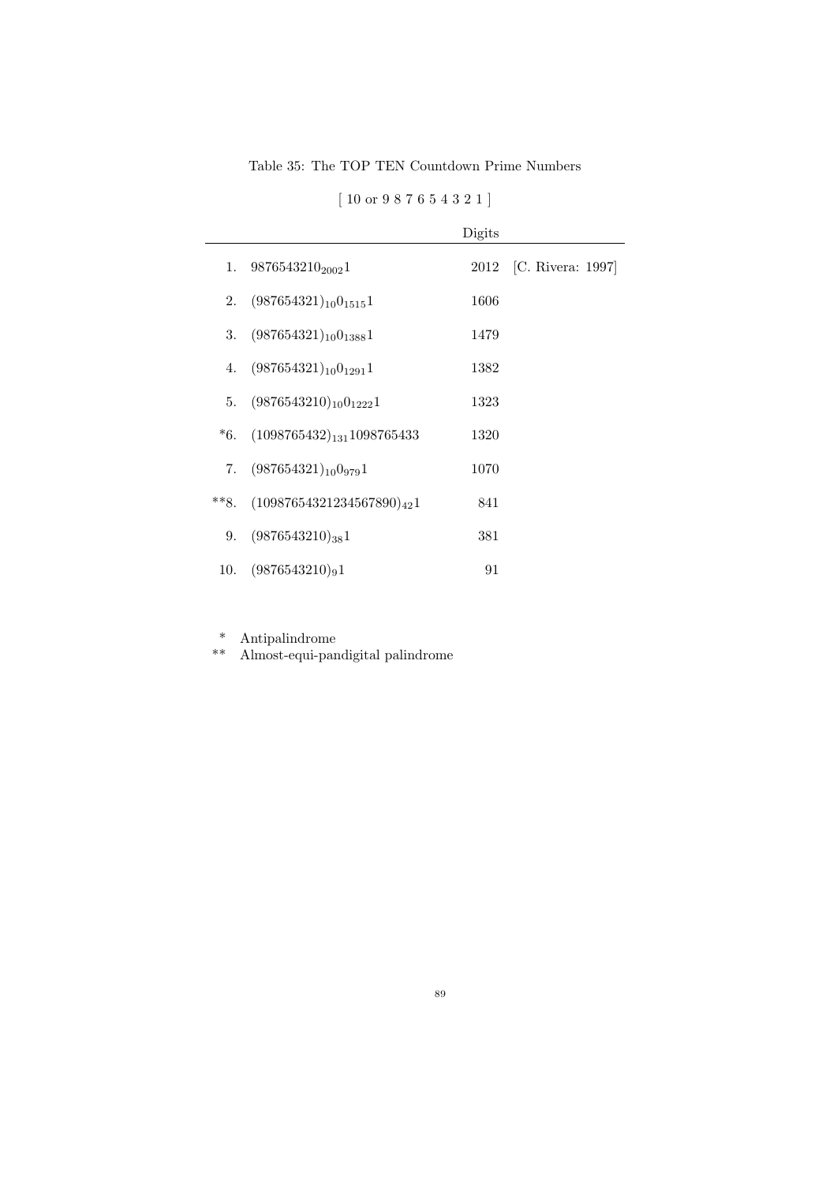Table 35: The TOP TEN Countdown Prime Numbers

[ 10 or 9 8 7 6 5 4 3 2 1 ]

| | | Digits | |
|---|---|---|---|
| 1. | $9876543210_{2002}1$ | 2012 | [C. Rivera: 1997] |
| 2. | $(987654321)_{10}0_{1515}1$ | 1606 | |
| 3. | $(987654321)_{10}0_{1388}1$ | 1479 | |
| 4. | $(987654321)_{10}0_{1291}1$ | 1382 | |
| 5. | $(9876543210)_{10}0_{1222}1$ | 1323 | |
| *6. | $(1098765432)_{131}1098765433$ | 1320 | |
| 7. | $(987654321)_{10}0_{979}1$ | 1070 | |
| **8. | $(10987654321234567890)_{42}1$ | 841 | |
| 9. | $(9876543210)_{38}1$ | 381 | |
| 10. | $(9876543210)_{9}1$ | 91 | |

\* Antipalindrome
\*\* Almost-equi-pandigital palindrome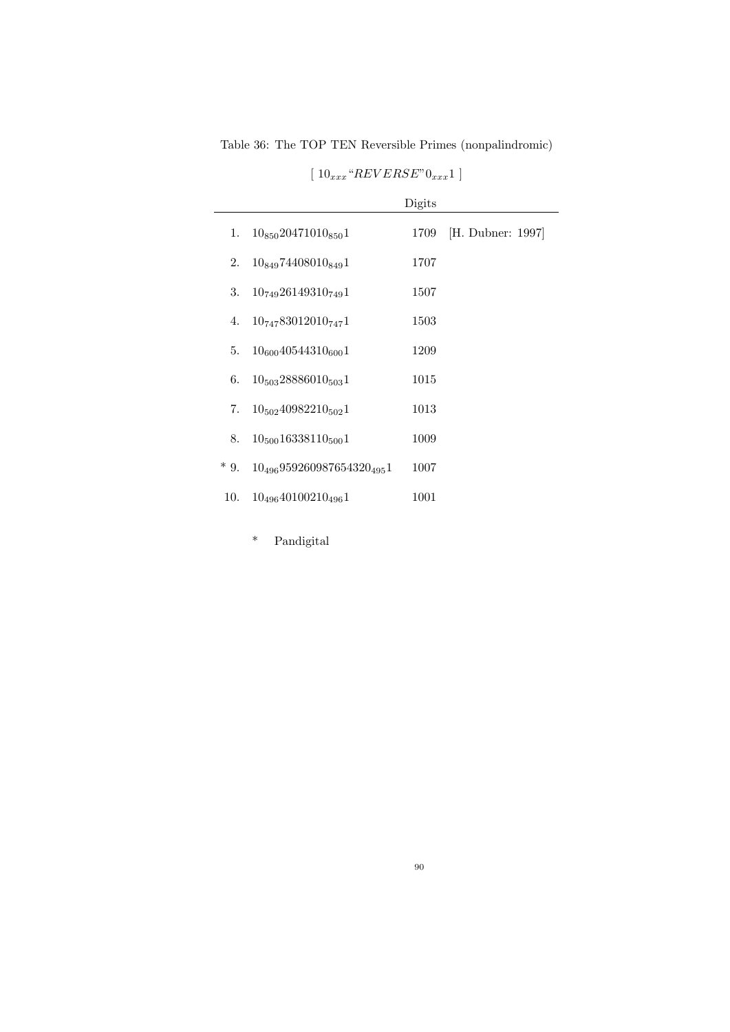Table 36: The TOP TEN Reversible Primes (nonpalindromic)

[ $10_{xxx}$"$REVERSE$"$0_{xxx}1$ ]

| | | Digits | |
|---|---|---|---|
| 1. | $10_{850}20471010_{850}1$ | 1709 | [H. Dubner: 1997] |
| 2. | $10_{849}74408010_{849}1$ | 1707 | |
| 3. | $10_{749}26149310_{749}1$ | 1507 | |
| 4. | $10_{747}83012010_{747}1$ | 1503 | |
| 5. | $10_{600}40544310_{600}1$ | 1209 | |
| 6. | $10_{503}28886010_{503}1$ | 1015 | |
| 7. | $10_{502}40982210_{502}1$ | 1013 | |
| 8. | $10_{500}16338110_{500}1$ | 1009 | |
| * 9. | $10_{496}959260987654320_{495}1$ | 1007 | |
| 10. | $10_{496}40100210_{496}1$ | 1001 | |

\* Pandigital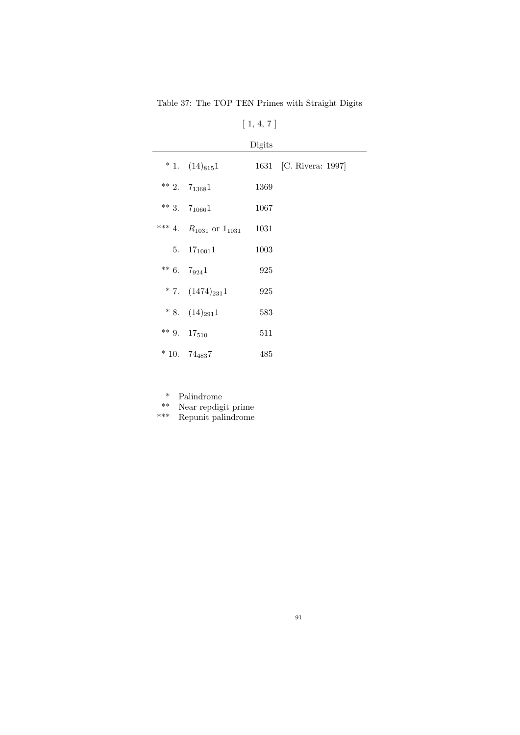Table 37: The TOP TEN Primes with Straight Digits

[ 1, 4, 7 ]

| | | Digits | |
|---|---|---|---|
| * 1. | $(14)_{815}1$ | 1631 | [C. Rivera: 1997] |
| ** 2. | $7_{1368}1$ | 1369 | |
| ** 3. | $7_{1066}1$ | 1067 | |
| *** 4. | $R_{1031}$ or $1_{1031}$ | 1031 | |
| 5. | $17_{1001}1$ | 1003 | |
| ** 6. | $7_{924}1$ | 925 | |
| * 7. | $(1474)_{231}1$ | 925 | |
| * 8. | $(14)_{291}1$ | 583 | |
| ** 9. | $17_{510}$ | 511 | |
| * 10. | $74_{483}7$ | 485 | |

\* Palindrome
\*\* Near repdigit prime
\*\*\* Repunit palindrome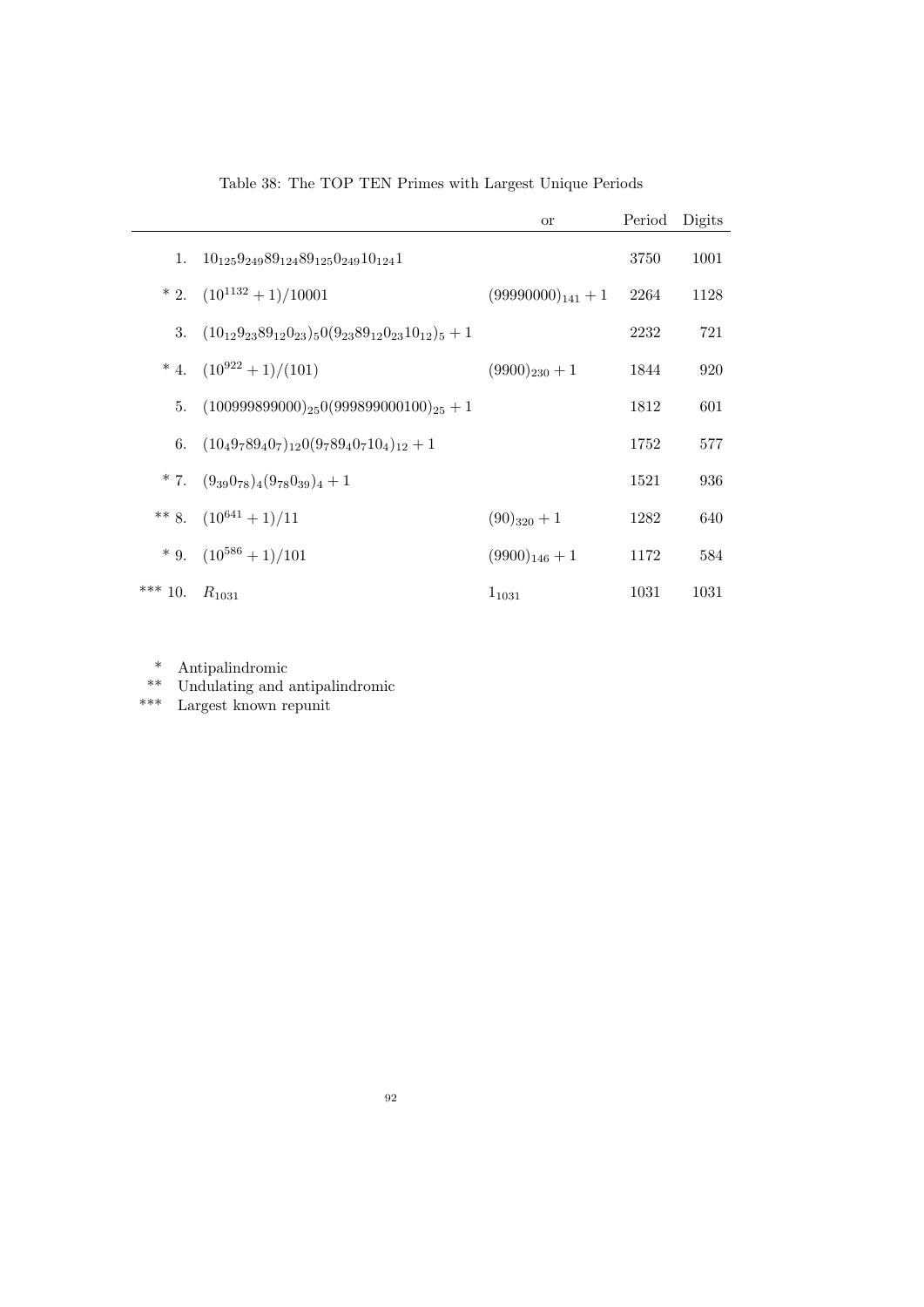Table 38: The TOP TEN Primes with Largest Unique Periods

| | | or | Period | Digits |
|---|---|---|---|---|
| 1. | $1 0_{125} 9_{249} 8 9_{124} 8 9_{125} 0_{249} 1 0_{124} 1$ | | 3750 | 1001 |
| * 2. | $(10^{1132}+1)/10001$ | $(99990000)_{141}+1$ | 2264 | 1128 |
| 3. | $(1 0_{12} 9_{23} 8 9_{12} 0_{23})_5 0 (9_{23} 8 9_{12} 0_{23} 1 0_{12})_5 + 1$ | | 2232 | 721 |
| * 4. | $(10^{922}+1)/(101)$ | $(9900)_{230}+1$ | 1844 | 920 |
| 5. | $(100999899000)_{25} 0 (999899000100)_{25}+1$ | | 1812 | 601 |
| 6. | $(1 0_4 9_7 8 9_4 0_7)_{12} 0 (9_7 8 9_4 0_7 1 0_4)_{12}+1$ | | 1752 | 577 |
| * 7. | $(9_{39} 0_{78})_4 (9_{78} 0_{39})_4 + 1$ | | 1521 | 936 |
| ** 8. | $(10^{641}+1)/11$ | $(90)_{320}+1$ | 1282 | 640 |
| * 9. | $(10^{586}+1)/101$ | $(9900)_{146}+1$ | 1172 | 584 |
| *** 10. | $R_{1031}$ | $1_{1031}$ | 1031 | 1031 |

\* Antipalindromic
** Undulating and antipalindromic
*** Largest known repunit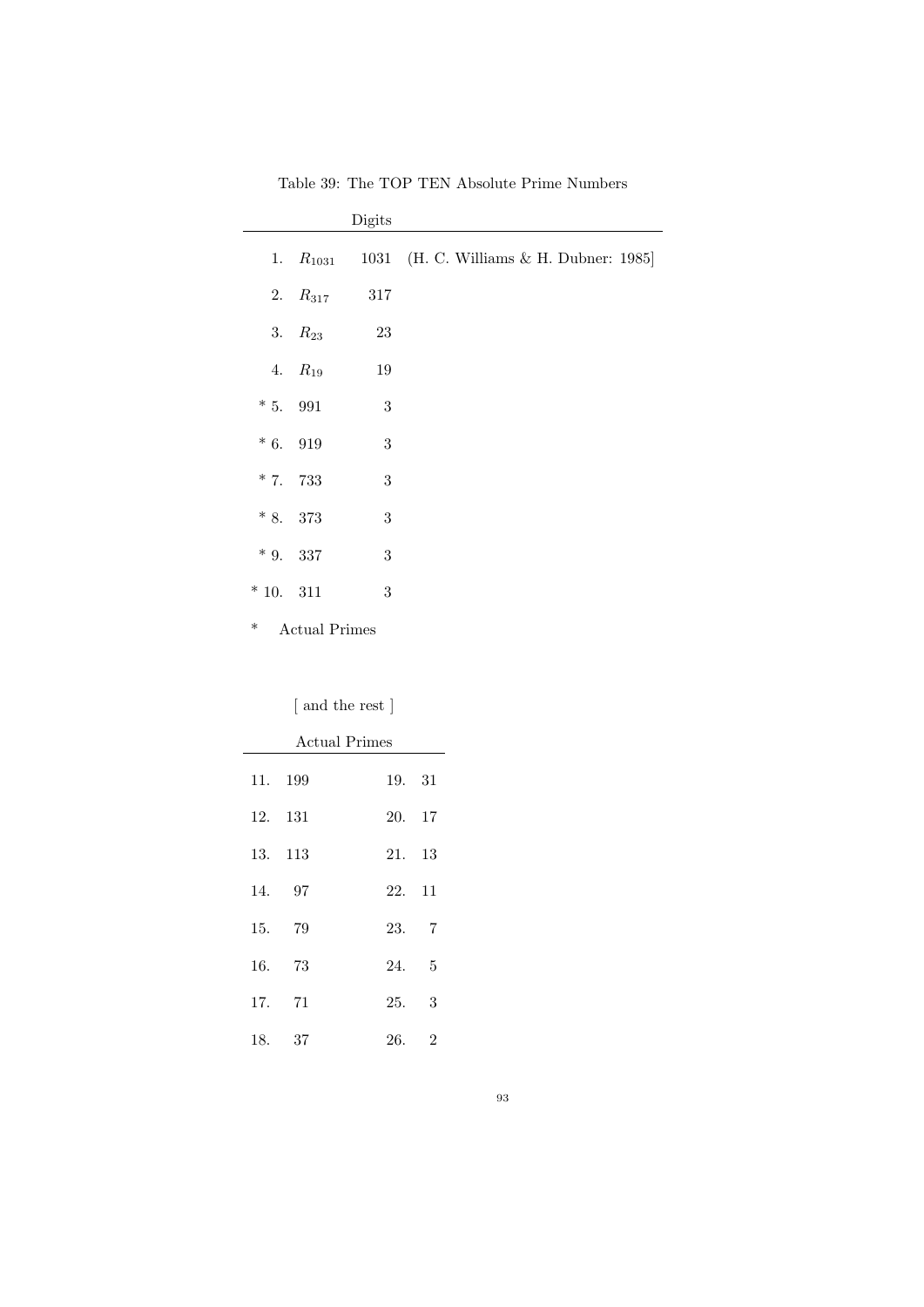Table 39: The TOP TEN Absolute Prime Numbers

| | | Digits | |
|---|---|---|---|
| 1. | $R_{1031}$ | 1031 | (H. C. Williams & H. Dubner: 1985] |
| 2. | $R_{317}$ | 317 | |
| 3. | $R_{23}$ | 23 | |
| 4. | $R_{19}$ | 19 | |
| * 5. | 991 | 3 | |
| * 6. | 919 | 3 | |
| * 7. | 733 | 3 | |
| * 8. | 373 | 3 | |
| * 9. | 337 | 3 | |
| * 10. | 311 | 3 | |

*   Actual Primes

[ and the rest ]

| Actual Primes | | | |
|---|---|---|---|
| 11. | 199 | 19. | 31 |
| 12. | 131 | 20. | 17 |
| 13. | 113 | 21. | 13 |
| 14. | 97 | 22. | 11 |
| 15. | 79 | 23. | 7 |
| 16. | 73 | 24. | 5 |
| 17. | 71 | 25. | 3 |
| 18. | 37 | 26. | 2 |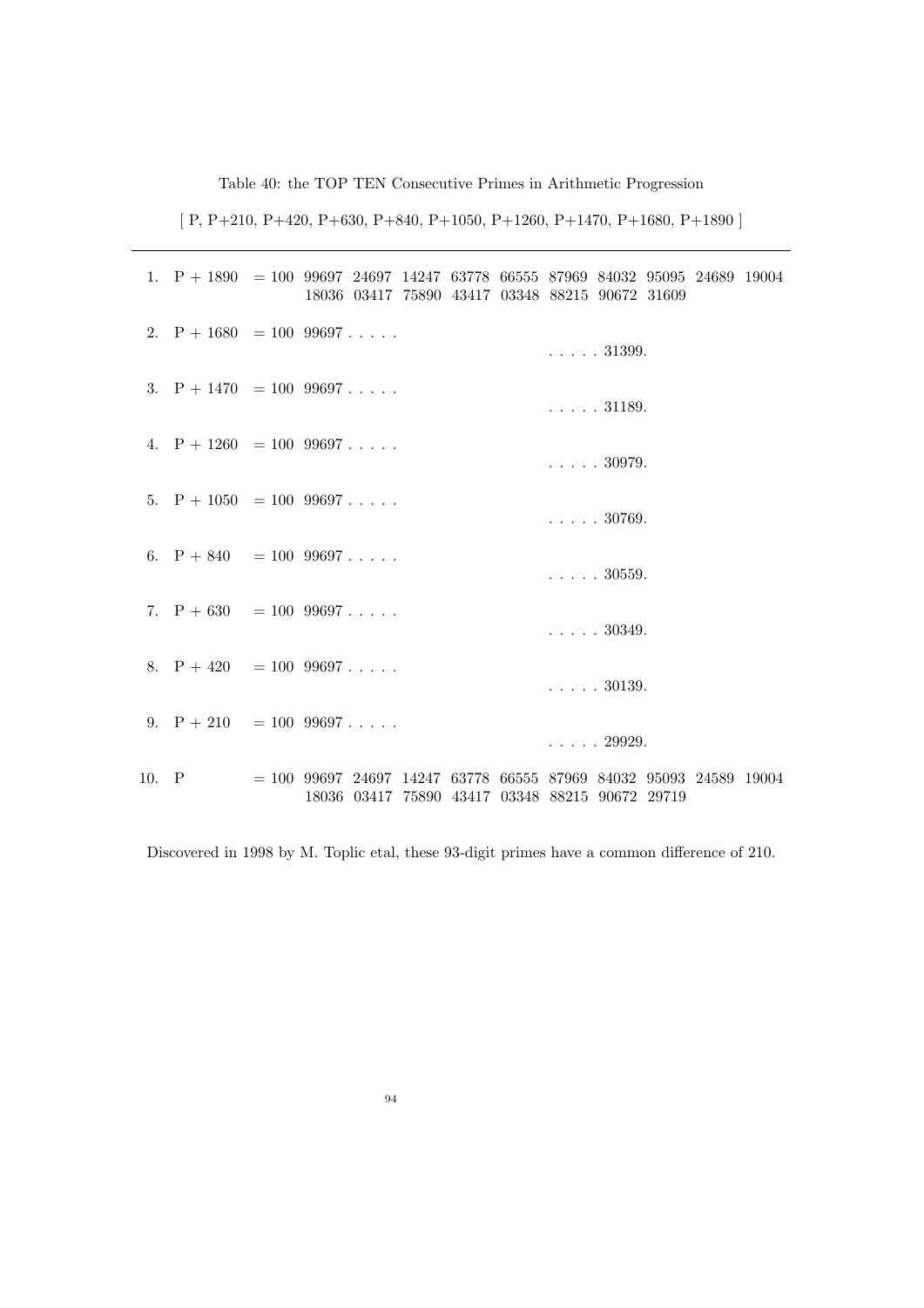Table 40: the TOP TEN Consecutive Primes in Arithmetic Progression

[ P, P+210, P+420, P+630, P+840, P+1050, P+1260, P+1470, P+1680, P+1890 ]

---

1. P + 1890 = 100 99697 24697 14247 63778 66555 87969 84032 95095 24689 19004 18036 03417 75890 43417 03348 88215 90672 31609

2. P + 1680 = 100 99697 . . . . . . . . . . 31399.

3. P + 1470 = 100 99697 . . . . . . . . . . 31189.

4. P + 1260 = 100 99697 . . . . . . . . . . 30979.

5. P + 1050 = 100 99697 . . . . . . . . . . 30769.

6. P + 840 = 100 99697 . . . . . . . . . . 30559.

7. P + 630 = 100 99697 . . . . . . . . . . 30349.

8. P + 420 = 100 99697 . . . . . . . . . . 30139.

9. P + 210 = 100 99697 . . . . . . . . . . 29929.

10. P = 100 99697 24697 14247 63778 66555 87969 84032 95093 24589 19004 18036 03417 75890 43417 03348 88215 90672 29719

Discovered in 1998 by M. Toplic etal, these 93-digit primes have a common difference of 210.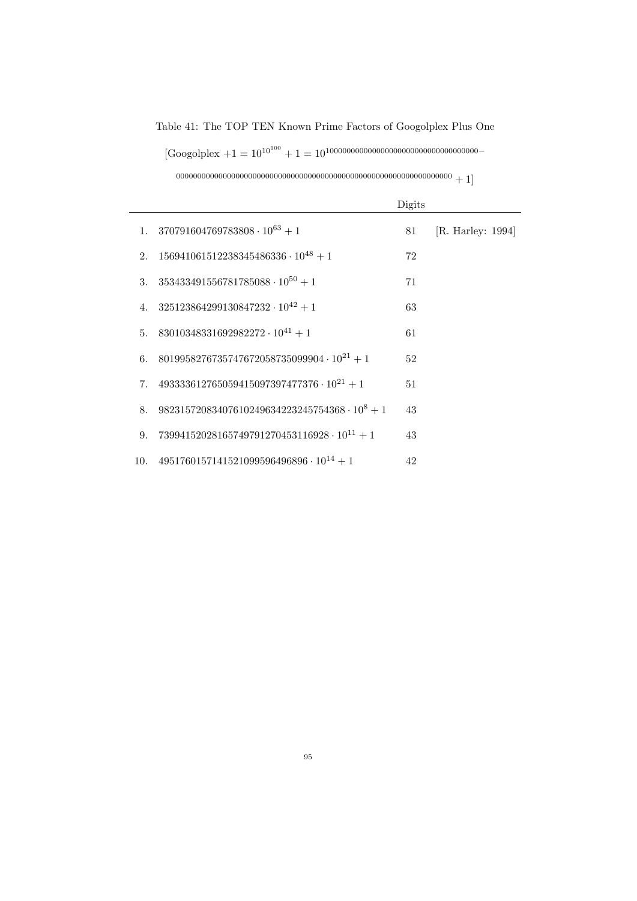Table 41: The TOP TEN Known Prime Factors of Googolplex Plus One

$[\text{Googolplex} + 1 = 10^{10^{100}} + 1 = 10^{10000000000000000000000000000000000000000000000000000000000000000000000000000000000000000000000000000000} + 1]$

| | | Digits | |
|---|---|---|---|
| 1. | $370791604769783808 \cdot 10^{63} + 1$ | 81 | [R. Harley: 1994] |
| 2. | $15694106151223834548​6336 \cdot 10^{48} + 1$ | 72 | |
| 3. | $353433491556781785088 \cdot 10^{50} + 1$ | 71 | |
| 4. | $325123864299130847232 \cdot 10^{42} + 1$ | 63 | |
| 5. | $83010348331692982272 \cdot 10^{41} + 1$ | 61 | |
| 6. | $8019958276735747672058735099904 \cdot 10^{21} + 1$ | 52 | |
| 7. | $493333612765059415097397477376 \cdot 10^{21} + 1$ | 51 | |
| 8. | $98231572083407610249634223245754368 \cdot 10^{8} + 1$ | 43 | |
| 9. | $7399415202816574979127045311​6928 \cdot 10^{11} + 1$ | 43 | |
| 10. | $4951760157141521099596496896 \cdot 10^{14} + 1$ | 42 | |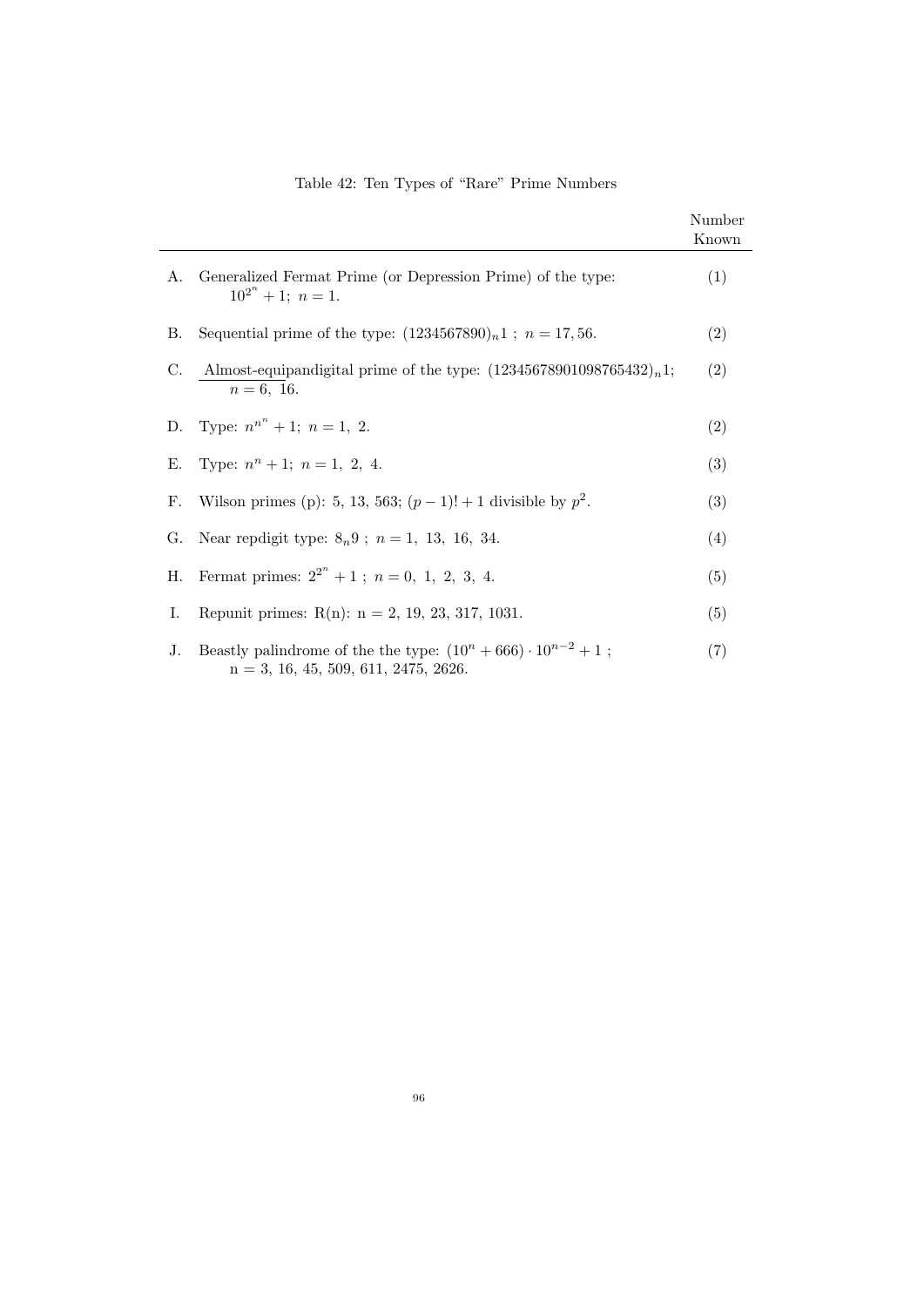Table 42: Ten Types of "Rare" Prime Numbers

| | | Number Known |
|---|---|---|
| A. | Generalized Fermat Prime (or Depression Prime) of the type: $10^{2^n} + 1$; $n = 1$. | (1) |
| B. | Sequential prime of the type: $(1234567890)_n1$ ; $n = 17, 56$. | (2) |
| C. | Almost-equipandigital prime of the type: $(12345678901098765432)_n1$; $n = 6,\ 16$. | (2) |
| D. | Type: $n^{n^n} + 1$; $n = 1,\ 2$. | (2) |
| E. | Type: $n^n + 1$; $n = 1,\ 2,\ 4$. | (3) |
| F. | Wilson primes (p): 5, 13, 563; $(p-1)! + 1$ divisible by $p^2$. | (3) |
| G. | Near repdigit type: $8_n9$ ; $n = 1,\ 13,\ 16,\ 34$. | (4) |
| H. | Fermat primes: $2^{2^n} + 1$ ; $n = 0,\ 1,\ 2,\ 3,\ 4$. | (5) |
| I. | Repunit primes: R(n): n = 2, 19, 23, 317, 1031. | (5) |
| J. | Beastly palindrome of the the type: $(10^n + 666) \cdot 10^{n-2} + 1$ ; n = 3, 16, 45, 509, 611, 2475, 2626. | (7) |